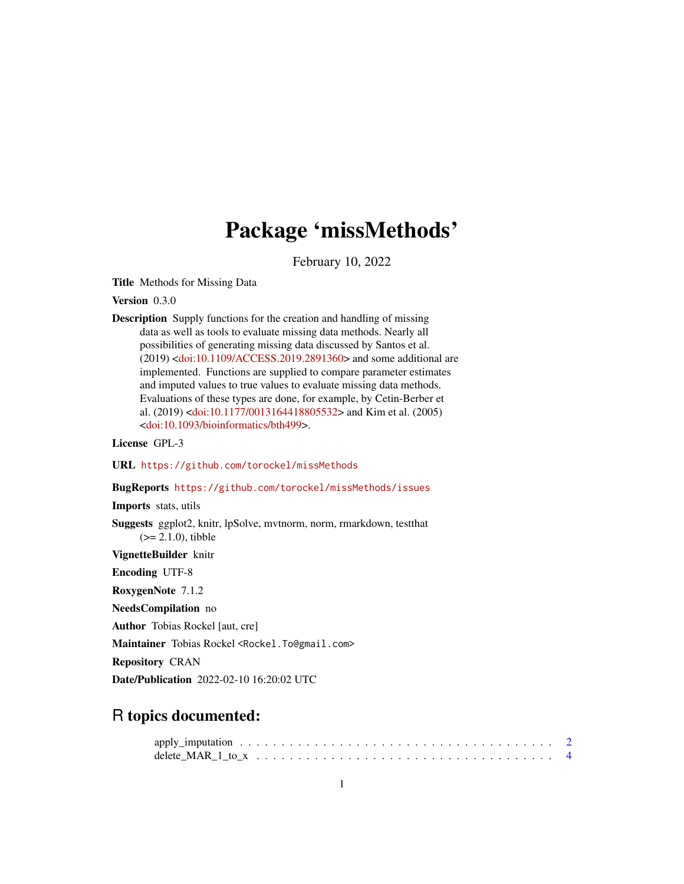# Package 'missMethods'

February 10, 2022

**Title** Methods for Missing Data

**Version** 0.3.0

**Description** Supply functions for the creation and handling of missing data as well as tools to evaluate missing data methods. Nearly all possibilities of generating missing data discussed by Santos et al. (2019) <doi:10.1109/ACCESS.2019.2891360> and some additional are implemented. Functions are supplied to compare parameter estimates and imputed values to true values to evaluate missing data methods. Evaluations of these types are done, for example, by Cetin-Berber et al. (2019) <doi:10.1177/0013164418805532> and Kim et al. (2005) <doi:10.1093/bioinformatics/bth499>.

**License** GPL-3

**URL** https://github.com/torockel/missMethods

**BugReports** https://github.com/torockel/missMethods/issues

**Imports** stats, utils

**Suggests** ggplot2, knitr, lpSolve, mvtnorm, norm, rmarkdown, testthat (>= 2.1.0), tibble

**VignetteBuilder** knitr

**Encoding** UTF-8

**RoxygenNote** 7.1.2

**NeedsCompilation** no

**Author** Tobias Rockel [aut, cre]

**Maintainer** Tobias Rockel <Rockel.To@gmail.com>

**Repository** CRAN

**Date/Publication** 2022-02-10 16:20:02 UTC

## R topics documented:

apply_imputation . . . . . . . . . . . . . . . . . . . . . . . . . . . . . . . . . . . . . 2
delete_MAR_1_to_x . . . . . . . . . . . . . . . . . . . . . . . . . . . . . . . . . . . . 4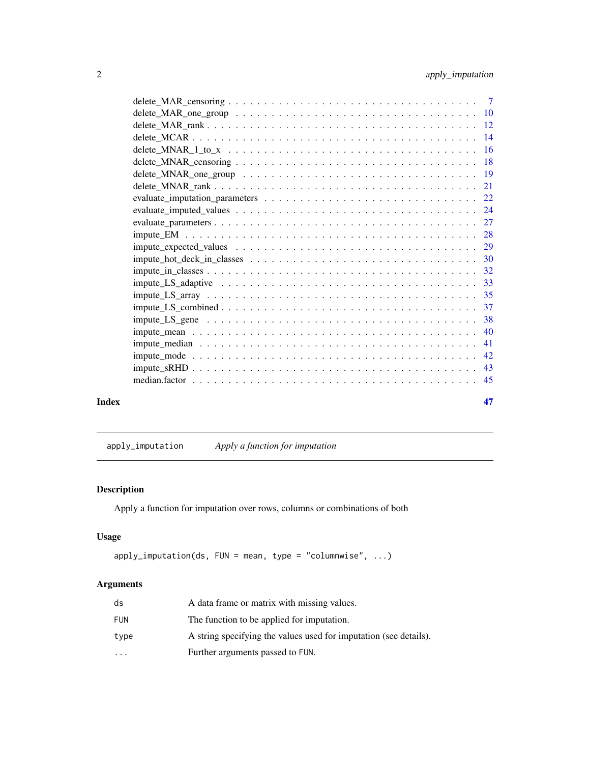delete_MAR_censoring . . . . . . . . . . . . . . . . . . . . . . . . . . . . . . . . . 7
delete_MAR_one_group . . . . . . . . . . . . . . . . . . . . . . . . . . . . . . . . . 10
delete_MAR_rank . . . . . . . . . . . . . . . . . . . . . . . . . . . . . . . . . . . . 12
delete_MCAR . . . . . . . . . . . . . . . . . . . . . . . . . . . . . . . . . . . . . . 14
delete_MNAR_1_to_x . . . . . . . . . . . . . . . . . . . . . . . . . . . . . . . . . . 16
delete_MNAR_censoring . . . . . . . . . . . . . . . . . . . . . . . . . . . . . . . . 18
delete_MNAR_one_group . . . . . . . . . . . . . . . . . . . . . . . . . . . . . . . . 19
delete_MNAR_rank . . . . . . . . . . . . . . . . . . . . . . . . . . . . . . . . . . . 21
evaluate_imputation_parameters . . . . . . . . . . . . . . . . . . . . . . . . . . . 22
evaluate_imputed_values . . . . . . . . . . . . . . . . . . . . . . . . . . . . . . . . 24
evaluate_parameters . . . . . . . . . . . . . . . . . . . . . . . . . . . . . . . . . . 27
impute_EM . . . . . . . . . . . . . . . . . . . . . . . . . . . . . . . . . . . . . . . 28
impute_expected_values . . . . . . . . . . . . . . . . . . . . . . . . . . . . . . . . 29
impute_hot_deck_in_classes . . . . . . . . . . . . . . . . . . . . . . . . . . . . . . 30
impute_in_classes . . . . . . . . . . . . . . . . . . . . . . . . . . . . . . . . . . . 32
impute_LS_adaptive . . . . . . . . . . . . . . . . . . . . . . . . . . . . . . . . . . . 33
impute_LS_array . . . . . . . . . . . . . . . . . . . . . . . . . . . . . . . . . . . . 35
impute_LS_combined . . . . . . . . . . . . . . . . . . . . . . . . . . . . . . . . . . . 37
impute_LS_gene . . . . . . . . . . . . . . . . . . . . . . . . . . . . . . . . . . . . . 38
impute_mean . . . . . . . . . . . . . . . . . . . . . . . . . . . . . . . . . . . . . . 40
impute_median . . . . . . . . . . . . . . . . . . . . . . . . . . . . . . . . . . . . . 41
impute_mode . . . . . . . . . . . . . . . . . . . . . . . . . . . . . . . . . . . . . . 42
impute_sRHD . . . . . . . . . . . . . . . . . . . . . . . . . . . . . . . . . . . . . . 43
median.factor . . . . . . . . . . . . . . . . . . . . . . . . . . . . . . . . . . . . . 45

**Index** **47**

---

`apply_imputation` *Apply a function for imputation*

---

## Description

Apply a function for imputation over rows, columns or combinations of both

## Usage

```
apply_imputation(ds, FUN = mean, type = "columnwise", ...)
```

## Arguments

| | |
|---|---|
| `ds` | A data frame or matrix with missing values. |
| `FUN` | The function to be applied for imputation. |
| `type` | A string specifying the values used for imputation (see details). |
| `...` | Further arguments passed to `FUN`. |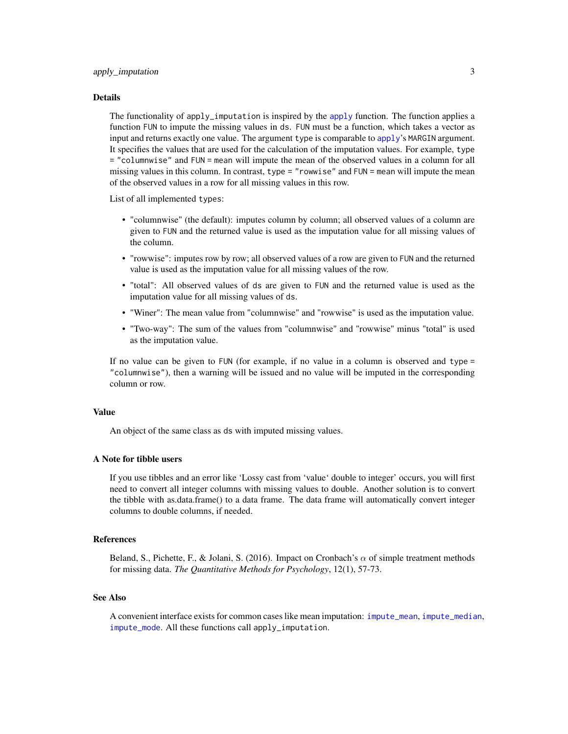## Details

The functionality of `apply_imputation` is inspired by the `apply` function. The function applies a function `FUN` to impute the missing values in `ds`. `FUN` must be a function, which takes a vector as input and returns exactly one value. The argument `type` is comparable to `apply`'s `MARGIN` argument. It specifies the values that are used for the calculation of the imputation values. For example, `type = "columnwise"` and `FUN = mean` will impute the mean of the observed values in a column for all missing values in this column. In contrast, `type = "rowwise"` and `FUN = mean` will impute the mean of the observed values in a row for all missing values in this row.

List of all implemented `types`:

- "columnwise" (the default): imputes column by column; all observed values of a column are given to `FUN` and the returned value is used as the imputation value for all missing values of the column.
- "rowwise": imputes row by row; all observed values of a row are given to `FUN` and the returned value is used as the imputation value for all missing values of the row.
- "total": All observed values of `ds` are given to `FUN` and the returned value is used as the imputation value for all missing values of `ds`.
- "Winer": The mean value from "columnwise" and "rowwise" is used as the imputation value.
- "Two-way": The sum of the values from "columnwise" and "rowwise" minus "total" is used as the imputation value.

If no value can be given to `FUN` (for example, if no value in a column is observed and `type = "columnwise"`), then a warning will be issued and no value will be imputed in the corresponding column or row.

## Value

An object of the same class as `ds` with imputed missing values.

## A Note for tibble users

If you use tibbles and an error like 'Lossy cast from 'value' double to integer' occurs, you will first need to convert all integer columns with missing values to double. Another solution is to convert the tibble with as.data.frame() to a data frame. The data frame will automatically convert integer columns to double columns, if needed.

## References

Beland, S., Pichette, F., & Jolani, S. (2016). Impact on Cronbach's $\alpha$ of simple treatment methods for missing data. *The Quantitative Methods for Psychology*, 12(1), 57-73.

## See Also

A convenient interface exists for common cases like mean imputation: `impute_mean`, `impute_median`, `impute_mode`. All these functions call `apply_imputation`.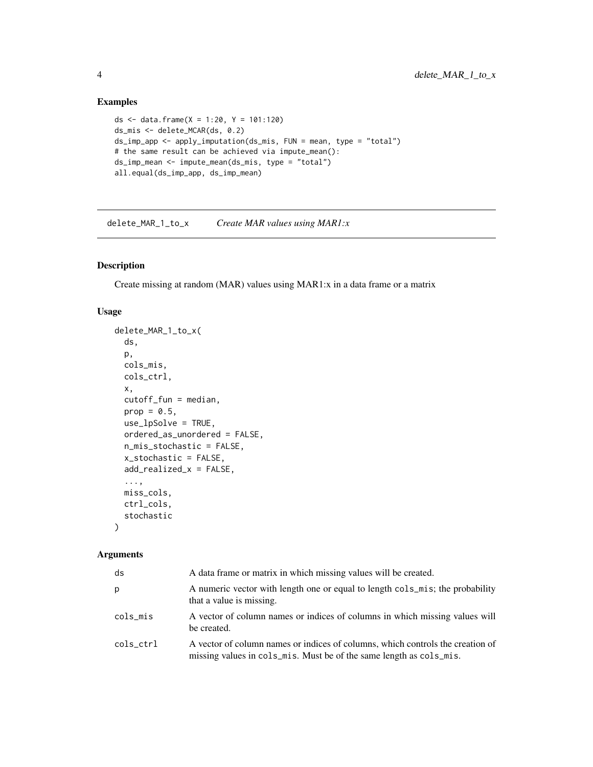## Examples

```
ds <- data.frame(X = 1:20, Y = 101:120)
ds_mis <- delete_MCAR(ds, 0.2)
ds_imp_app <- apply_imputation(ds_mis, FUN = mean, type = "total")
# the same result can be achieved via impute_mean():
ds_imp_mean <- impute_mean(ds_mis, type = "total")
all.equal(ds_imp_app, ds_imp_mean)
```

---

# delete_MAR_1_to_x *Create MAR values using MAR1:x*

## Description

Create missing at random (MAR) values using MAR1:x in a data frame or a matrix

## Usage

```
delete_MAR_1_to_x(
  ds,
  p,
  cols_mis,
  cols_ctrl,
  x,
  cutoff_fun = median,
  prop = 0.5,
  use_lpSolve = TRUE,
  ordered_as_unordered = FALSE,
  n_mis_stochastic = FALSE,
  x_stochastic = FALSE,
  add_realized_x = FALSE,
  ...,
  miss_cols,
  ctrl_cols,
  stochastic
)
```

## Arguments

| | |
|---|---|
| ds | A data frame or matrix in which missing values will be created. |
| p | A numeric vector with length one or equal to length cols_mis; the probability that a value is missing. |
| cols_mis | A vector of column names or indices of columns in which missing values will be created. |
| cols_ctrl | A vector of column names or indices of columns, which controls the creation of missing values in cols_mis. Must be of the same length as cols_mis. |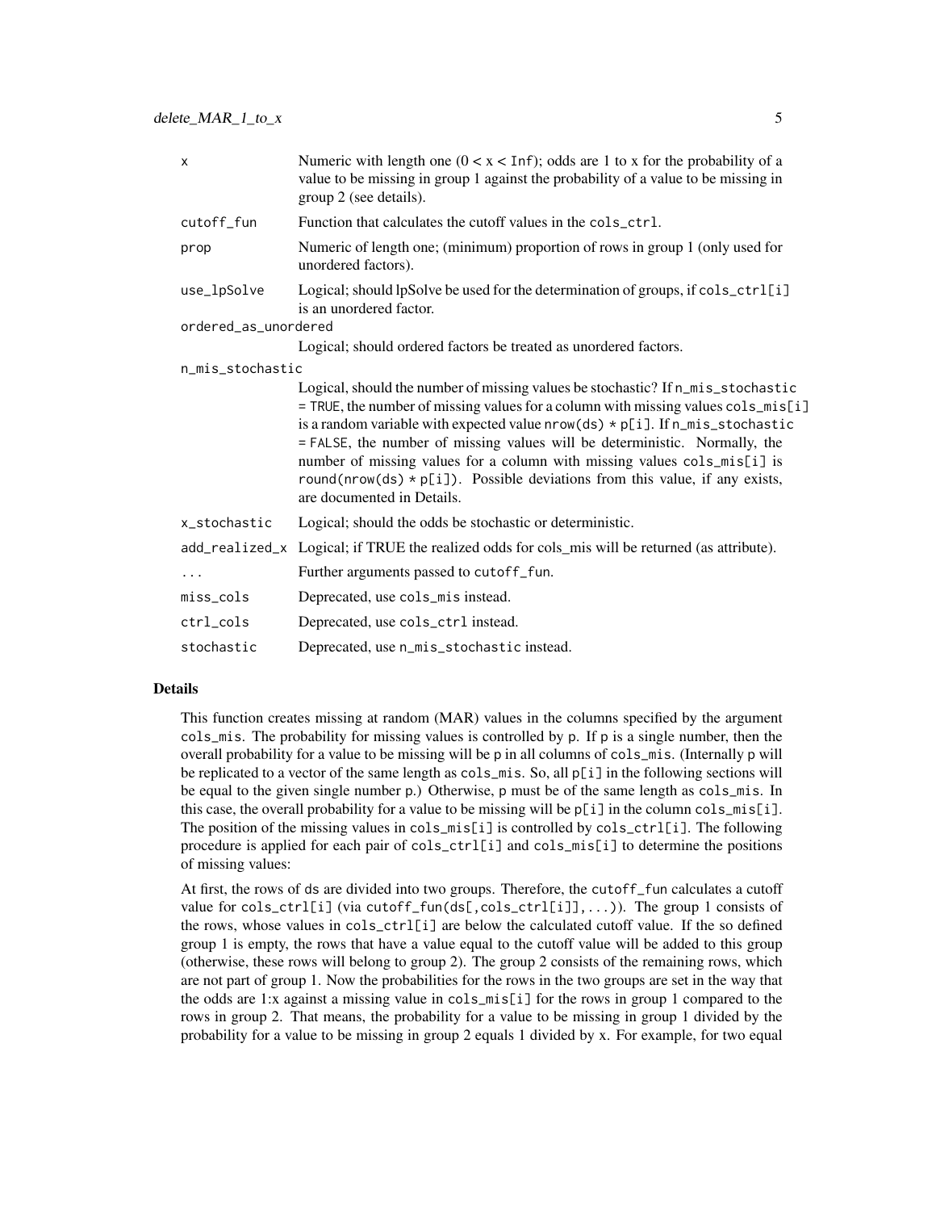| | |
|---|---|
| `x` | Numeric with length one (0 < x < `Inf`); odds are 1 to x for the probability of a value to be missing in group 1 against the probability of a value to be missing in group 2 (see details). |
| `cutoff_fun` | Function that calculates the cutoff values in the `cols_ctrl`. |
| `prop` | Numeric of length one; (minimum) proportion of rows in group 1 (only used for unordered factors). |
| `use_lpSolve` | Logical; should lpSolve be used for the determination of groups, if `cols_ctrl[i]` is an unordered factor. |
| `ordered_as_unordered` | Logical; should ordered factors be treated as unordered factors. |
| `n_mis_stochastic` | Logical, should the number of missing values be stochastic? If `n_mis_stochastic = TRUE`, the number of missing values for a column with missing values `cols_mis[i]` is a random variable with expected value `nrow(ds) * p[i]`. If `n_mis_stochastic = FALSE`, the number of missing values will be deterministic. Normally, the number of missing values for a column with missing values `cols_mis[i]` is `round(nrow(ds) * p[i])`. Possible deviations from this value, if any exists, are documented in Details. |
| `x_stochastic` | Logical; should the odds be stochastic or deterministic. |
| `add_realized_x` | Logical; if TRUE the realized odds for cols_mis will be returned (as attribute). |
| `...` | Further arguments passed to `cutoff_fun`. |
| `miss_cols` | Deprecated, use `cols_mis` instead. |
| `ctrl_cols` | Deprecated, use `cols_ctrl` instead. |
| `stochastic` | Deprecated, use `n_mis_stochastic` instead. |

## Details

This function creates missing at random (MAR) values in the columns specified by the argument `cols_mis`. The probability for missing values is controlled by `p`. If `p` is a single number, then the overall probability for a value to be missing will be `p` in all columns of `cols_mis`. (Internally `p` will be replicated to a vector of the same length as `cols_mis`. So, all `p[i]` in the following sections will be equal to the given single number `p`.) Otherwise, `p` must be of the same length as `cols_mis`. In this case, the overall probability for a value to be missing will be `p[i]` in the column `cols_mis[i]`. The position of the missing values in `cols_mis[i]` is controlled by `cols_ctrl[i]`. The following procedure is applied for each pair of `cols_ctrl[i]` and `cols_mis[i]` to determine the positions of missing values:

At first, the rows of `ds` are divided into two groups. Therefore, the `cutoff_fun` calculates a cutoff value for `cols_ctrl[i]` (via `cutoff_fun(ds[,cols_ctrl[i]],...)`). The group 1 consists of the rows, whose values in `cols_ctrl[i]` are below the calculated cutoff value. If the so defined group 1 is empty, the rows that have a value equal to the cutoff value will be added to this group (otherwise, these rows will belong to group 2). The group 2 consists of the remaining rows, which are not part of group 1. Now the probabilities for the rows in the two groups are set in the way that the odds are 1:x against a missing value in `cols_mis[i]` for the rows in group 1 compared to the rows in group 2. That means, the probability for a value to be missing in group 1 divided by the probability for a value to be missing in group 2 equals 1 divided by `x`. For example, for two equal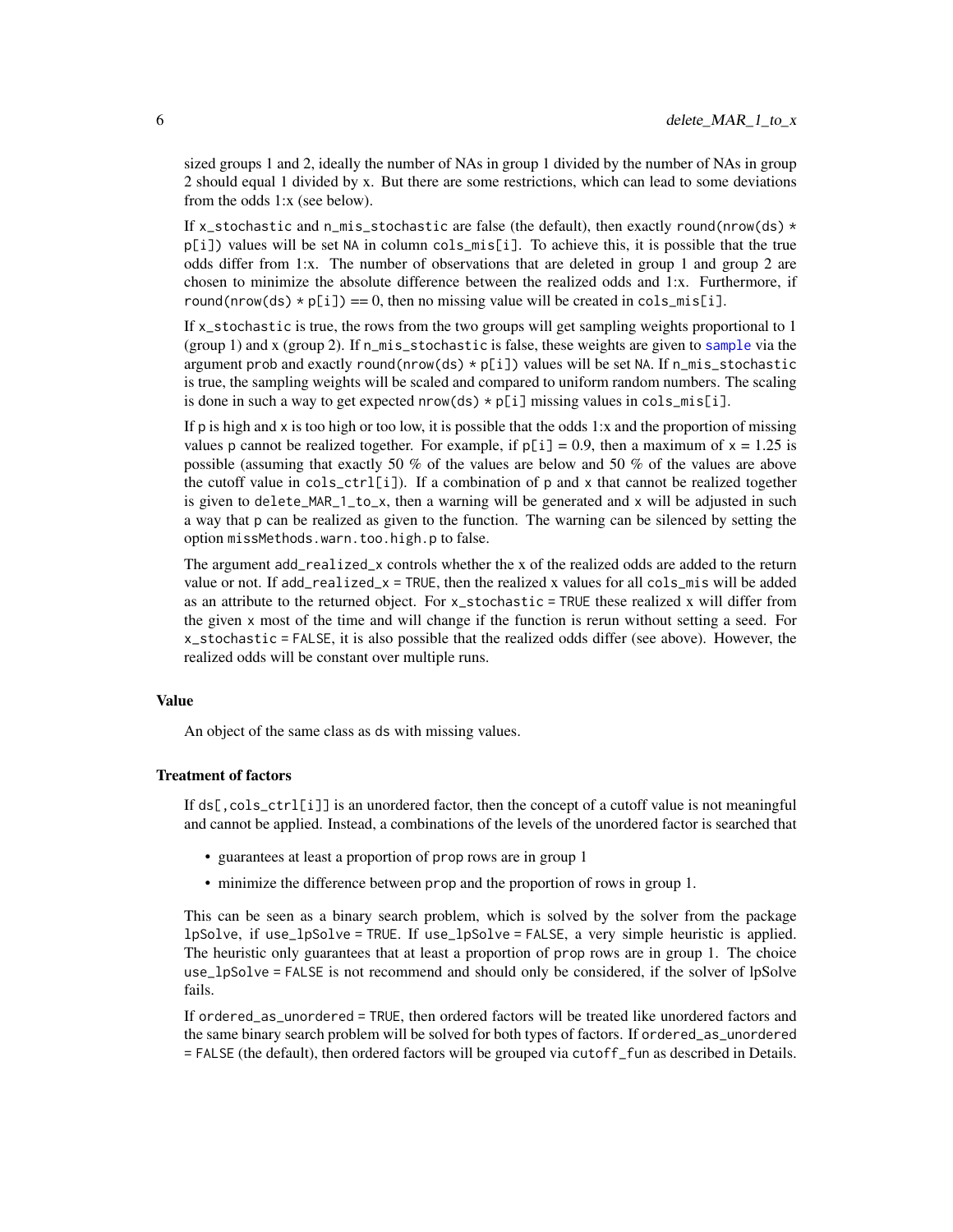sized groups 1 and 2, ideally the number of NAs in group 1 divided by the number of NAs in group 2 should equal 1 divided by x. But there are some restrictions, which can lead to some deviations from the odds 1:x (see below).

If `x_stochastic` and `n_mis_stochastic` are false (the default), then exactly `round(nrow(ds) * p[i])` values will be set `NA` in column `cols_mis[i]`. To achieve this, it is possible that the true odds differ from 1:x. The number of observations that are deleted in group 1 and group 2 are chosen to minimize the absolute difference between the realized odds and 1:x. Furthermore, if `round(nrow(ds) * p[i]) == 0`, then no missing value will be created in `cols_mis[i]`.

If `x_stochastic` is true, the rows from the two groups will get sampling weights proportional to 1 (group 1) and x (group 2). If `n_mis_stochastic` is false, these weights are given to `sample` via the argument `prob` and exactly `round(nrow(ds) * p[i])` values will be set `NA`. If `n_mis_stochastic` is true, the sampling weights will be scaled and compared to uniform random numbers. The scaling is done in such a way to get expected `nrow(ds) * p[i]` missing values in `cols_mis[i]`.

If p is high and x is too high or too low, it is possible that the odds 1:x and the proportion of missing values p cannot be realized together. For example, if `p[i] = 0.9`, then a maximum of x = 1.25 is possible (assuming that exactly 50 % of the values are below and 50 % of the values are above the cutoff value in `cols_ctrl[i]`). If a combination of p and x that cannot be realized together is given to `delete_MAR_1_to_x`, then a warning will be generated and x will be adjusted in such a way that p can be realized as given to the function. The warning can be silenced by setting the option `missMethods.warn.too.high.p` to false.

The argument `add_realized_x` controls whether the x of the realized odds are added to the return value or not. If `add_realized_x = TRUE`, then the realized x values for all `cols_mis` will be added as an attribute to the returned object. For `x_stochastic = TRUE` these realized x will differ from the given `x` most of the time and will change if the function is rerun without setting a seed. For `x_stochastic = FALSE`, it is also possible that the realized odds differ (see above). However, the realized odds will be constant over multiple runs.

### Value

An object of the same class as `ds` with missing values.

### Treatment of factors

If `ds[,cols_ctrl[i]]` is an unordered factor, then the concept of a cutoff value is not meaningful and cannot be applied. Instead, a combinations of the levels of the unordered factor is searched that

- guarantees at least a proportion of `prop` rows are in group 1
- minimize the difference between `prop` and the proportion of rows in group 1.

This can be seen as a binary search problem, which is solved by the solver from the package `lpSolve`, if `use_lpSolve = TRUE`. If `use_lpSolve = FALSE`, a very simple heuristic is applied. The heuristic only guarantees that at least a proportion of `prop` rows are in group 1. The choice `use_lpSolve = FALSE` is not recommend and should only be considered, if the solver of lpSolve fails.

If `ordered_as_unordered = TRUE`, then ordered factors will be treated like unordered factors and the same binary search problem will be solved for both types of factors. If `ordered_as_unordered = FALSE` (the default), then ordered factors will be grouped via `cutoff_fun` as described in Details.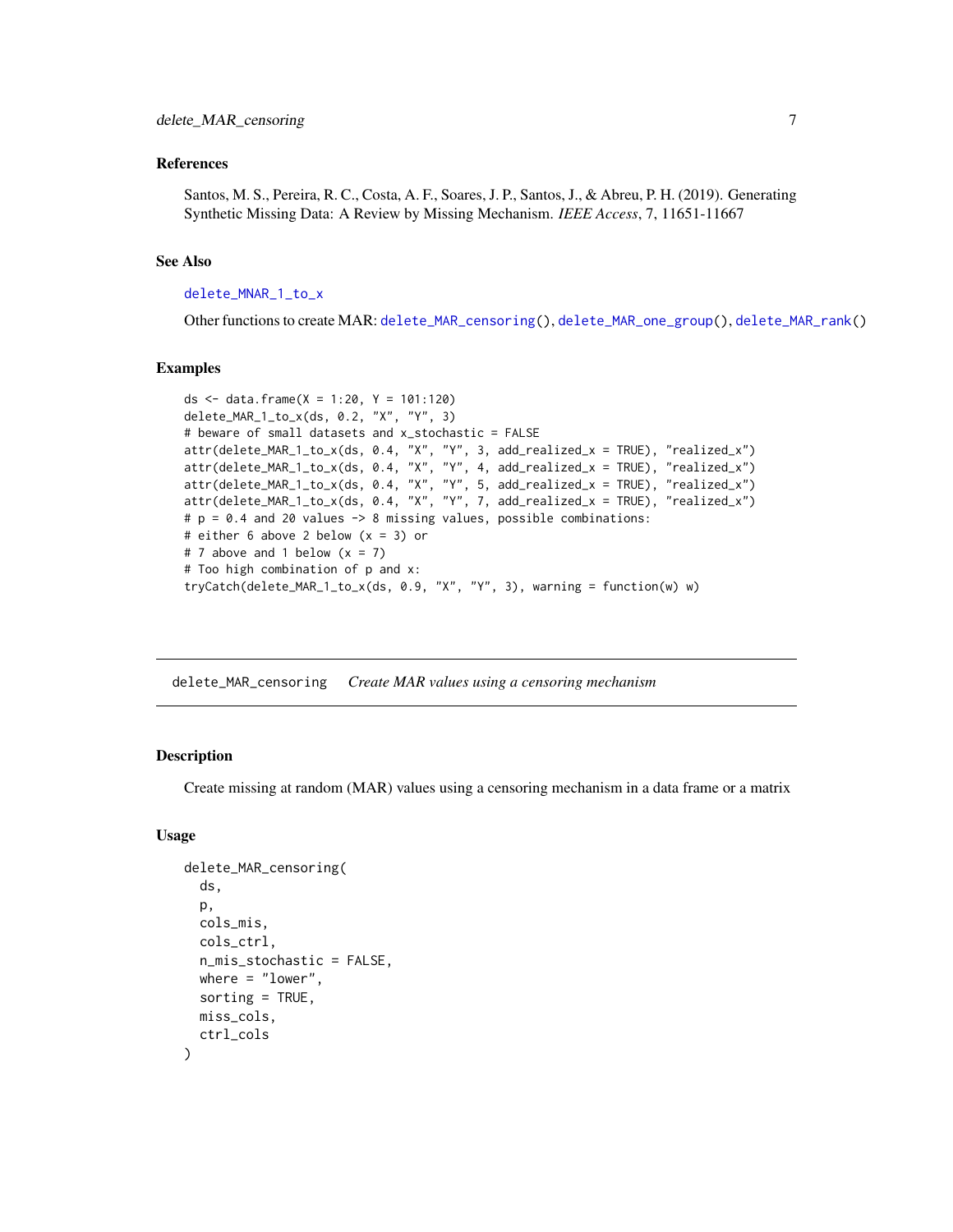### References

Santos, M. S., Pereira, R. C., Costa, A. F., Soares, J. P., Santos, J., & Abreu, P. H. (2019). Generating Synthetic Missing Data: A Review by Missing Mechanism. *IEEE Access*, 7, 11651-11667

### See Also

delete_MNAR_1_to_x

Other functions to create MAR: delete_MAR_censoring(), delete_MAR_one_group(), delete_MAR_rank()

### Examples

```
ds <- data.frame(X = 1:20, Y = 101:120)
delete_MAR_1_to_x(ds, 0.2, "X", "Y", 3)
# beware of small datasets and x_stochastic = FALSE
attr(delete_MAR_1_to_x(ds, 0.4, "X", "Y", 3, add_realized_x = TRUE), "realized_x")
attr(delete_MAR_1_to_x(ds, 0.4, "X", "Y", 4, add_realized_x = TRUE), "realized_x")
attr(delete_MAR_1_to_x(ds, 0.4, "X", "Y", 5, add_realized_x = TRUE), "realized_x")
attr(delete_MAR_1_to_x(ds, 0.4, "X", "Y", 7, add_realized_x = TRUE), "realized_x")
# p = 0.4 and 20 values -> 8 missing values, possible combinations:
# either 6 above 2 below (x = 3) or
# 7 above and 1 below (x = 7)
# Too high combination of p and x:
tryCatch(delete_MAR_1_to_x(ds, 0.9, "X", "Y", 3), warning = function(w) w)
```

---

## delete_MAR_censoring *Create MAR values using a censoring mechanism*

### Description

Create missing at random (MAR) values using a censoring mechanism in a data frame or a matrix

### Usage

```
delete_MAR_censoring(
  ds,
  p,
  cols_mis,
  cols_ctrl,
  n_mis_stochastic = FALSE,
  where = "lower",
  sorting = TRUE,
  miss_cols,
  ctrl_cols
)
```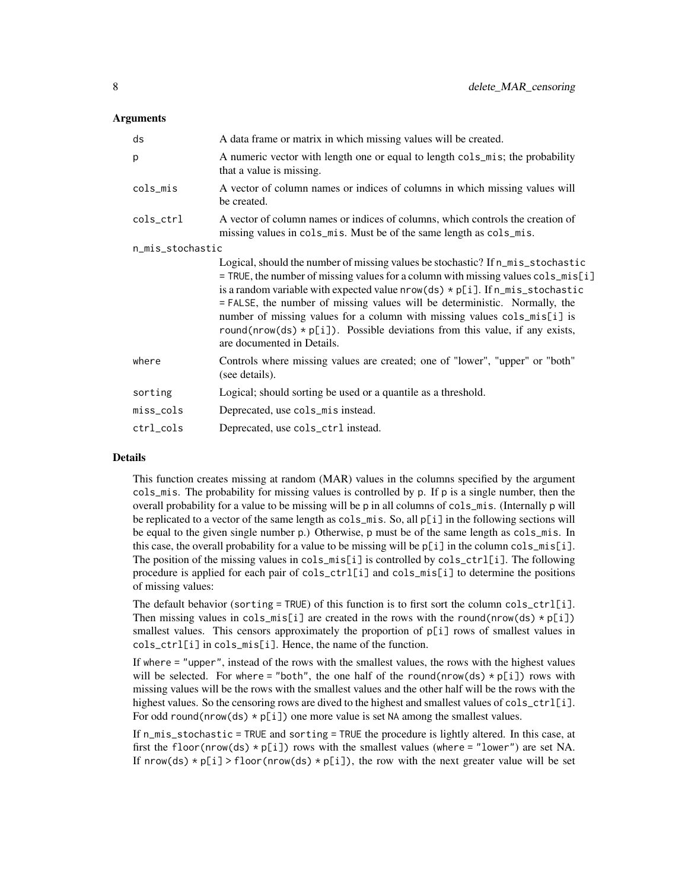### Arguments

| | |
|---|---|
| ds | A data frame or matrix in which missing values will be created. |
| p | A numeric vector with length one or equal to length `cols_mis`; the probability that a value is missing. |
| cols_mis | A vector of column names or indices of columns in which missing values will be created. |
| cols_ctrl | A vector of column names or indices of columns, which controls the creation of missing values in `cols_mis`. Must be of the same length as `cols_mis`. |
| n_mis_stochastic | Logical, should the number of missing values be stochastic? If `n_mis_stochastic = TRUE`, the number of missing values for a column with missing values `cols_mis[i]` is a random variable with expected value `nrow(ds) * p[i]`. If `n_mis_stochastic = FALSE`, the number of missing values will be deterministic. Normally, the number of missing values for a column with missing values `cols_mis[i]` is `round(nrow(ds) * p[i])`. Possible deviations from this value, if any exists, are documented in Details. |
| where | Controls where missing values are created; one of "lower", "upper" or "both" (see details). |
| sorting | Logical; should sorting be used or a quantile as a threshold. |
| miss_cols | Deprecated, use `cols_mis` instead. |
| ctrl_cols | Deprecated, use `cols_ctrl` instead. |

### Details

This function creates missing at random (MAR) values in the columns specified by the argument `cols_mis`. The probability for missing values is controlled by `p`. If `p` is a single number, then the overall probability for a value to be missing will be `p` in all columns of `cols_mis`. (Internally `p` will be replicated to a vector of the same length as `cols_mis`. So, all `p[i]` in the following sections will be equal to the given single number `p`.) Otherwise, `p` must be of the same length as `cols_mis`. In this case, the overall probability for a value to be missing will be `p[i]` in the column `cols_mis[i]`. The position of the missing values in `cols_mis[i]` is controlled by `cols_ctrl[i]`. The following procedure is applied for each pair of `cols_ctrl[i]` and `cols_mis[i]` to determine the positions of missing values:

The default behavior (`sorting = TRUE`) of this function is to first sort the column `cols_ctrl[i]`. Then missing values in `cols_mis[i]` are created in the rows with the `round(nrow(ds) * p[i])` smallest values. This censors approximately the proportion of `p[i]` rows of smallest values in `cols_ctrl[i]` in `cols_mis[i]`. Hence, the name of the function.

If `where = "upper"`, instead of the rows with the smallest values, the rows with the highest values will be selected. For `where = "both"`, the one half of the `round(nrow(ds) * p[i])` rows with missing values will be the rows with the smallest values and the other half will be the rows with the highest values. So the censoring rows are dived to the highest and smallest values of `cols_ctrl[i]`. For odd `round(nrow(ds) * p[i])` one more value is set `NA` among the smallest values.

If `n_mis_stochastic = TRUE` and `sorting = TRUE` the procedure is lightly altered. In this case, at first the `floor(nrow(ds) * p[i])` rows with the smallest values (`where = "lower"`) are set NA. If `nrow(ds) * p[i] > floor(nrow(ds) * p[i])`, the row with the next greater value will be set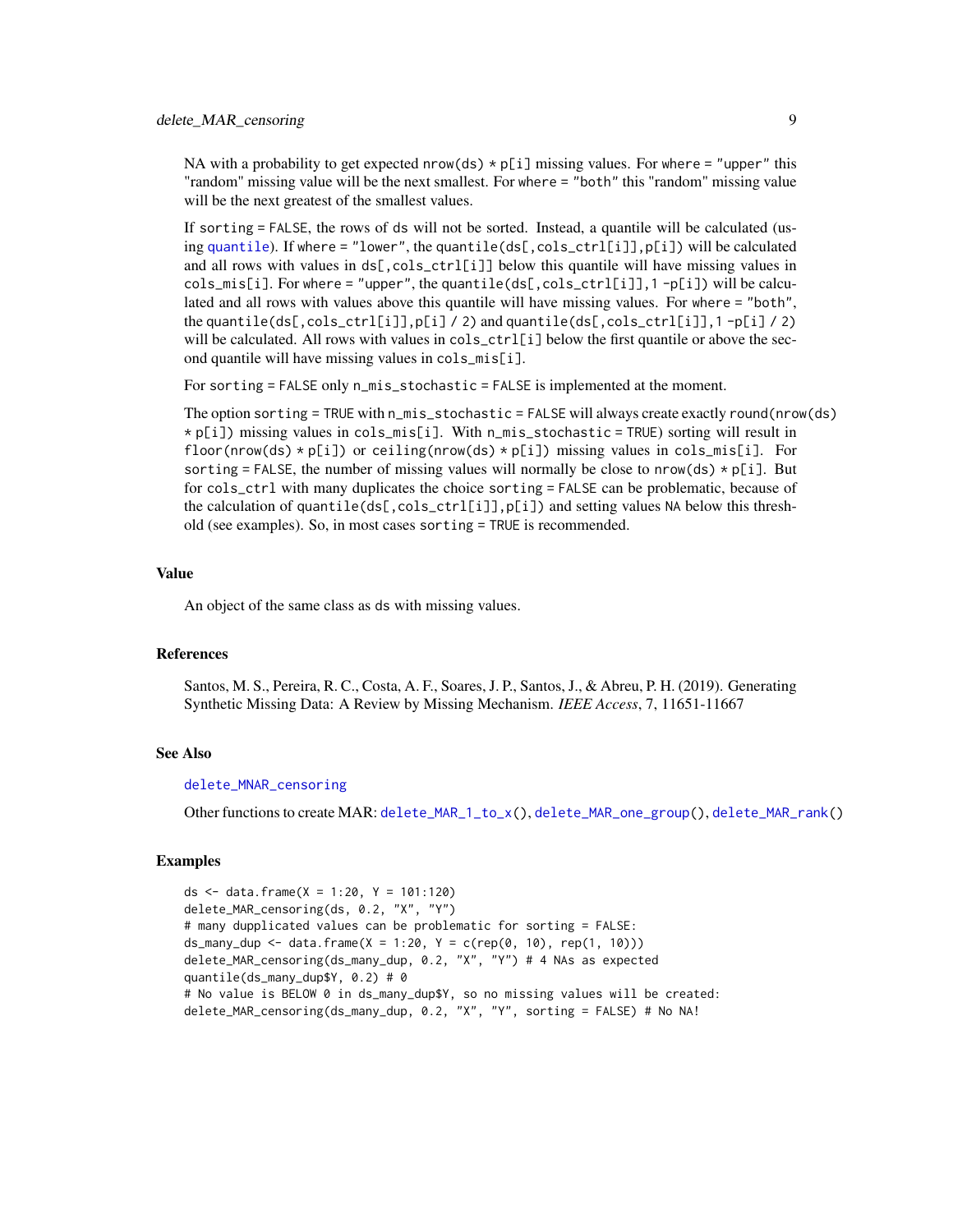NA with a probability to get expected `nrow(ds) * p[i]` missing values. For `where = "upper"` this "random" missing value will be the next smallest. For `where = "both"` this "random" missing value will be the next greatest of the smallest values.

If `sorting = FALSE`, the rows of ds will not be sorted. Instead, a quantile will be calculated (using quantile). If `where = "lower"`, the `quantile(ds[,cols_ctrl[i]],p[i])` will be calculated and all rows with values in `ds[,cols_ctrl[i]]` below this quantile will have missing values in `cols_mis[i]`. For `where = "upper"`, the `quantile(ds[,cols_ctrl[i]],1 -p[i])` will be calculated and all rows with values above this quantile will have missing values. For `where = "both"`, the `quantile(ds[,cols_ctrl[i]],p[i] / 2)` and `quantile(ds[,cols_ctrl[i]],1 -p[i] / 2)` will be calculated. All rows with values in `cols_ctrl[i]` below the first quantile or above the second quantile will have missing values in `cols_mis[i]`.

For `sorting = FALSE` only `n_mis_stochastic = FALSE` is implemented at the moment.

The option `sorting = TRUE` with `n_mis_stochastic = FALSE` will always create exactly `round(nrow(ds) * p[i])` missing values in `cols_mis[i]`. With `n_mis_stochastic = TRUE)` sorting will result in `floor(nrow(ds) * p[i])` or `ceiling(nrow(ds) * p[i])` missing values in `cols_mis[i]`. For `sorting = FALSE`, the number of missing values will normally be close to `nrow(ds) * p[i]`. But for `cols_ctrl` with many duplicates the choice `sorting = FALSE` can be problematic, because of the calculation of `quantile(ds[,cols_ctrl[i]],p[i])` and setting values NA below this threshold (see examples). So, in most cases `sorting = TRUE` is recommended.

## Value

An object of the same class as ds with missing values.

## References

Santos, M. S., Pereira, R. C., Costa, A. F., Soares, J. P., Santos, J., & Abreu, P. H. (2019). Generating Synthetic Missing Data: A Review by Missing Mechanism. *IEEE Access*, 7, 11651-11667

## See Also

delete_MNAR_censoring

Other functions to create MAR: delete_MAR_1_to_x(), delete_MAR_one_group(), delete_MAR_rank()

## Examples

```
ds <- data.frame(X = 1:20, Y = 101:120)
delete_MAR_censoring(ds, 0.2, "X", "Y")
# many dupplicated values can be problematic for sorting = FALSE:
ds_many_dup <- data.frame(X = 1:20, Y = c(rep(0, 10), rep(1, 10)))
delete_MAR_censoring(ds_many_dup, 0.2, "X", "Y") # 4 NAs as expected
quantile(ds_many_dup$Y, 0.2) # 0
# No value is BELOW 0 in ds_many_dup$Y, so no missing values will be created:
delete_MAR_censoring(ds_many_dup, 0.2, "X", "Y", sorting = FALSE) # No NA!
```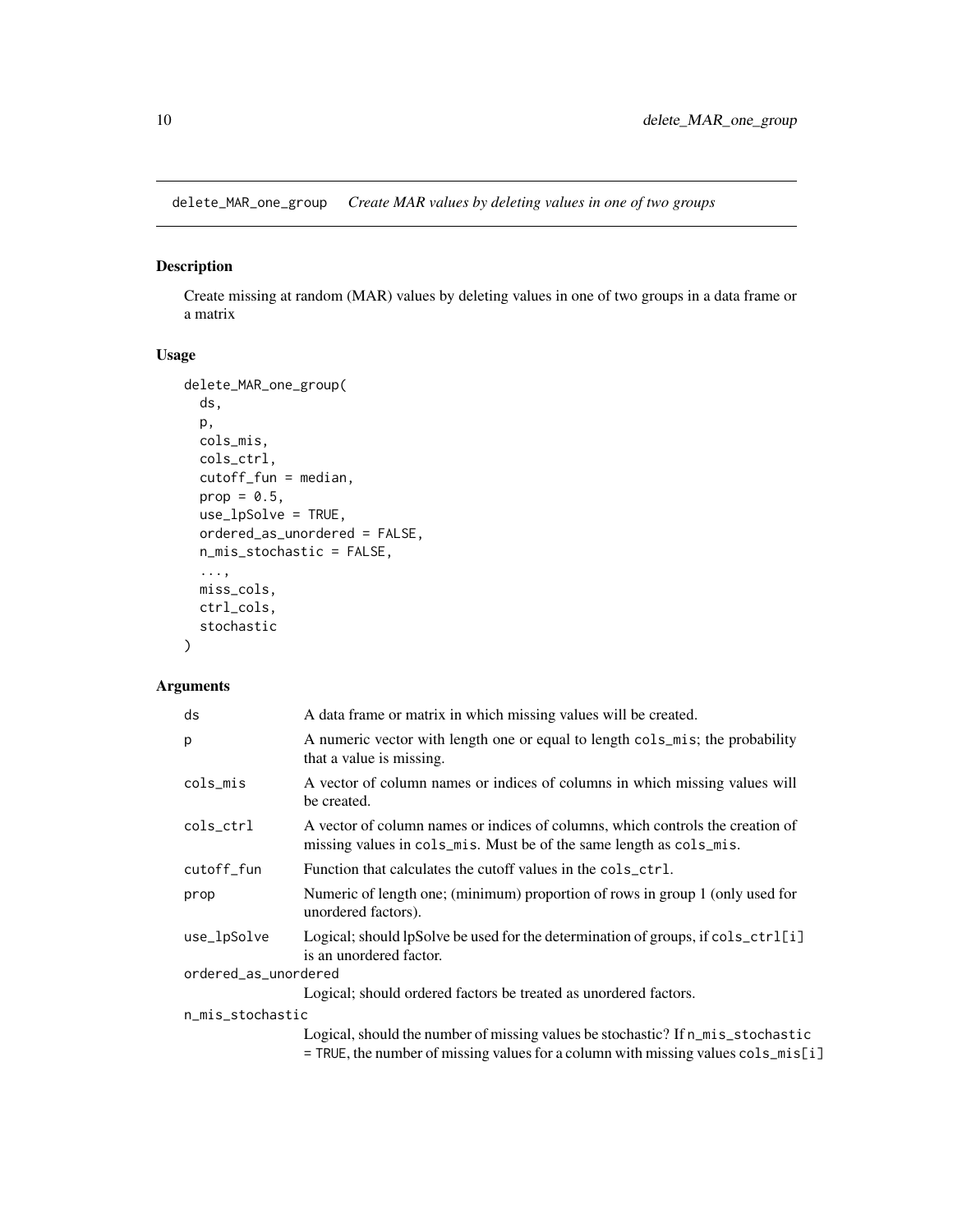## delete_MAR_one_group *Create MAR values by deleting values in one of two groups*

### Description

Create missing at random (MAR) values by deleting values in one of two groups in a data frame or a matrix

### Usage

```
delete_MAR_one_group(
  ds,
  p,
  cols_mis,
  cols_ctrl,
  cutoff_fun = median,
  prop = 0.5,
  use_lpSolve = TRUE,
  ordered_as_unordered = FALSE,
  n_mis_stochastic = FALSE,
  ...,
  miss_cols,
  ctrl_cols,
  stochastic
)
```

### Arguments

| | |
|---|---|
| `ds` | A data frame or matrix in which missing values will be created. |
| `p` | A numeric vector with length one or equal to length `cols_mis`; the probability that a value is missing. |
| `cols_mis` | A vector of column names or indices of columns in which missing values will be created. |
| `cols_ctrl` | A vector of column names or indices of columns, which controls the creation of missing values in `cols_mis`. Must be of the same length as `cols_mis`. |
| `cutoff_fun` | Function that calculates the cutoff values in the `cols_ctrl`. |
| `prop` | Numeric of length one; (minimum) proportion of rows in group 1 (only used for unordered factors). |
| `use_lpSolve` | Logical; should lpSolve be used for the determination of groups, if `cols_ctrl[i]` is an unordered factor. |
| `ordered_as_unordered` | Logical; should ordered factors be treated as unordered factors. |
| `n_mis_stochastic` | Logical, should the number of missing values be stochastic? If `n_mis_stochastic = TRUE`, the number of missing values for a column with missing values `cols_mis[i]` |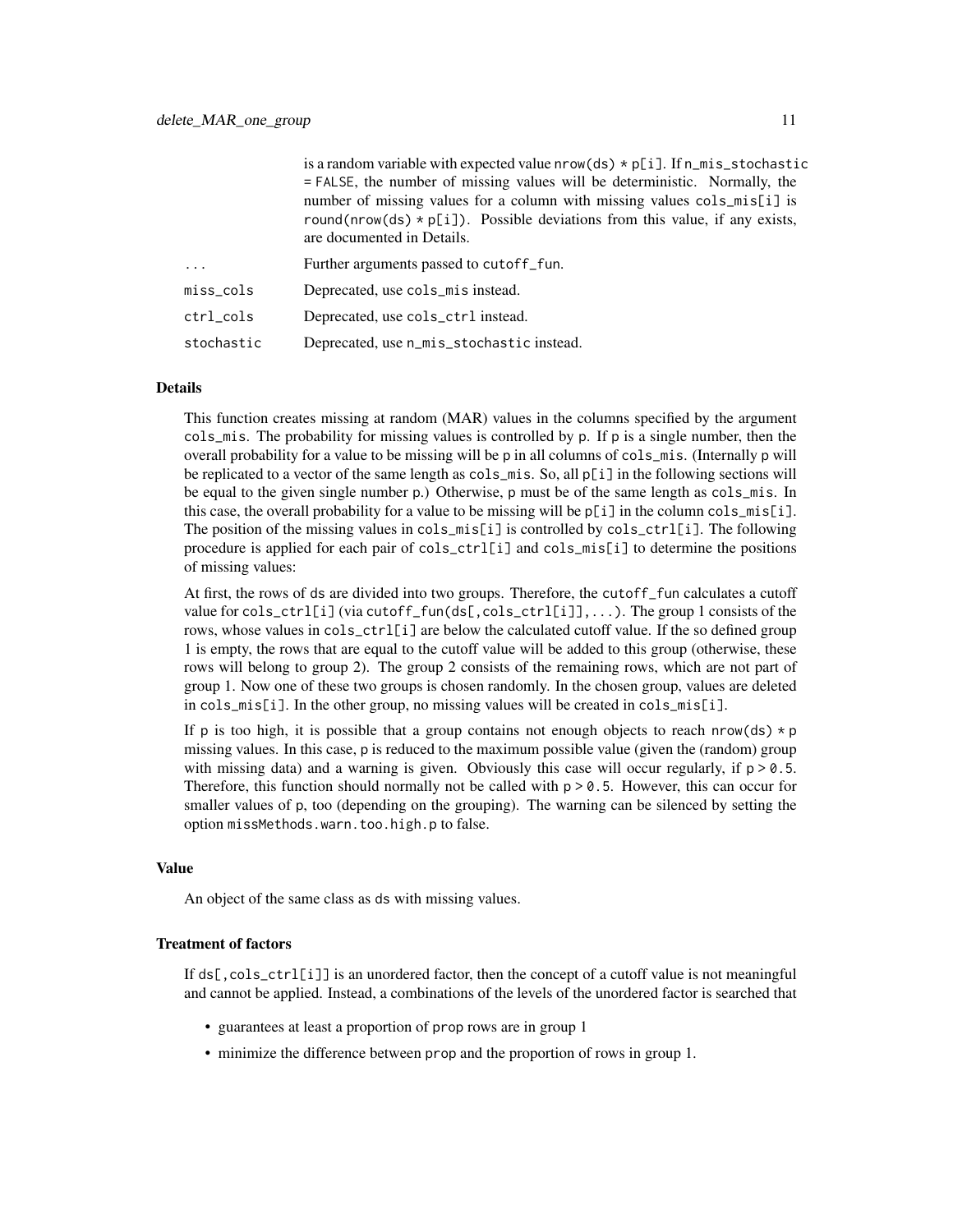is a random variable with expected value `nrow(ds) * p[i]`. If `n_mis_stochastic = FALSE`, the number of missing values will be deterministic. Normally, the number of missing values for a column with missing values `cols_mis[i]` is `round(nrow(ds) * p[i])`. Possible deviations from this value, if any exists, are documented in Details.

| | |
|---|---|
| `...` | Further arguments passed to `cutoff_fun`. |
| `miss_cols` | Deprecated, use `cols_mis` instead. |
| `ctrl_cols` | Deprecated, use `cols_ctrl` instead. |
| `stochastic` | Deprecated, use `n_mis_stochastic` instead. |

### Details

This function creates missing at random (MAR) values in the columns specified by the argument `cols_mis`. The probability for missing values is controlled by `p`. If `p` is a single number, then the overall probability for a value to be missing will be `p` in all columns of `cols_mis`. (Internally `p` will be replicated to a vector of the same length as `cols_mis`. So, all `p[i]` in the following sections will be equal to the given single number `p`.) Otherwise, `p` must be of the same length as `cols_mis`. In this case, the overall probability for a value to be missing will be `p[i]` in the column `cols_mis[i]`. The position of the missing values in `cols_mis[i]` is controlled by `cols_ctrl[i]`. The following procedure is applied for each pair of `cols_ctrl[i]` and `cols_mis[i]` to determine the positions of missing values:

At first, the rows of `ds` are divided into two groups. Therefore, the `cutoff_fun` calculates a cutoff value for `cols_ctrl[i]` (via `cutoff_fun(ds[,cols_ctrl[i]],...)`. The group 1 consists of the rows, whose values in `cols_ctrl[i]` are below the calculated cutoff value. If the so defined group 1 is empty, the rows that are equal to the cutoff value will be added to this group (otherwise, these rows will belong to group 2). The group 2 consists of the remaining rows, which are not part of group 1. Now one of these two groups is chosen randomly. In the chosen group, values are deleted in `cols_mis[i]`. In the other group, no missing values will be created in `cols_mis[i]`.

If `p` is too high, it is possible that a group contains not enough objects to reach `nrow(ds) * p` missing values. In this case, `p` is reduced to the maximum possible value (given the (random) group with missing data) and a warning is given. Obviously this case will occur regularly, if `p > 0.5`. Therefore, this function should normally not be called with `p > 0.5`. However, this can occur for smaller values of `p`, too (depending on the grouping). The warning can be silenced by setting the option `missMethods.warn.too.high.p` to false.

### Value

An object of the same class as `ds` with missing values.

### Treatment of factors

If `ds[,cols_ctrl[i]]` is an unordered factor, then the concept of a cutoff value is not meaningful and cannot be applied. Instead, a combinations of the levels of the unordered factor is searched that

- guarantees at least a proportion of `prop` rows are in group 1
- minimize the difference between `prop` and the proportion of rows in group 1.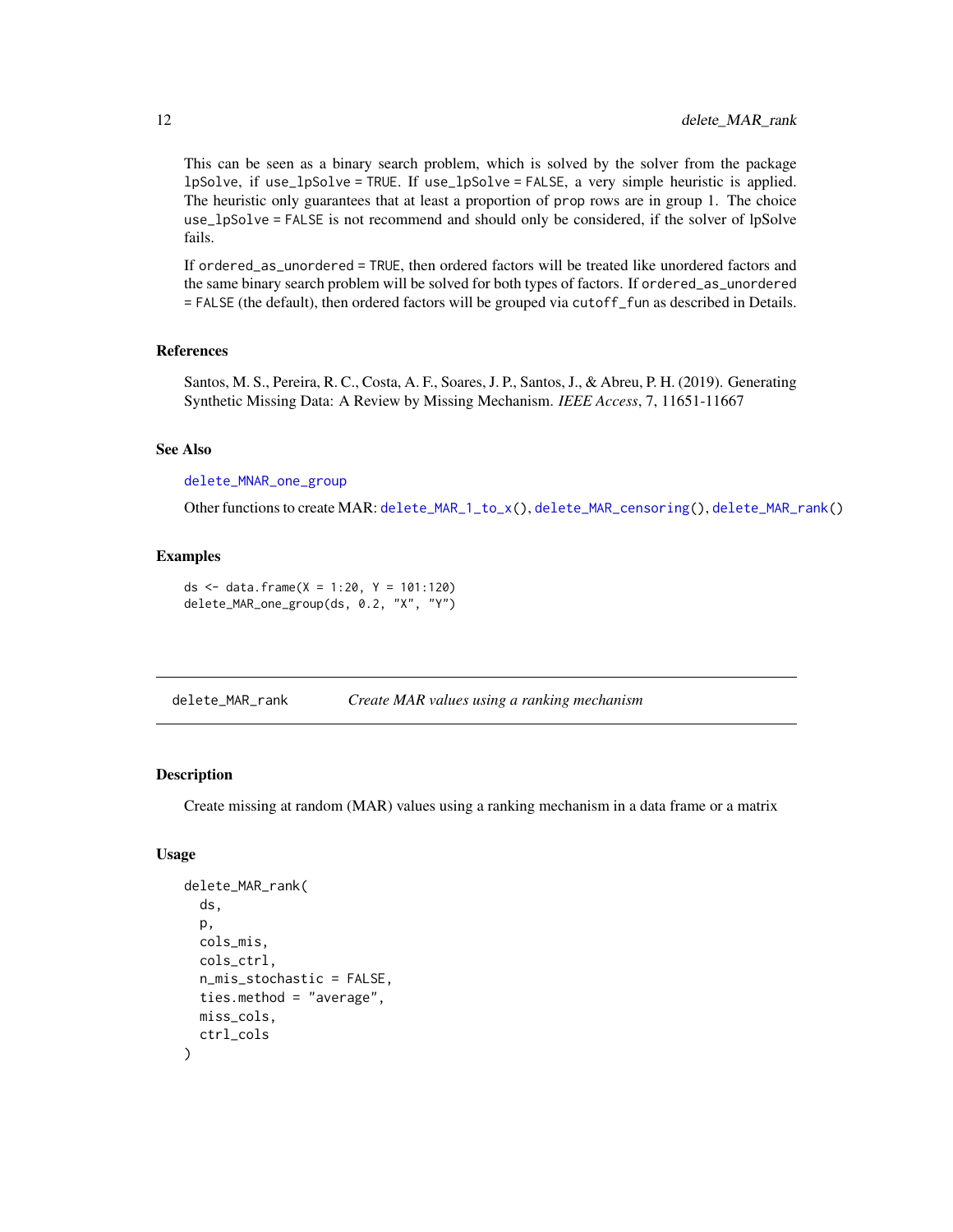This can be seen as a binary search problem, which is solved by the solver from the package lpSolve, if `use_lpSolve = TRUE`. If `use_lpSolve = FALSE`, a very simple heuristic is applied. The heuristic only guarantees that at least a proportion of `prop` rows are in group 1. The choice `use_lpSolve = FALSE` is not recommend and should only be considered, if the solver of lpSolve fails.

If `ordered_as_unordered = TRUE`, then ordered factors will be treated like unordered factors and the same binary search problem will be solved for both types of factors. If `ordered_as_unordered = FALSE` (the default), then ordered factors will be grouped via `cutoff_fun` as described in Details.

### References

Santos, M. S., Pereira, R. C., Costa, A. F., Soares, J. P., Santos, J., & Abreu, P. H. (2019). Generating Synthetic Missing Data: A Review by Missing Mechanism. *IEEE Access*, 7, 11651-11667

### See Also

`delete_MNAR_one_group`

Other functions to create MAR: `delete_MAR_1_to_x()`, `delete_MAR_censoring()`, `delete_MAR_rank()`

### Examples

```
ds <- data.frame(X = 1:20, Y = 101:120)
delete_MAR_one_group(ds, 0.2, "X", "Y")
```

---

## delete_MAR_rank — *Create MAR values using a ranking mechanism*

### Description

Create missing at random (MAR) values using a ranking mechanism in a data frame or a matrix

### Usage

```
delete_MAR_rank(
  ds,
  p,
  cols_mis,
  cols_ctrl,
  n_mis_stochastic = FALSE,
  ties.method = "average",
  miss_cols,
  ctrl_cols
)
```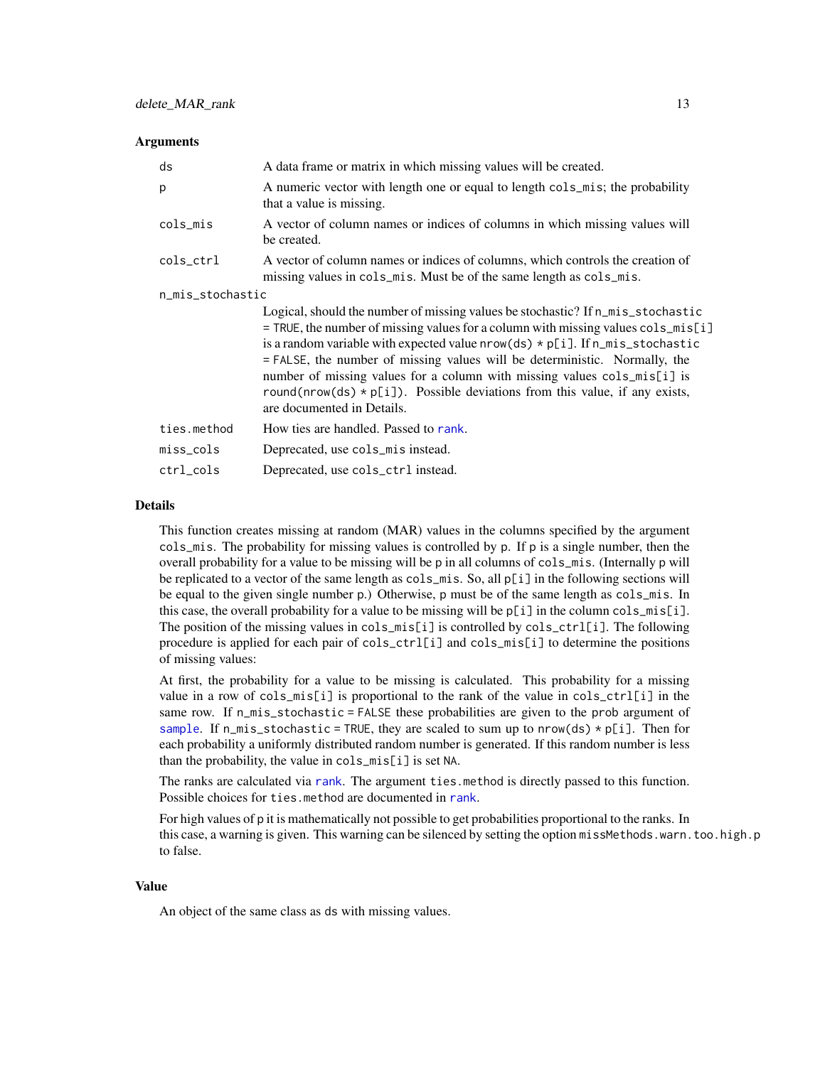### Arguments

| | |
|---|---|
| `ds` | A data frame or matrix in which missing values will be created. |
| `p` | A numeric vector with length one or equal to length `cols_mis`; the probability that a value is missing. |
| `cols_mis` | A vector of column names or indices of columns in which missing values will be created. |
| `cols_ctrl` | A vector of column names or indices of columns, which controls the creation of missing values in `cols_mis`. Must be of the same length as `cols_mis`. |
| `n_mis_stochastic` | Logical, should the number of missing values be stochastic? If `n_mis_stochastic = TRUE`, the number of missing values for a column with missing values `cols_mis[i]` is a random variable with expected value `nrow(ds) * p[i]`. If `n_mis_stochastic = FALSE`, the number of missing values will be deterministic. Normally, the number of missing values for a column with missing values `cols_mis[i]` is `round(nrow(ds) * p[i])`. Possible deviations from this value, if any exists, are documented in Details. |
| `ties.method` | How ties are handled. Passed to `rank`. |
| `miss_cols` | Deprecated, use `cols_mis` instead. |
| `ctrl_cols` | Deprecated, use `cols_ctrl` instead. |

### Details

This function creates missing at random (MAR) values in the columns specified by the argument `cols_mis`. The probability for missing values is controlled by `p`. If `p` is a single number, then the overall probability for a value to be missing will be `p` in all columns of `cols_mis`. (Internally `p` will be replicated to a vector of the same length as `cols_mis`. So, all `p[i]` in the following sections will be equal to the given single number `p`.) Otherwise, `p` must be of the same length as `cols_mis`. In this case, the overall probability for a value to be missing will be `p[i]` in the column `cols_mis[i]`. The position of the missing values in `cols_mis[i]` is controlled by `cols_ctrl[i]`. The following procedure is applied for each pair of `cols_ctrl[i]` and `cols_mis[i]` to determine the positions of missing values:

At first, the probability for a value to be missing is calculated. This probability for a missing value in a row of `cols_mis[i]` is proportional to the rank of the value in `cols_ctrl[i]` in the same row. If `n_mis_stochastic = FALSE` these probabilities are given to the `prob` argument of `sample`. If `n_mis_stochastic = TRUE`, they are scaled to sum up to `nrow(ds) * p[i]`. Then for each probability a uniformly distributed random number is generated. If this random number is less than the probability, the value in `cols_mis[i]` is set `NA`.

The ranks are calculated via `rank`. The argument `ties.method` is directly passed to this function. Possible choices for `ties.method` are documented in `rank`.

For high values of `p` it is mathematically not possible to get probabilities proportional to the ranks. In this case, a warning is given. This warning can be silenced by setting the option `missMethods.warn.too.high.p` to false.

### Value

An object of the same class as `ds` with missing values.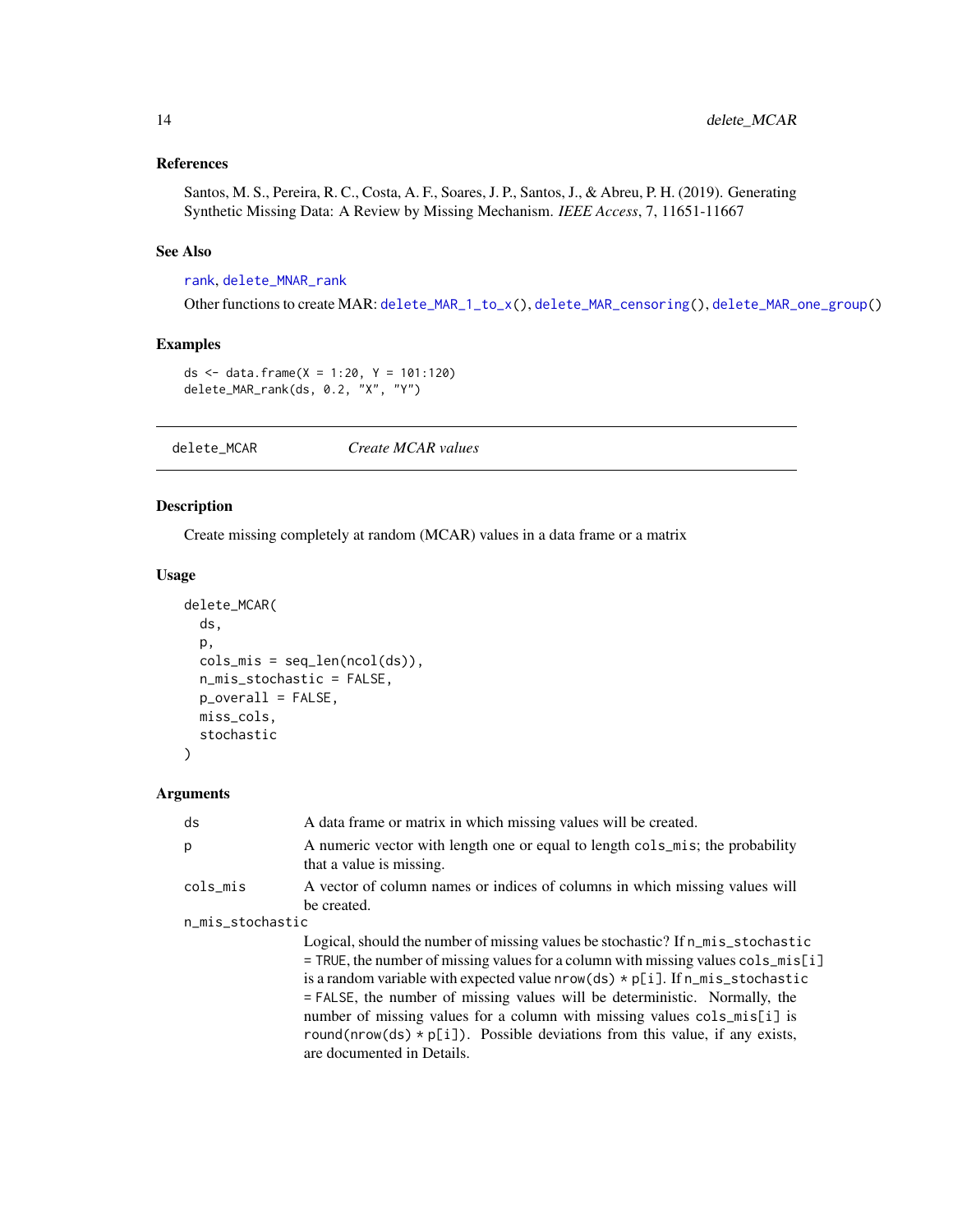## References

Santos, M. S., Pereira, R. C., Costa, A. F., Soares, J. P., Santos, J., & Abreu, P. H. (2019). Generating Synthetic Missing Data: A Review by Missing Mechanism. *IEEE Access*, 7, 11651-11667

## See Also

rank, delete_MNAR_rank

Other functions to create MAR: delete_MAR_1_to_x(), delete_MAR_censoring(), delete_MAR_one_group()

## Examples

```
ds <- data.frame(X = 1:20, Y = 101:120)
delete_MAR_rank(ds, 0.2, "X", "Y")
```

---

# delete_MCAR *Create MCAR values*

## Description

Create missing completely at random (MCAR) values in a data frame or a matrix

## Usage

```
delete_MCAR(
  ds,
  p,
  cols_mis = seq_len(ncol(ds)),
  n_mis_stochastic = FALSE,
  p_overall = FALSE,
  miss_cols,
  stochastic
)
```

## Arguments

| | |
|---|---|
| ds | A data frame or matrix in which missing values will be created. |
| p | A numeric vector with length one or equal to length cols_mis; the probability that a value is missing. |
| cols_mis | A vector of column names or indices of columns in which missing values will be created. |
| n_mis_stochastic | Logical, should the number of missing values be stochastic? If n_mis_stochastic = TRUE, the number of missing values for a column with missing values cols_mis[i] is a random variable with expected value nrow(ds) * p[i]. If n_mis_stochastic = FALSE, the number of missing values will be deterministic. Normally, the number of missing values for a column with missing values cols_mis[i] is round(nrow(ds) * p[i]). Possible deviations from this value, if any exists, are documented in Details. |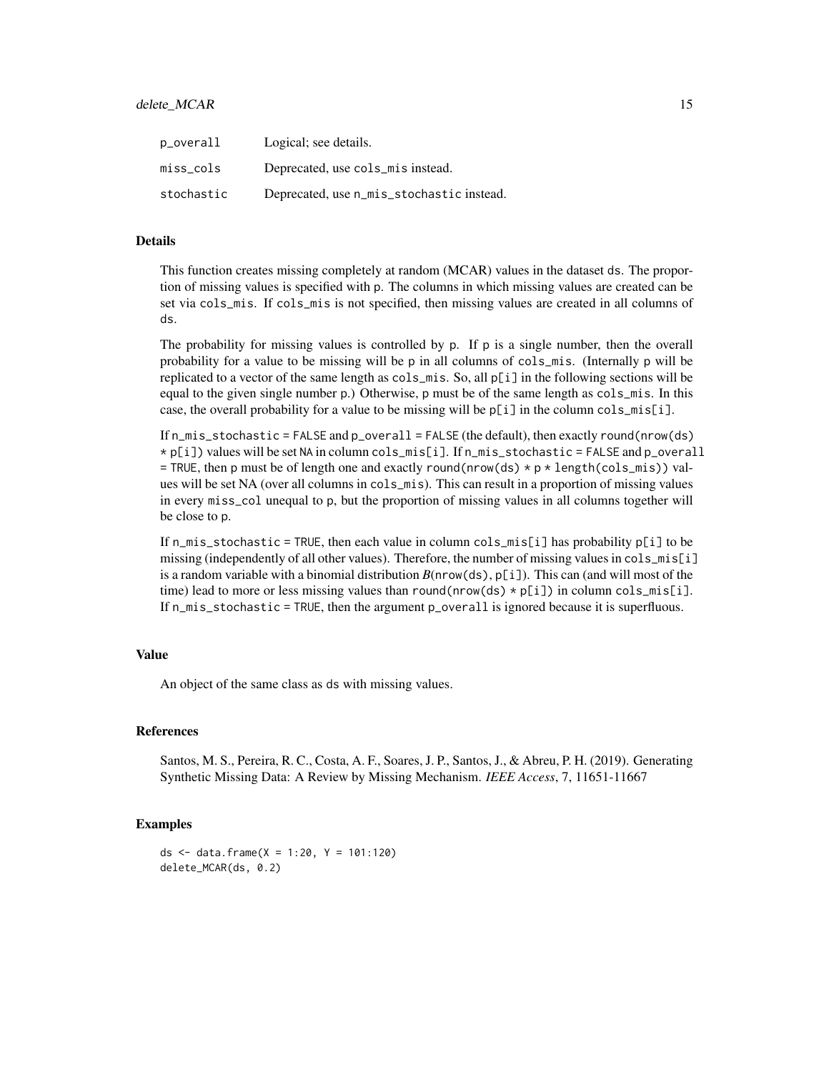| | |
|---|---|
| p_overall | Logical; see details. |
| miss_cols | Deprecated, use cols_mis instead. |
| stochastic | Deprecated, use n_mis_stochastic instead. |

### Details

This function creates missing completely at random (MCAR) values in the dataset ds. The proportion of missing values is specified with p. The columns in which missing values are created can be set via cols_mis. If cols_mis is not specified, then missing values are created in all columns of ds.

The probability for missing values is controlled by p. If p is a single number, then the overall probability for a value to be missing will be p in all columns of cols_mis. (Internally p will be replicated to a vector of the same length as cols_mis. So, all p[i] in the following sections will be equal to the given single number p.) Otherwise, p must be of the same length as cols_mis. In this case, the overall probability for a value to be missing will be p[i] in the column cols_mis[i].

If n_mis_stochastic = FALSE and p_overall = FALSE (the default), then exactly round(nrow(ds) * p[i]) values will be set NA in column cols_mis[i]. If n_mis_stochastic = FALSE and p_overall = TRUE, then p must be of length one and exactly round(nrow(ds) * p * length(cols_mis)) values will be set NA (over all columns in cols_mis). This can result in a proportion of missing values in every miss_col unequal to p, but the proportion of missing values in all columns together will be close to p.

If n_mis_stochastic = TRUE, then each value in column cols_mis[i] has probability p[i] to be missing (independently of all other values). Therefore, the number of missing values in cols_mis[i] is a random variable with a binomial distribution *B*(nrow(ds), p[i]). This can (and will most of the time) lead to more or less missing values than round(nrow(ds) * p[i]) in column cols_mis[i]. If n_mis_stochastic = TRUE, then the argument p_overall is ignored because it is superfluous.

### Value

An object of the same class as ds with missing values.

### References

Santos, M. S., Pereira, R. C., Costa, A. F., Soares, J. P., Santos, J., & Abreu, P. H. (2019). Generating Synthetic Missing Data: A Review by Missing Mechanism. *IEEE Access*, 7, 11651-11667

### Examples

```
ds <- data.frame(X = 1:20, Y = 101:120)
delete_MCAR(ds, 0.2)
```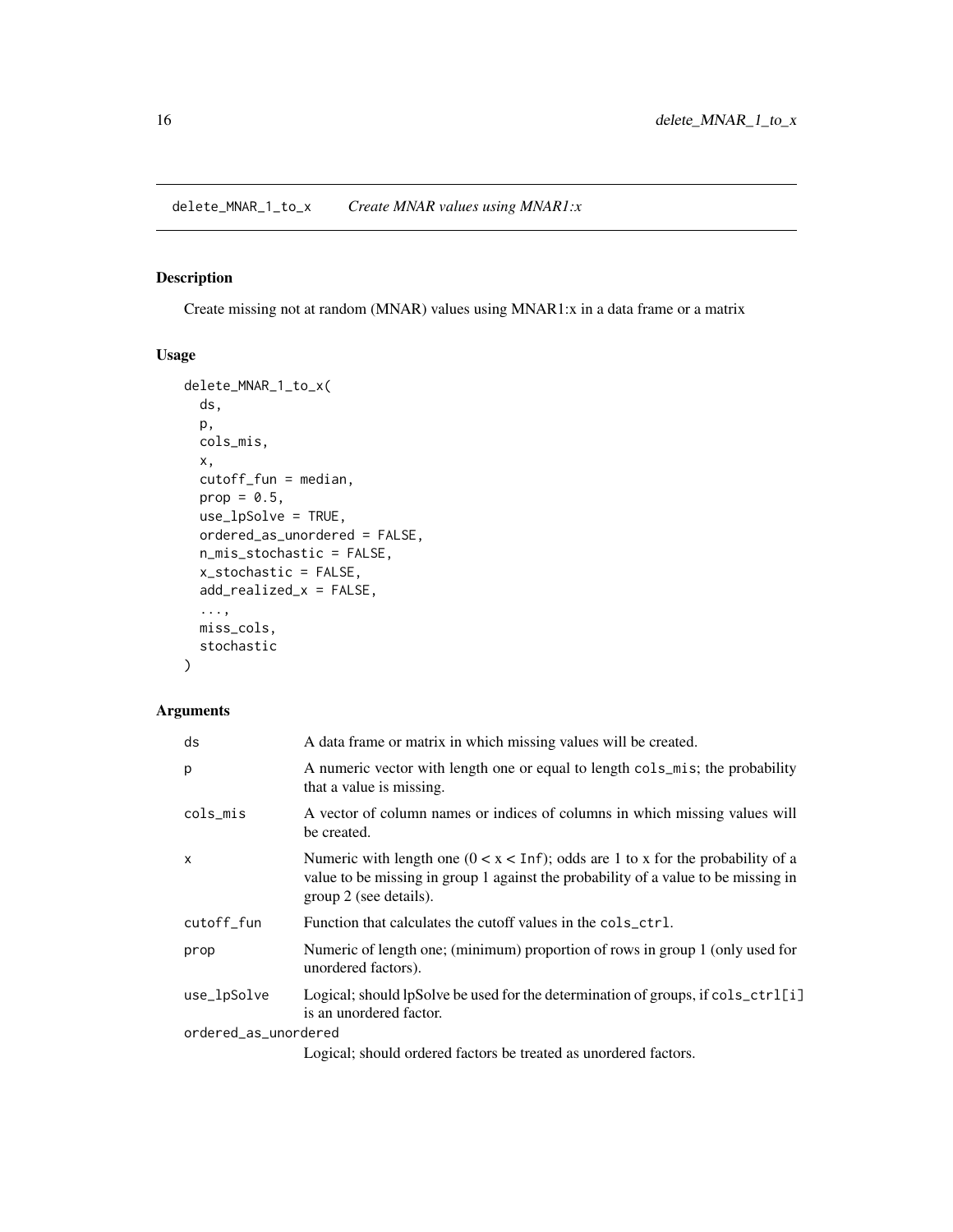# delete_MNAR_1_to_x *Create MNAR values using MNAR1:x*

## Description

Create missing not at random (MNAR) values using MNAR1:x in a data frame or a matrix

## Usage

```
delete_MNAR_1_to_x(
  ds,
  p,
  cols_mis,
  x,
  cutoff_fun = median,
  prop = 0.5,
  use_lpSolve = TRUE,
  ordered_as_unordered = FALSE,
  n_mis_stochastic = FALSE,
  x_stochastic = FALSE,
  add_realized_x = FALSE,
  ...,
  miss_cols,
  stochastic
)
```

## Arguments

| | |
|---|---|
| `ds` | A data frame or matrix in which missing values will be created. |
| `p` | A numeric vector with length one or equal to length `cols_mis`; the probability that a value is missing. |
| `cols_mis` | A vector of column names or indices of columns in which missing values will be created. |
| `x` | Numeric with length one (0 < x < `Inf`); odds are 1 to x for the probability of a value to be missing in group 1 against the probability of a value to be missing in group 2 (see details). |
| `cutoff_fun` | Function that calculates the cutoff values in the `cols_ctrl`. |
| `prop` | Numeric of length one; (minimum) proportion of rows in group 1 (only used for unordered factors). |
| `use_lpSolve` | Logical; should lpSolve be used for the determination of groups, if `cols_ctrl[i]` is an unordered factor. |
| `ordered_as_unordered` | Logical; should ordered factors be treated as unordered factors. |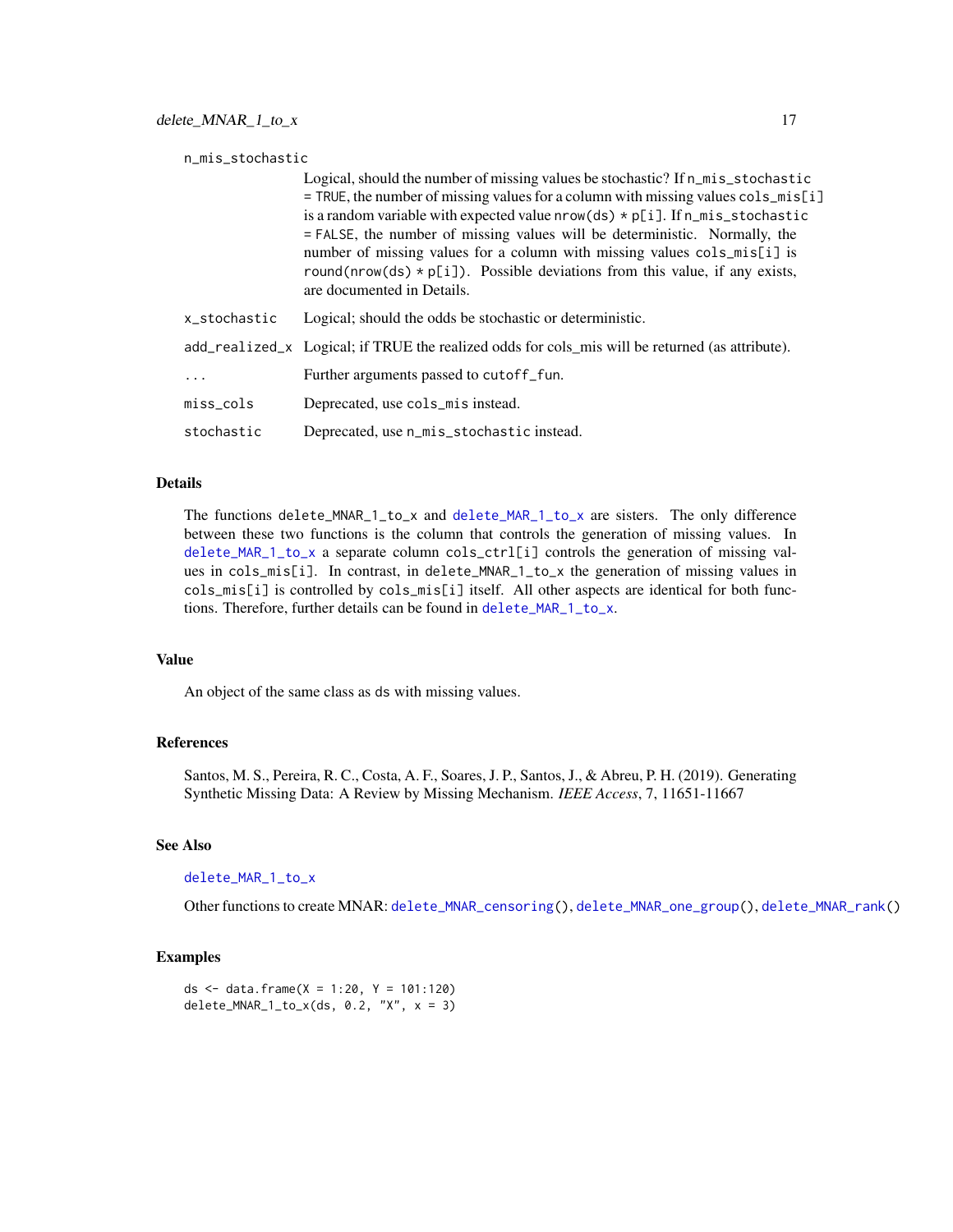n_mis_stochastic
: Logical, should the number of missing values be stochastic? If `n_mis_stochastic = TRUE`, the number of missing values for a column with missing values `cols_mis[i]` is a random variable with expected value `nrow(ds) * p[i]`. If `n_mis_stochastic = FALSE`, the number of missing values will be deterministic. Normally, the number of missing values for a column with missing values `cols_mis[i]` is `round(nrow(ds) * p[i])`. Possible deviations from this value, if any exists, are documented in Details.

x_stochastic
: Logical; should the odds be stochastic or deterministic.

add_realized_x
: Logical; if TRUE the realized odds for cols_mis will be returned (as attribute).

...
: Further arguments passed to `cutoff_fun`.

miss_cols
: Deprecated, use `cols_mis` instead.

stochastic
: Deprecated, use `n_mis_stochastic` instead.

## Details

The functions `delete_MNAR_1_to_x` and `delete_MAR_1_to_x` are sisters. The only difference between these two functions is the column that controls the generation of missing values. In `delete_MAR_1_to_x` a separate column `cols_ctrl[i]` controls the generation of missing values in `cols_mis[i]`. In contrast, in `delete_MNAR_1_to_x` the generation of missing values in `cols_mis[i]` is controlled by `cols_mis[i]` itself. All other aspects are identical for both functions. Therefore, further details can be found in `delete_MAR_1_to_x`.

## Value

An object of the same class as `ds` with missing values.

## References

Santos, M. S., Pereira, R. C., Costa, A. F., Soares, J. P., Santos, J., & Abreu, P. H. (2019). Generating Synthetic Missing Data: A Review by Missing Mechanism. *IEEE Access*, 7, 11651-11667

## See Also

`delete_MAR_1_to_x`

Other functions to create MNAR: `delete_MNAR_censoring()`, `delete_MNAR_one_group()`, `delete_MNAR_rank()`

## Examples

```
ds <- data.frame(X = 1:20, Y = 101:120)
delete_MNAR_1_to_x(ds, 0.2, "X", x = 3)
```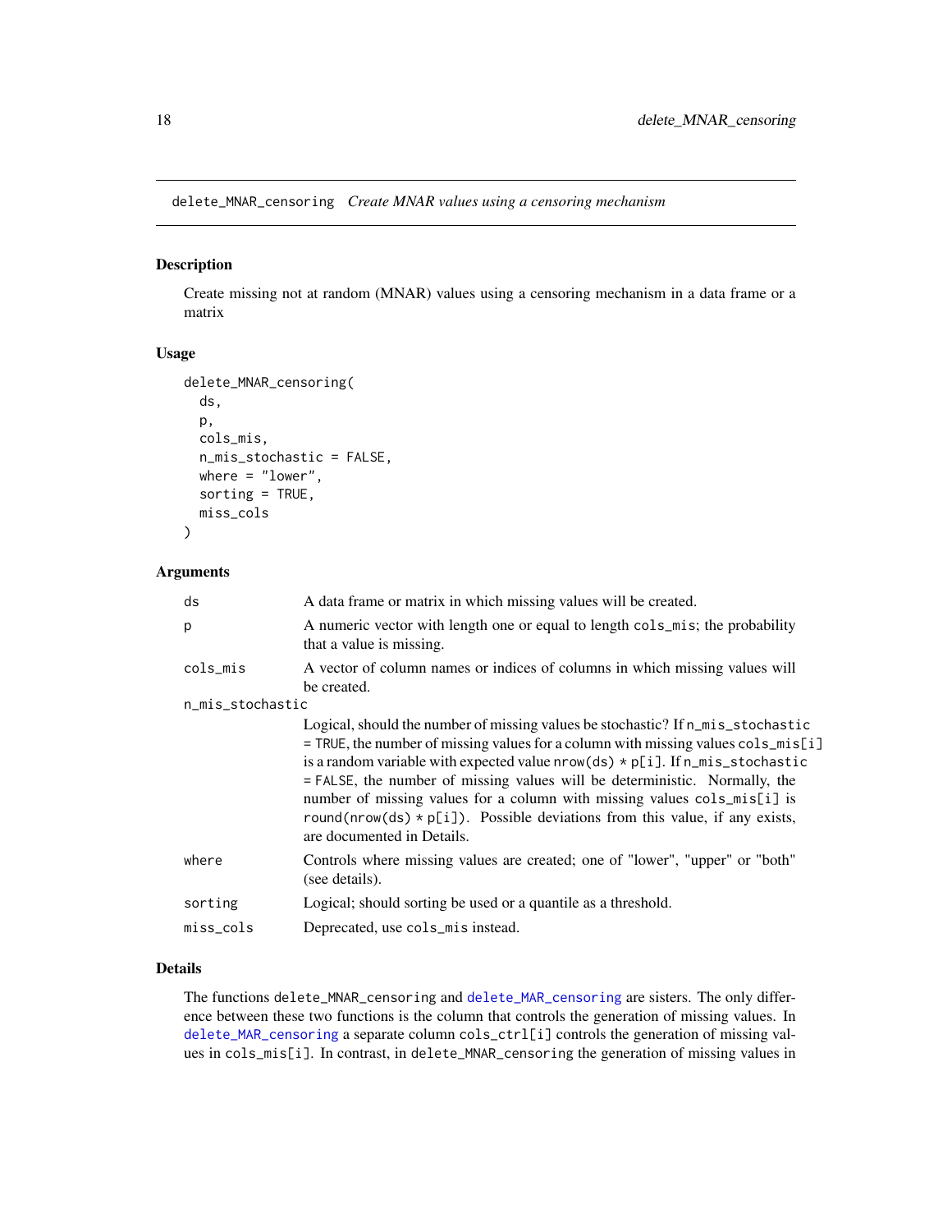## delete_MNAR_censoring *Create MNAR values using a censoring mechanism*

### Description

Create missing not at random (MNAR) values using a censoring mechanism in a data frame or a matrix

### Usage

```
delete_MNAR_censoring(
  ds,
  p,
  cols_mis,
  n_mis_stochastic = FALSE,
  where = "lower",
  sorting = TRUE,
  miss_cols
)
```

### Arguments

| Argument | Description |
|---|---|
| ds | A data frame or matrix in which missing values will be created. |
| p | A numeric vector with length one or equal to length cols_mis; the probability that a value is missing. |
| cols_mis | A vector of column names or indices of columns in which missing values will be created. |
| n_mis_stochastic | Logical, should the number of missing values be stochastic? If n_mis_stochastic = TRUE, the number of missing values for a column with missing values cols_mis[i] is a random variable with expected value nrow(ds) * p[i]. If n_mis_stochastic = FALSE, the number of missing values will be deterministic. Normally, the number of missing values for a column with missing values cols_mis[i] is round(nrow(ds) * p[i]). Possible deviations from this value, if any exists, are documented in Details. |
| where | Controls where missing values are created; one of "lower", "upper" or "both" (see details). |
| sorting | Logical; should sorting be used or a quantile as a threshold. |
| miss_cols | Deprecated, use cols_mis instead. |

### Details

The functions delete_MNAR_censoring and delete_MAR_censoring are sisters. The only difference between these two functions is the column that controls the generation of missing values. In delete_MAR_censoring a separate column cols_ctrl[i] controls the generation of missing values in cols_mis[i]. In contrast, in delete_MNAR_censoring the generation of missing values in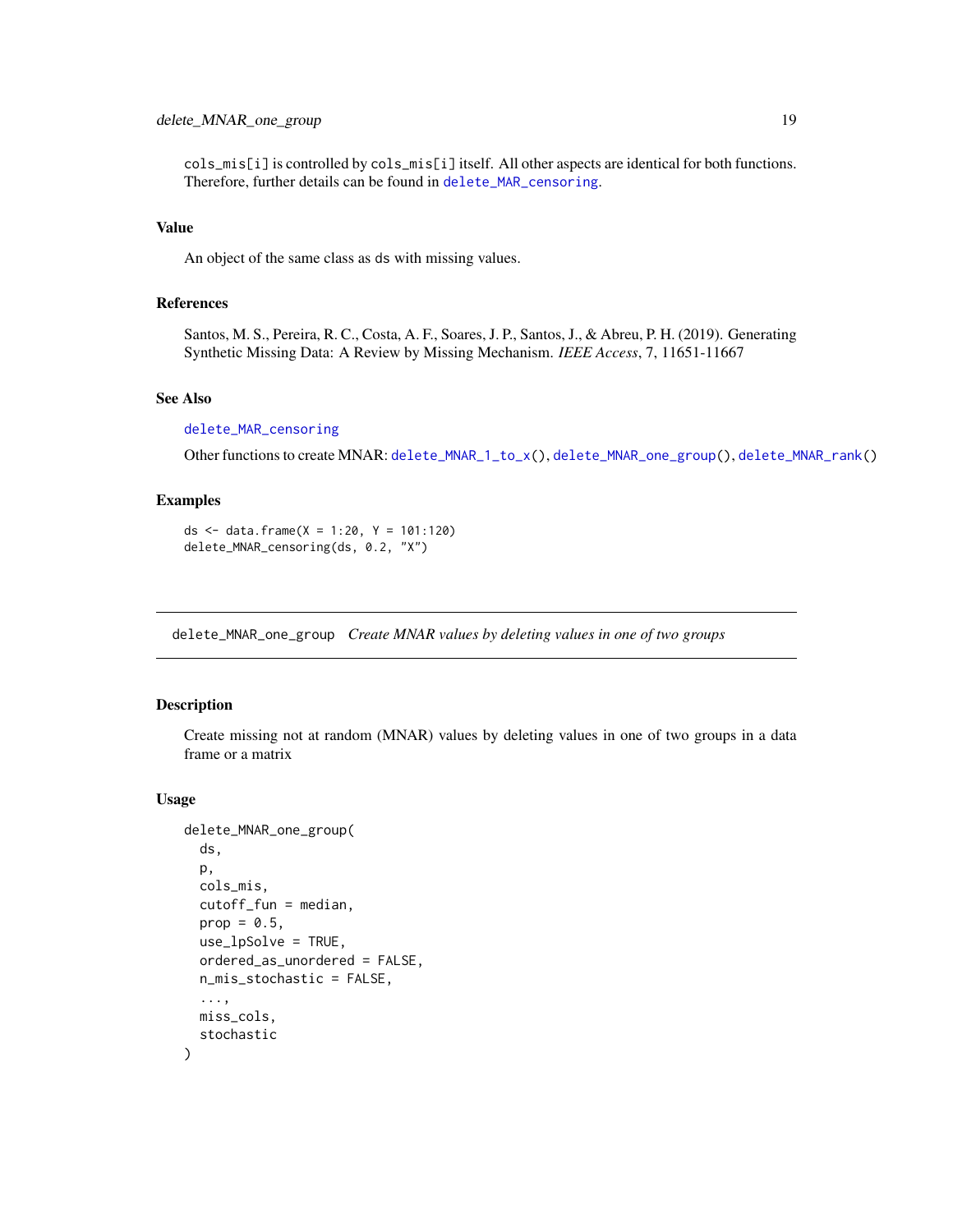cols_mis[i] is controlled by cols_mis[i] itself. All other aspects are identical for both functions. Therefore, further details can be found in delete_MAR_censoring.

### Value

An object of the same class as ds with missing values.

### References

Santos, M. S., Pereira, R. C., Costa, A. F., Soares, J. P., Santos, J., & Abreu, P. H. (2019). Generating Synthetic Missing Data: A Review by Missing Mechanism. *IEEE Access*, 7, 11651-11667

### See Also

delete_MAR_censoring

Other functions to create MNAR: delete_MNAR_1_to_x(), delete_MNAR_one_group(), delete_MNAR_rank()

### Examples

```
ds <- data.frame(X = 1:20, Y = 101:120)
delete_MNAR_censoring(ds, 0.2, "X")
```

---

## delete_MNAR_one_group *Create MNAR values by deleting values in one of two groups*

### Description

Create missing not at random (MNAR) values by deleting values in one of two groups in a data frame or a matrix

### Usage

```
delete_MNAR_one_group(
  ds,
  p,
  cols_mis,
  cutoff_fun = median,
  prop = 0.5,
  use_lpSolve = TRUE,
  ordered_as_unordered = FALSE,
  n_mis_stochastic = FALSE,
  ...,
  miss_cols,
  stochastic
)
```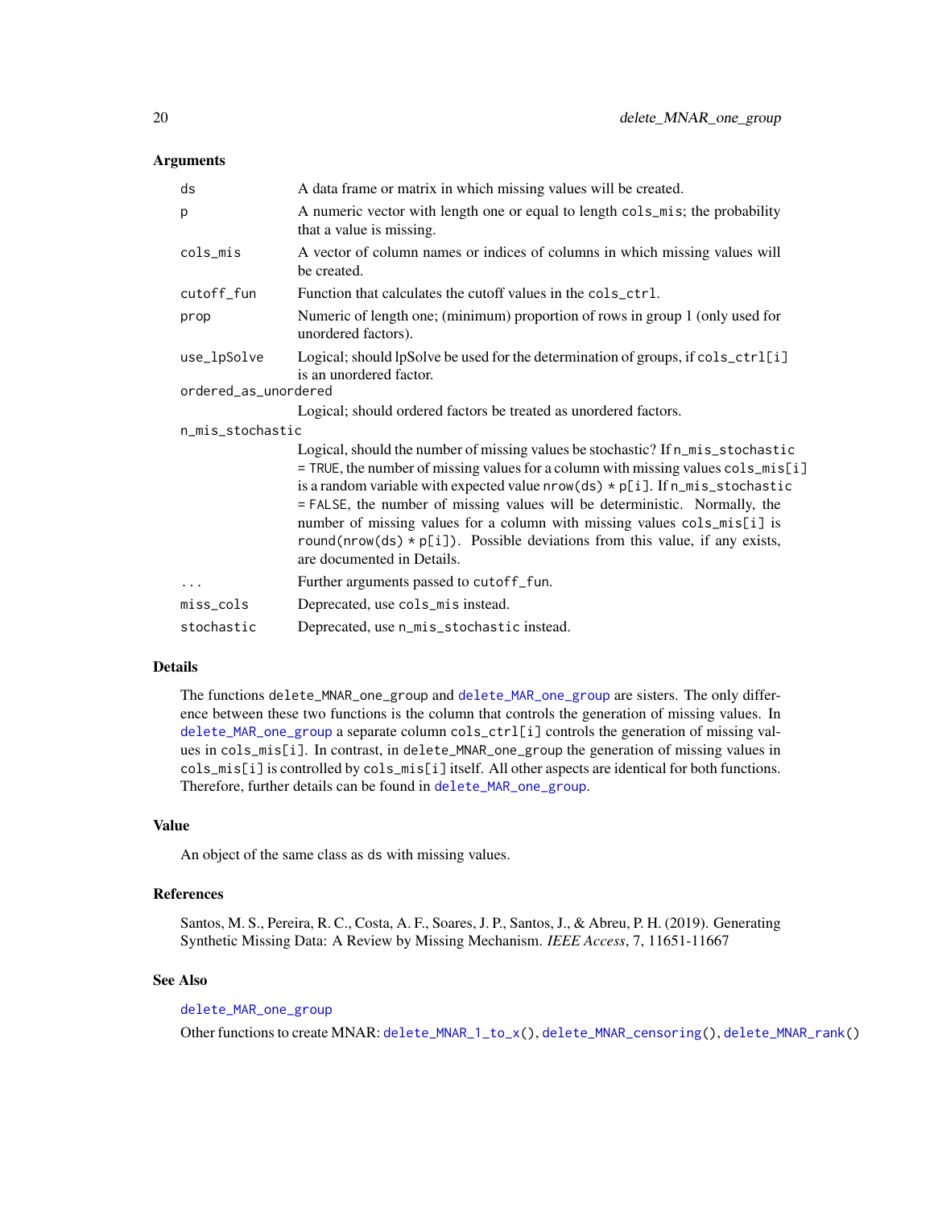### Arguments

| | |
|---|---|
| `ds` | A data frame or matrix in which missing values will be created. |
| `p` | A numeric vector with length one or equal to length `cols_mis`; the probability that a value is missing. |
| `cols_mis` | A vector of column names or indices of columns in which missing values will be created. |
| `cutoff_fun` | Function that calculates the cutoff values in the `cols_ctrl`. |
| `prop` | Numeric of length one; (minimum) proportion of rows in group 1 (only used for unordered factors). |
| `use_lpSolve` | Logical; should lpSolve be used for the determination of groups, if `cols_ctrl[i]` is an unordered factor. |
| `ordered_as_unordered` | Logical; should ordered factors be treated as unordered factors. |
| `n_mis_stochastic` | Logical, should the number of missing values be stochastic? If `n_mis_stochastic = TRUE`, the number of missing values for a column with missing values `cols_mis[i]` is a random variable with expected value `nrow(ds) * p[i]`. If `n_mis_stochastic = FALSE`, the number of missing values will be deterministic. Normally, the number of missing values for a column with missing values `cols_mis[i]` is `round(nrow(ds) * p[i])`. Possible deviations from this value, if any exists, are documented in Details. |
| `...` | Further arguments passed to `cutoff_fun`. |
| `miss_cols` | Deprecated, use `cols_mis` instead. |
| `stochastic` | Deprecated, use `n_mis_stochastic` instead. |

### Details

The functions `delete_MNAR_one_group` and `delete_MAR_one_group` are sisters. The only difference between these two functions is the column that controls the generation of missing values. In `delete_MAR_one_group` a separate column `cols_ctrl[i]` controls the generation of missing values in `cols_mis[i]`. In contrast, in `delete_MNAR_one_group` the generation of missing values in `cols_mis[i]` is controlled by `cols_mis[i]` itself. All other aspects are identical for both functions. Therefore, further details can be found in `delete_MAR_one_group`.

### Value

An object of the same class as `ds` with missing values.

### References

Santos, M. S., Pereira, R. C., Costa, A. F., Soares, J. P., Santos, J., & Abreu, P. H. (2019). Generating Synthetic Missing Data: A Review by Missing Mechanism. *IEEE Access*, 7, 11651-11667

### See Also

`delete_MAR_one_group`

Other functions to create MNAR: `delete_MNAR_1_to_x()`, `delete_MNAR_censoring()`, `delete_MNAR_rank()`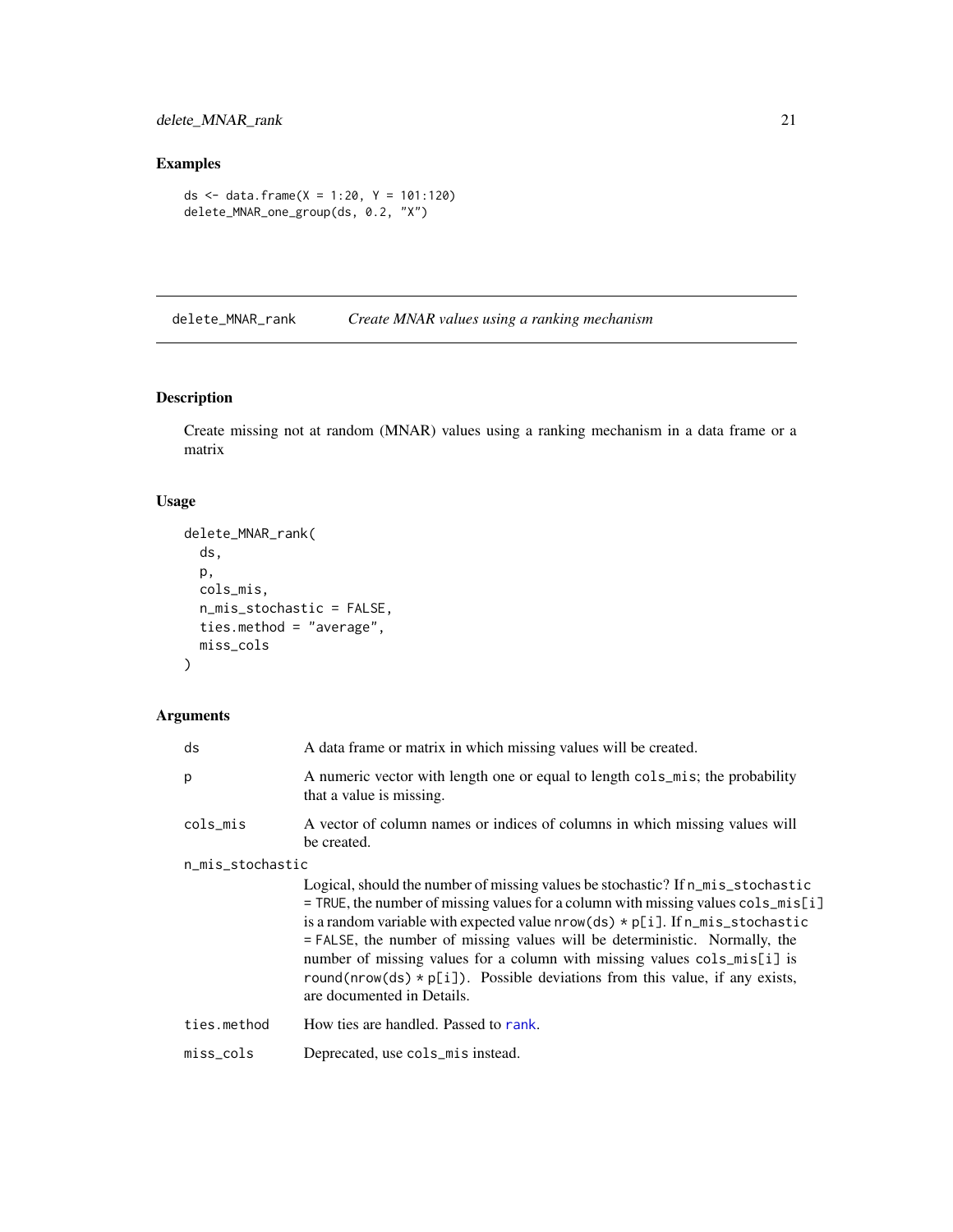## Examples

```
ds <- data.frame(X = 1:20, Y = 101:120)
delete_MNAR_one_group(ds, 0.2, "X")
```

---

# delete_MNAR_rank — *Create MNAR values using a ranking mechanism*

---

## Description

Create missing not at random (MNAR) values using a ranking mechanism in a data frame or a matrix

## Usage

```
delete_MNAR_rank(
  ds,
  p,
  cols_mis,
  n_mis_stochastic = FALSE,
  ties.method = "average",
  miss_cols
)
```

## Arguments

| Argument | Description |
|---|---|
| `ds` | A data frame or matrix in which missing values will be created. |
| `p` | A numeric vector with length one or equal to length `cols_mis`; the probability that a value is missing. |
| `cols_mis` | A vector of column names or indices of columns in which missing values will be created. |
| `n_mis_stochastic` | Logical, should the number of missing values be stochastic? If `n_mis_stochastic = TRUE`, the number of missing values for a column with missing values `cols_mis[i]` is a random variable with expected value `nrow(ds) * p[i]`. If `n_mis_stochastic = FALSE`, the number of missing values will be deterministic. Normally, the number of missing values for a column with missing values `cols_mis[i]` is `round(nrow(ds) * p[i])`. Possible deviations from this value, if any exists, are documented in Details. |
| `ties.method` | How ties are handled. Passed to `rank`. |
| `miss_cols` | Deprecated, use `cols_mis` instead. |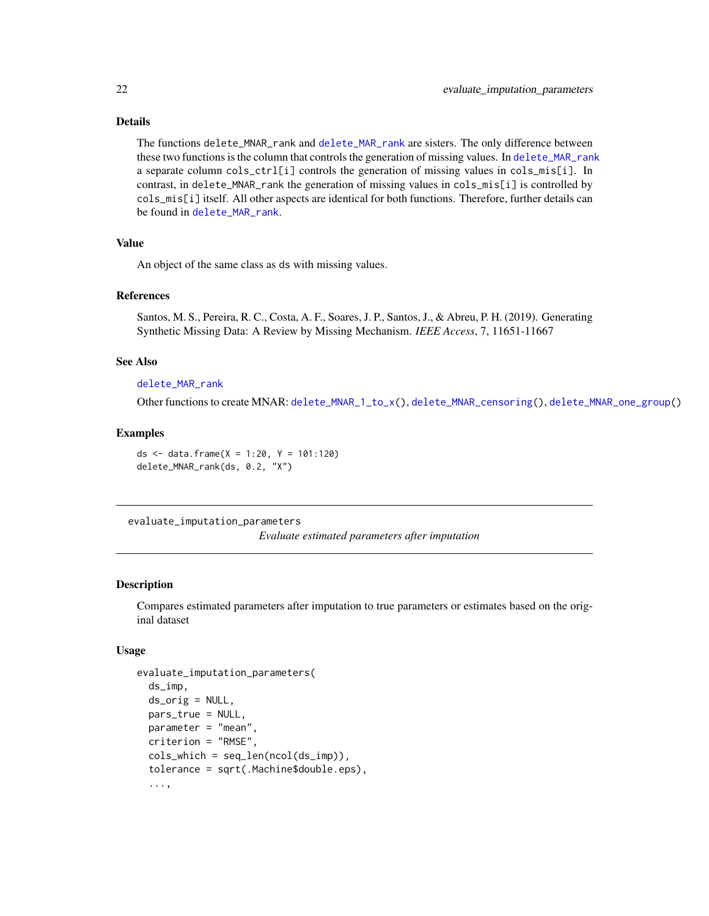### Details

The functions `delete_MNAR_rank` and `delete_MAR_rank` are sisters. The only difference between these two functions is the column that controls the generation of missing values. In `delete_MAR_rank` a separate column `cols_ctrl[i]` controls the generation of missing values in `cols_mis[i]`. In contrast, in `delete_MNAR_rank` the generation of missing values in `cols_mis[i]` is controlled by `cols_mis[i]` itself. All other aspects are identical for both functions. Therefore, further details can be found in `delete_MAR_rank`.

### Value

An object of the same class as `ds` with missing values.

### References

Santos, M. S., Pereira, R. C., Costa, A. F., Soares, J. P., Santos, J., & Abreu, P. H. (2019). Generating Synthetic Missing Data: A Review by Missing Mechanism. *IEEE Access*, 7, 11651-11667

### See Also

`delete_MAR_rank`

Other functions to create MNAR: `delete_MNAR_1_to_x()`, `delete_MNAR_censoring()`, `delete_MNAR_one_group()`

### Examples

```
ds <- data.frame(X = 1:20, Y = 101:120)
delete_MNAR_rank(ds, 0.2, "X")
```

---

## evaluate_imputation_parameters

*Evaluate estimated parameters after imputation*

---

### Description

Compares estimated parameters after imputation to true parameters or estimates based on the original dataset

### Usage

```
evaluate_imputation_parameters(
  ds_imp,
  ds_orig = NULL,
  pars_true = NULL,
  parameter = "mean",
  criterion = "RMSE",
  cols_which = seq_len(ncol(ds_imp)),
  tolerance = sqrt(.Machine$double.eps),
  ...,
```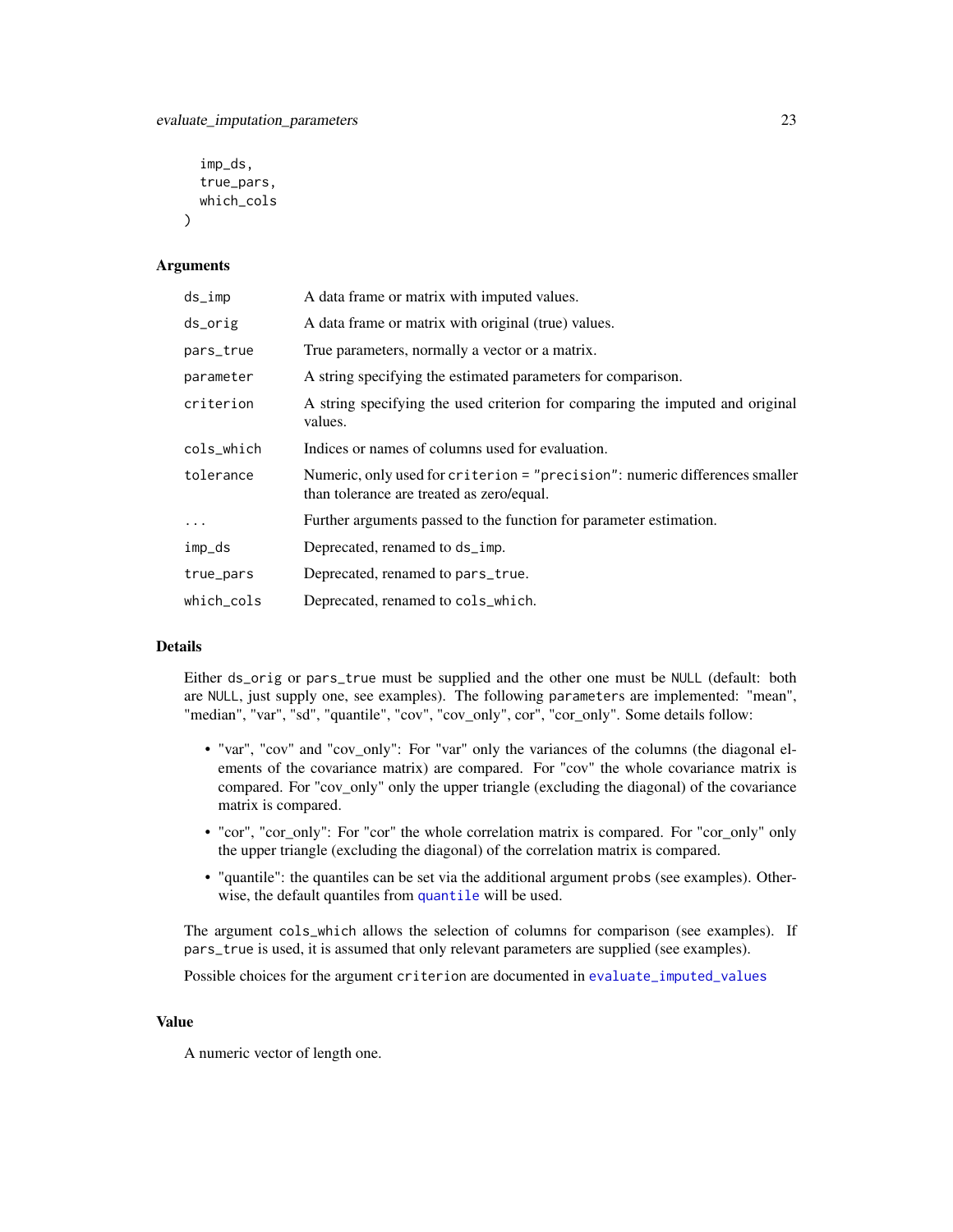```
  imp_ds,
  true_pars,
  which_cols
)
```

### Arguments

| | |
|---|---|
| `ds_imp` | A data frame or matrix with imputed values. |
| `ds_orig` | A data frame or matrix with original (true) values. |
| `pars_true` | True parameters, normally a vector or a matrix. |
| `parameter` | A string specifying the estimated parameters for comparison. |
| `criterion` | A string specifying the used criterion for comparing the imputed and original values. |
| `cols_which` | Indices or names of columns used for evaluation. |
| `tolerance` | Numeric, only used for `criterion = "precision"`: numeric differences smaller than tolerance are treated as zero/equal. |
| `...` | Further arguments passed to the function for parameter estimation. |
| `imp_ds` | Deprecated, renamed to `ds_imp`. |
| `true_pars` | Deprecated, renamed to `pars_true`. |
| `which_cols` | Deprecated, renamed to `cols_which`. |

### Details

Either `ds_orig` or `pars_true` must be supplied and the other one must be `NULL` (default: both are `NULL`, just supply one, see examples). The following `parameters` are implemented: "mean", "median", "var", "sd", "quantile", "cov", "cov_only", cor", "cor_only". Some details follow:

- "var", "cov" and "cov_only": For "var" only the variances of the columns (the diagonal elements of the covariance matrix) are compared. For "cov" the whole covariance matrix is compared. For "cov_only" only the upper triangle (excluding the diagonal) of the covariance matrix is compared.
- "cor", "cor_only": For "cor" the whole correlation matrix is compared. For "cor_only" only the upper triangle (excluding the diagonal) of the correlation matrix is compared.
- "quantile": the quantiles can be set via the additional argument `probs` (see examples). Otherwise, the default quantiles from `quantile` will be used.

The argument `cols_which` allows the selection of columns for comparison (see examples). If `pars_true` is used, it is assumed that only relevant parameters are supplied (see examples).

Possible choices for the argument `criterion` are documented in `evaluate_imputed_values`

### Value

A numeric vector of length one.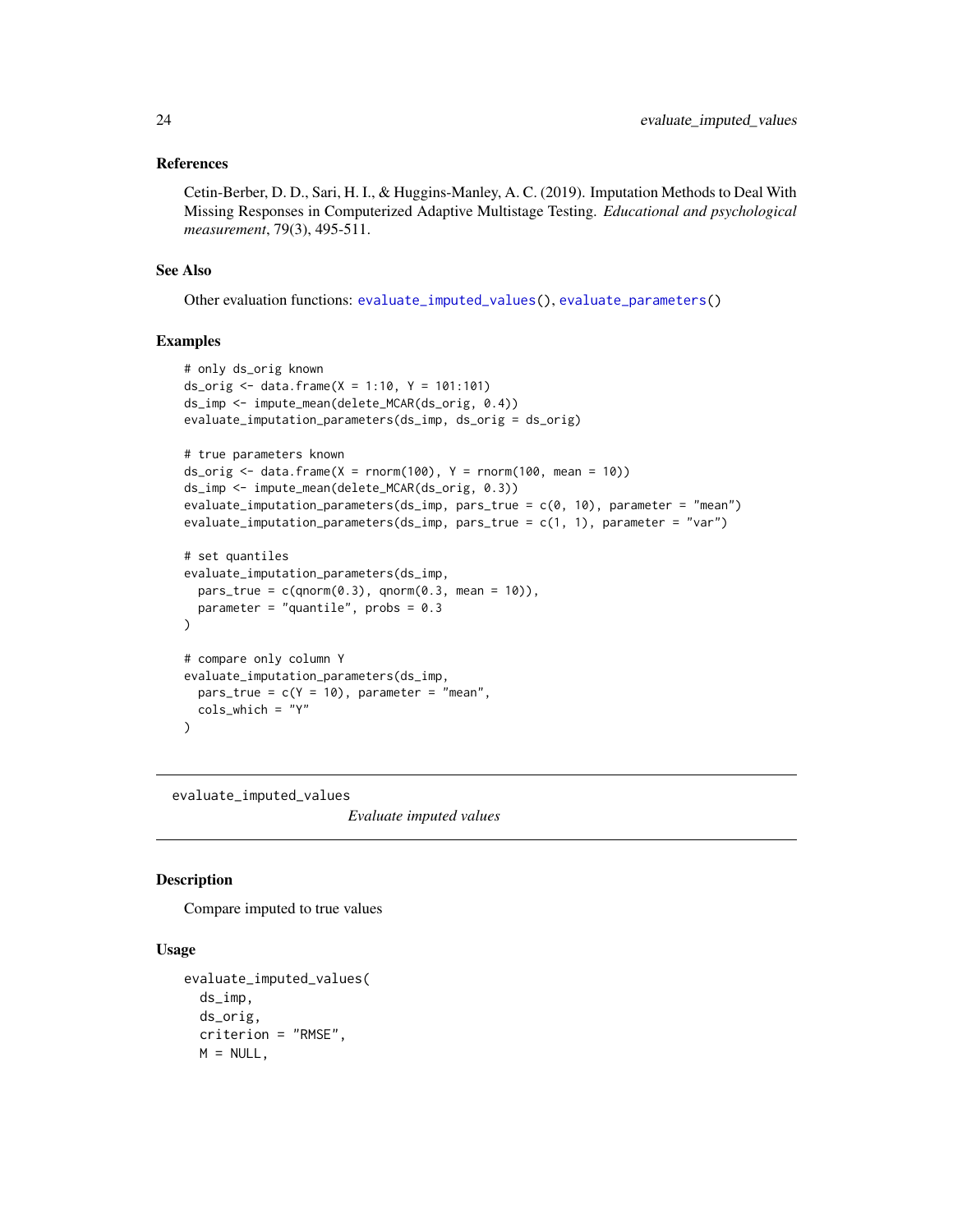### References

Cetin-Berber, D. D., Sari, H. I., & Huggins-Manley, A. C. (2019). Imputation Methods to Deal With Missing Responses in Computerized Adaptive Multistage Testing. *Educational and psychological measurement*, 79(3), 495-511.

### See Also

Other evaluation functions: `evaluate_imputed_values()`, `evaluate_parameters()`

### Examples

```
# only ds_orig known
ds_orig <- data.frame(X = 1:10, Y = 101:101)
ds_imp <- impute_mean(delete_MCAR(ds_orig, 0.4))
evaluate_imputation_parameters(ds_imp, ds_orig = ds_orig)

# true parameters known
ds_orig <- data.frame(X = rnorm(100), Y = rnorm(100, mean = 10))
ds_imp <- impute_mean(delete_MCAR(ds_orig, 0.3))
evaluate_imputation_parameters(ds_imp, pars_true = c(0, 10), parameter = "mean")
evaluate_imputation_parameters(ds_imp, pars_true = c(1, 1), parameter = "var")

# set quantiles
evaluate_imputation_parameters(ds_imp,
  pars_true = c(qnorm(0.3), qnorm(0.3, mean = 10)),
  parameter = "quantile", probs = 0.3
)

# compare only column Y
evaluate_imputation_parameters(ds_imp,
  pars_true = c(Y = 10), parameter = "mean",
  cols_which = "Y"
)
```

---

## evaluate_imputed_values

*Evaluate imputed values*

---

### Description

Compare imputed to true values

### Usage

```
evaluate_imputed_values(
  ds_imp,
  ds_orig,
  criterion = "RMSE",
  M = NULL,
```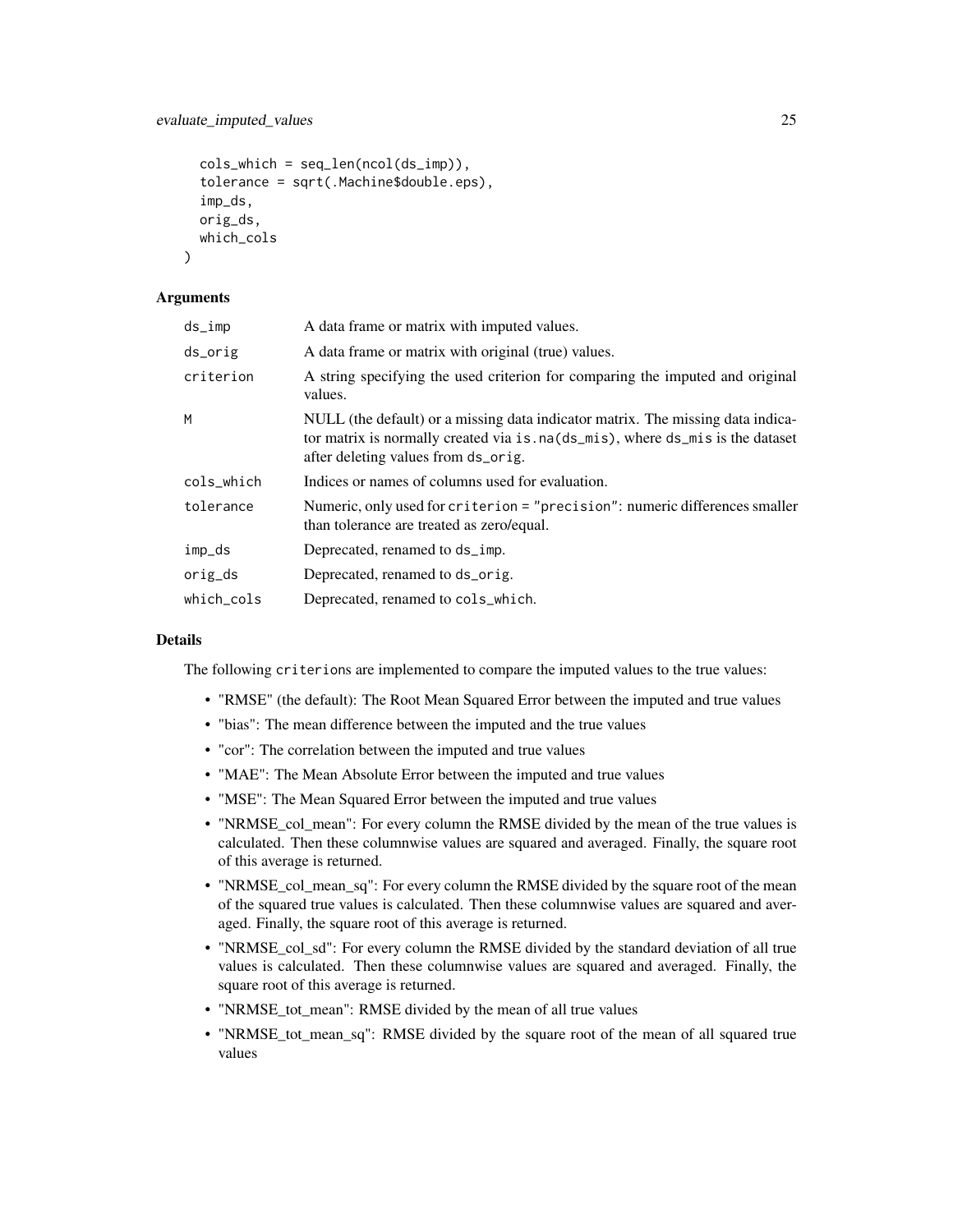```
  cols_which = seq_len(ncol(ds_imp)),
  tolerance = sqrt(.Machine$double.eps),
  imp_ds,
  orig_ds,
  which_cols
)
```

### Arguments

| | |
|---|---|
| ds_imp | A data frame or matrix with imputed values. |
| ds_orig | A data frame or matrix with original (true) values. |
| criterion | A string specifying the used criterion for comparing the imputed and original values. |
| M | NULL (the default) or a missing data indicator matrix. The missing data indicator matrix is normally created via `is.na(ds_mis)`, where `ds_mis` is the dataset after deleting values from `ds_orig`. |
| cols_which | Indices or names of columns used for evaluation. |
| tolerance | Numeric, only used for `criterion = "precision"`: numeric differences smaller than tolerance are treated as zero/equal. |
| imp_ds | Deprecated, renamed to `ds_imp`. |
| orig_ds | Deprecated, renamed to `ds_orig`. |
| which_cols | Deprecated, renamed to `cols_which`. |

### Details

The following `criterion`s are implemented to compare the imputed values to the true values:

- "RMSE" (the default): The Root Mean Squared Error between the imputed and true values
- "bias": The mean difference between the imputed and the true values
- "cor": The correlation between the imputed and true values
- "MAE": The Mean Absolute Error between the imputed and true values
- "MSE": The Mean Squared Error between the imputed and true values
- "NRMSE_col_mean": For every column the RMSE divided by the mean of the true values is calculated. Then these columnwise values are squared and averaged. Finally, the square root of this average is returned.
- "NRMSE_col_mean_sq": For every column the RMSE divided by the square root of the mean of the squared true values is calculated. Then these columnwise values are squared and averaged. Finally, the square root of this average is returned.
- "NRMSE_col_sd": For every column the RMSE divided by the standard deviation of all true values is calculated. Then these columnwise values are squared and averaged. Finally, the square root of this average is returned.
- "NRMSE_tot_mean": RMSE divided by the mean of all true values
- "NRMSE_tot_mean_sq": RMSE divided by the square root of the mean of all squared true values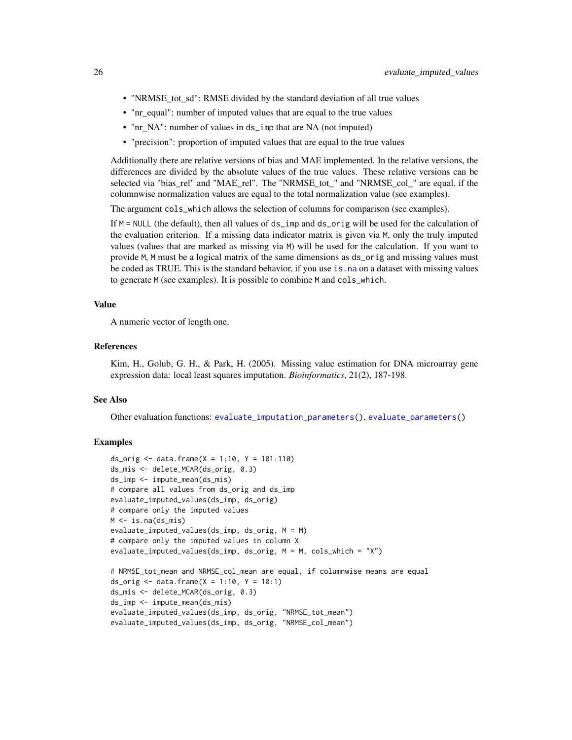- "NRMSE_tot_sd": RMSE divided by the standard deviation of all true values
- "nr_equal": number of imputed values that are equal to the true values
- "nr_NA": number of values in `ds_imp` that are NA (not imputed)
- "precision": proportion of imputed values that are equal to the true values

Additionally there are relative versions of bias and MAE implemented. In the relative versions, the differences are divided by the absolute values of the true values. These relative versions can be selected via "bias_rel" and "MAE_rel". The "NRMSE_tot_" and "NRMSE_col_" are equal, if the columnwise normalization values are equal to the total normalization value (see examples).

The argument `cols_which` allows the selection of columns for comparison (see examples).

If `M = NULL` (the default), then all values of `ds_imp` and `ds_orig` will be used for the calculation of the evaluation criterion. If a missing data indicator matrix is given via `M`, only the truly imputed values (values that are marked as missing via `M`) will be used for the calculation. If you want to provide `M`, `M` must be a logical matrix of the same dimensions as `ds_orig` and missing values must be coded as TRUE. This is the standard behavior, if you use `is.na` on a dataset with missing values to generate `M` (see examples). It is possible to combine `M` and `cols_which`.

### Value

A numeric vector of length one.

### References

Kim, H., Golub, G. H., & Park, H. (2005). Missing value estimation for DNA microarray gene expression data: local least squares imputation. *Bioinformatics*, 21(2), 187-198.

### See Also

Other evaluation functions: `evaluate_imputation_parameters()`, `evaluate_parameters()`

### Examples

```
ds_orig <- data.frame(X = 1:10, Y = 101:110)
ds_mis <- delete_MCAR(ds_orig, 0.3)
ds_imp <- impute_mean(ds_mis)
# compare all values from ds_orig and ds_imp
evaluate_imputed_values(ds_imp, ds_orig)
# compare only the imputed values
M <- is.na(ds_mis)
evaluate_imputed_values(ds_imp, ds_orig, M = M)
# compare only the imputed values in column X
evaluate_imputed_values(ds_imp, ds_orig, M = M, cols_which = "X")

# NRMSE_tot_mean and NRMSE_col_mean are equal, if columnwise means are equal
ds_orig <- data.frame(X = 1:10, Y = 10:1)
ds_mis <- delete_MCAR(ds_orig, 0.3)
ds_imp <- impute_mean(ds_mis)
evaluate_imputed_values(ds_imp, ds_orig, "NRMSE_tot_mean")
evaluate_imputed_values(ds_imp, ds_orig, "NRMSE_col_mean")
```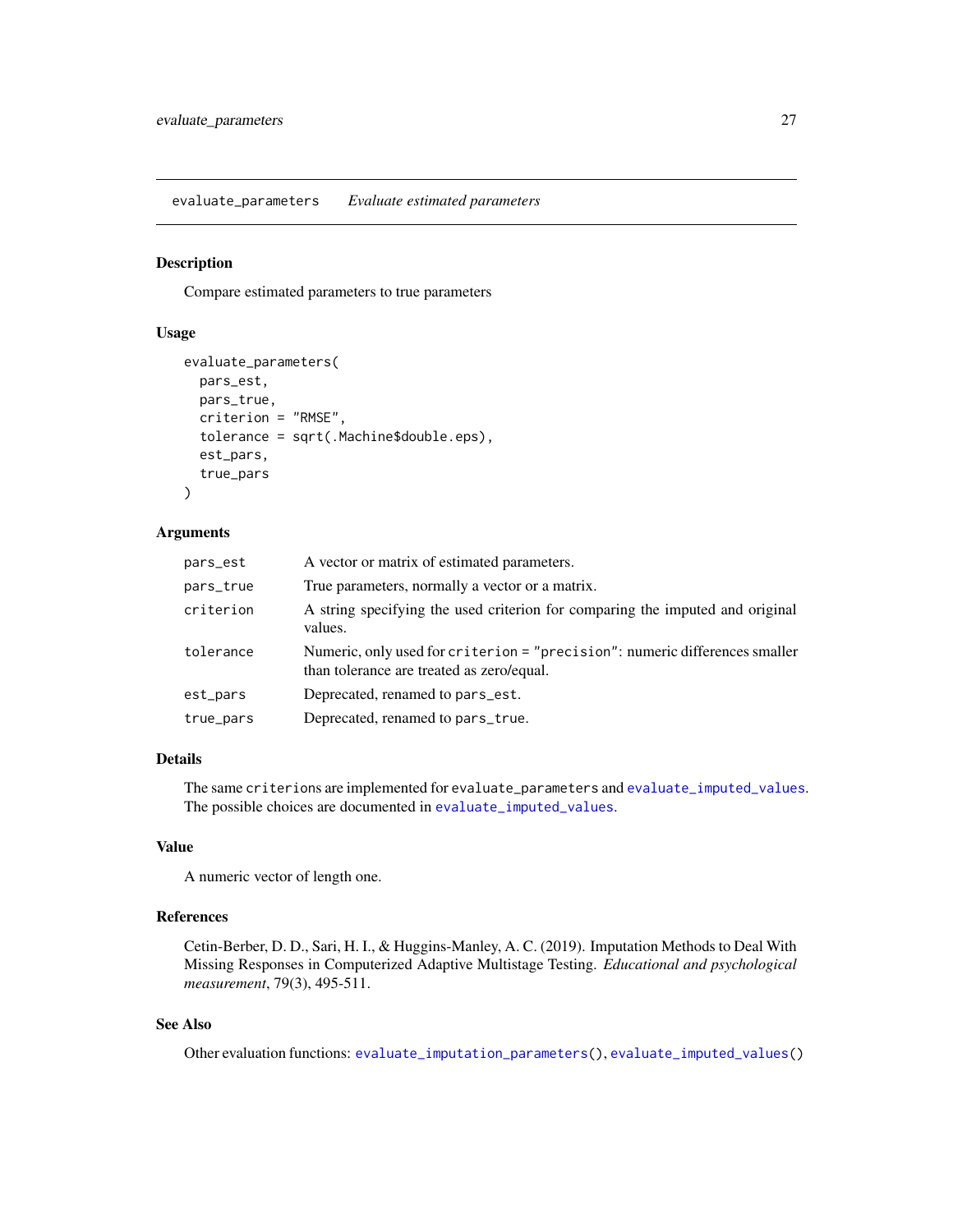## evaluate_parameters    *Evaluate estimated parameters*

### Description

Compare estimated parameters to true parameters

### Usage

```
evaluate_parameters(
  pars_est,
  pars_true,
  criterion = "RMSE",
  tolerance = sqrt(.Machine$double.eps),
  est_pars,
  true_pars
)
```

### Arguments

| | |
|---|---|
| `pars_est` | A vector or matrix of estimated parameters. |
| `pars_true` | True parameters, normally a vector or a matrix. |
| `criterion` | A string specifying the used criterion for comparing the imputed and original values. |
| `tolerance` | Numeric, only used for `criterion = "precision"`: numeric differences smaller than tolerance are treated as zero/equal. |
| `est_pars` | Deprecated, renamed to `pars_est`. |
| `true_pars` | Deprecated, renamed to `pars_true`. |

### Details

The same `criterion`s are implemented for `evaluate_parameters` and `evaluate_imputed_values`. The possible choices are documented in `evaluate_imputed_values`.

### Value

A numeric vector of length one.

### References

Cetin-Berber, D. D., Sari, H. I., & Huggins-Manley, A. C. (2019). Imputation Methods to Deal With Missing Responses in Computerized Adaptive Multistage Testing. *Educational and psychological measurement*, 79(3), 495-511.

### See Also

Other evaluation functions: `evaluate_imputation_parameters()`, `evaluate_imputed_values()`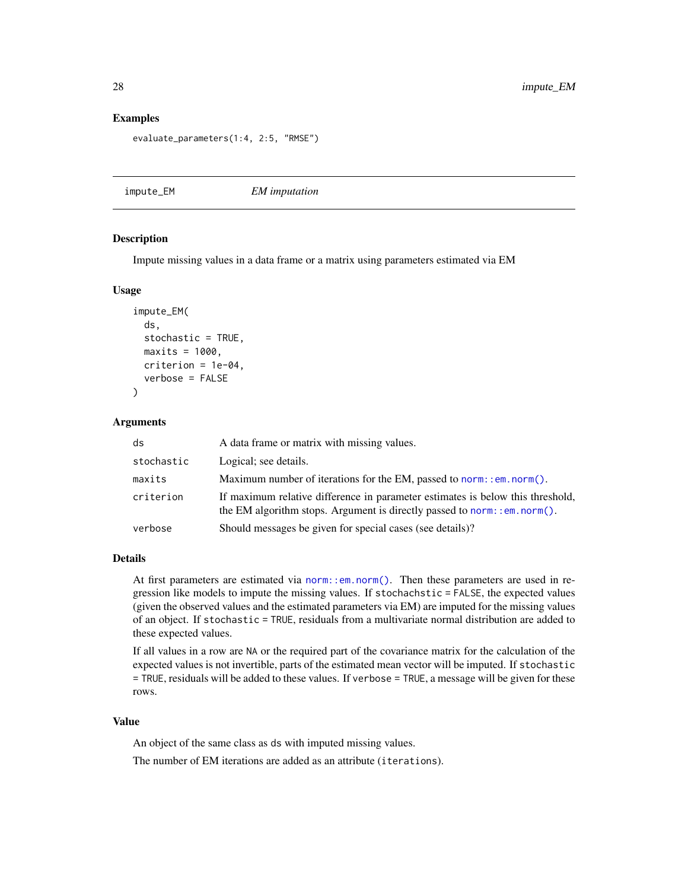### Examples

```
evaluate_parameters(1:4, 2:5, "RMSE")
```

---

## impute_EM — *EM imputation*

### Description

Impute missing values in a data frame or a matrix using parameters estimated via EM

### Usage

```
impute_EM(
  ds,
  stochastic = TRUE,
  maxits = 1000,
  criterion = 1e-04,
  verbose = FALSE
)
```

### Arguments

| | |
|---|---|
| ds | A data frame or matrix with missing values. |
| stochastic | Logical; see details. |
| maxits | Maximum number of iterations for the EM, passed to `norm::em.norm()`. |
| criterion | If maximum relative difference in parameter estimates is below this threshold, the EM algorithm stops. Argument is directly passed to `norm::em.norm()`. |
| verbose | Should messages be given for special cases (see details)? |

### Details

At first parameters are estimated via `norm::em.norm()`. Then these parameters are used in regression like models to impute the missing values. If `stochachstic = FALSE`, the expected values (given the observed values and the estimated parameters via EM) are imputed for the missing values of an object. If `stochastic = TRUE`, residuals from a multivariate normal distribution are added to these expected values.

If all values in a row are `NA` or the required part of the covariance matrix for the calculation of the expected values is not invertible, parts of the estimated mean vector will be imputed. If `stochastic = TRUE`, residuals will be added to these values. If `verbose = TRUE`, a message will be given for these rows.

### Value

An object of the same class as `ds` with imputed missing values.

The number of EM iterations are added as an attribute (`iterations`).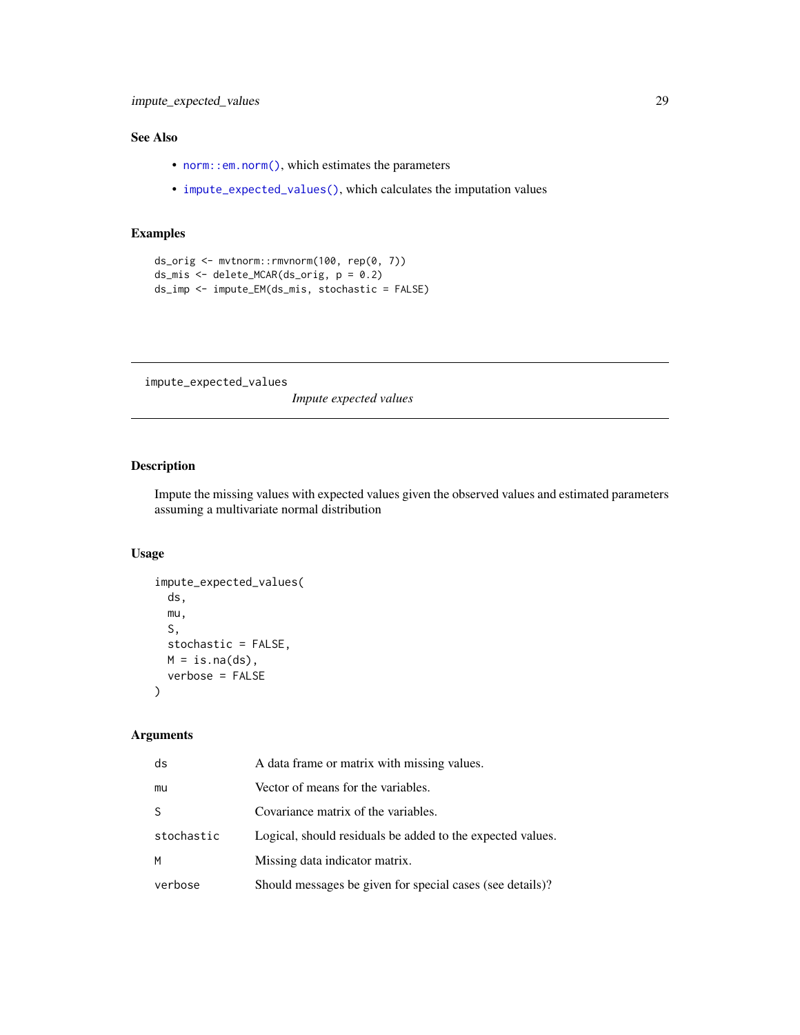## See Also

- `norm::em.norm()`, which estimates the parameters
- `impute_expected_values()`, which calculates the imputation values

## Examples

```
ds_orig <- mvtnorm::rmvnorm(100, rep(0, 7))
ds_mis <- delete_MCAR(ds_orig, p = 0.2)
ds_imp <- impute_EM(ds_mis, stochastic = FALSE)
```

---

# impute_expected_values    *Impute expected values*

---

## Description

Impute the missing values with expected values given the observed values and estimated parameters assuming a multivariate normal distribution

## Usage

```
impute_expected_values(
  ds,
  mu,
  S,
  stochastic = FALSE,
  M = is.na(ds),
  verbose = FALSE
)
```

## Arguments

| | |
|---|---|
| ds | A data frame or matrix with missing values. |
| mu | Vector of means for the variables. |
| S | Covariance matrix of the variables. |
| stochastic | Logical, should residuals be added to the expected values. |
| M | Missing data indicator matrix. |
| verbose | Should messages be given for special cases (see details)? |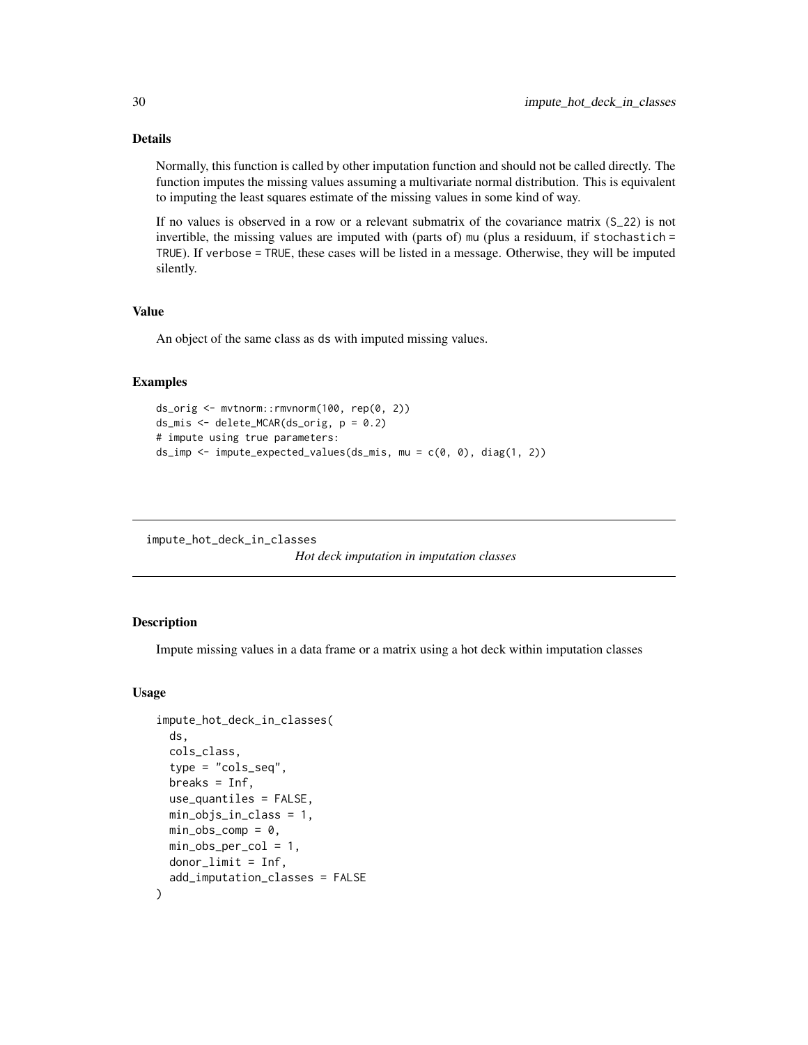### Details

Normally, this function is called by other imputation function and should not be called directly. The function imputes the missing values assuming a multivariate normal distribution. This is equivalent to imputing the least squares estimate of the missing values in some kind of way.

If no values is observed in a row or a relevant submatrix of the covariance matrix (`S_22`) is not invertible, the missing values are imputed with (parts of) `mu` (plus a residuum, if `stochastich = TRUE`). If `verbose = TRUE`, these cases will be listed in a message. Otherwise, they will be imputed silently.

### Value

An object of the same class as `ds` with imputed missing values.

### Examples

```
ds_orig <- mvtnorm::rmvnorm(100, rep(0, 2))
ds_mis <- delete_MCAR(ds_orig, p = 0.2)
# impute using true parameters:
ds_imp <- impute_expected_values(ds_mis, mu = c(0, 0), diag(1, 2))
```

---

## impute_hot_deck_in_classes

*Hot deck imputation in imputation classes*

---

### Description

Impute missing values in a data frame or a matrix using a hot deck within imputation classes

### Usage

```
impute_hot_deck_in_classes(
  ds,
  cols_class,
  type = "cols_seq",
  breaks = Inf,
  use_quantiles = FALSE,
  min_objs_in_class = 1,
  min_obs_comp = 0,
  min_obs_per_col = 1,
  donor_limit = Inf,
  add_imputation_classes = FALSE
)
```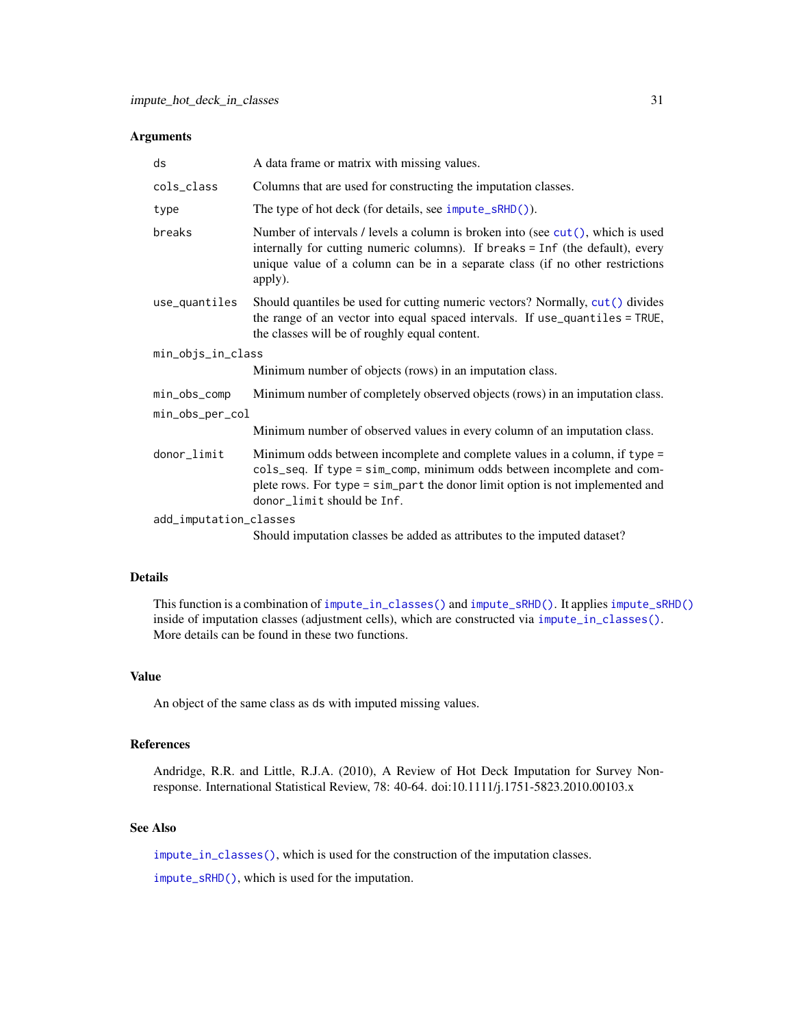## Arguments

| | |
|---|---|
| `ds` | A data frame or matrix with missing values. |
| `cols_class` | Columns that are used for constructing the imputation classes. |
| `type` | The type of hot deck (for details, see `impute_sRHD()`). |
| `breaks` | Number of intervals / levels a column is broken into (see `cut()`, which is used internally for cutting numeric columns). If `breaks = Inf` (the default), every unique value of a column can be in a separate class (if no other restrictions apply). |
| `use_quantiles` | Should quantiles be used for cutting numeric vectors? Normally, `cut()` divides the range of an vector into equal spaced intervals. If `use_quantiles = TRUE`, the classes will be of roughly equal content. |
| `min_objs_in_class` | Minimum number of objects (rows) in an imputation class. |
| `min_obs_comp` | Minimum number of completely observed objects (rows) in an imputation class. |
| `min_obs_per_col` | Minimum number of observed values in every column of an imputation class. |
| `donor_limit` | Minimum odds between incomplete and complete values in a column, if `type = cols_seq`. If `type = sim_comp`, minimum odds between incomplete and complete rows. For `type = sim_part` the donor limit option is not implemented and `donor_limit` should be `Inf`. |
| `add_imputation_classes` | Should imputation classes be added as attributes to the imputed dataset? |

## Details

This function is a combination of `impute_in_classes()` and `impute_sRHD()`. It applies `impute_sRHD()` inside of imputation classes (adjustment cells), which are constructed via `impute_in_classes()`. More details can be found in these two functions.

## Value

An object of the same class as `ds` with imputed missing values.

## References

Andridge, R.R. and Little, R.J.A. (2010), A Review of Hot Deck Imputation for Survey Non-response. International Statistical Review, 78: 40-64. doi:10.1111/j.1751-5823.2010.00103.x

## See Also

`impute_in_classes()`, which is used for the construction of the imputation classes.

`impute_sRHD()`, which is used for the imputation.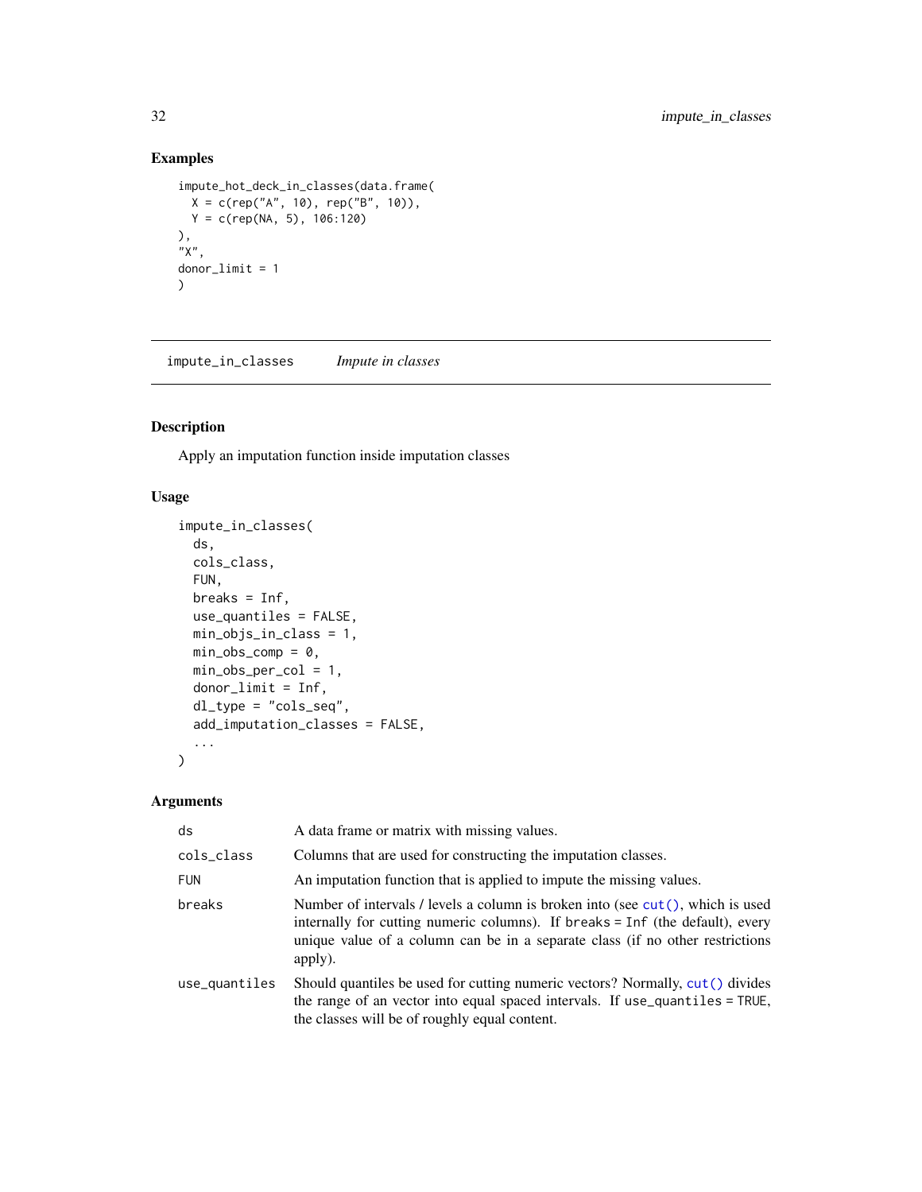## Examples

```
impute_hot_deck_in_classes(data.frame(
  X = c(rep("A", 10), rep("B", 10)),
  Y = c(rep(NA, 5), 106:120)
),
"X",
donor_limit = 1
)
```

---

# impute_in_classes *Impute in classes*

---

## Description

Apply an imputation function inside imputation classes

## Usage

```
impute_in_classes(
  ds,
  cols_class,
  FUN,
  breaks = Inf,
  use_quantiles = FALSE,
  min_objs_in_class = 1,
  min_obs_comp = 0,
  min_obs_per_col = 1,
  donor_limit = Inf,
  dl_type = "cols_seq",
  add_imputation_classes = FALSE,
  ...
)
```

## Arguments

| | |
|---|---|
| ds | A data frame or matrix with missing values. |
| cols_class | Columns that are used for constructing the imputation classes. |
| FUN | An imputation function that is applied to impute the missing values. |
| breaks | Number of intervals / levels a column is broken into (see `cut()`, which is used internally for cutting numeric columns). If `breaks = Inf` (the default), every unique value of a column can be in a separate class (if no other restrictions apply). |
| use_quantiles | Should quantiles be used for cutting numeric vectors? Normally, `cut()` divides the range of an vector into equal spaced intervals. If `use_quantiles = TRUE`, the classes will be of roughly equal content. |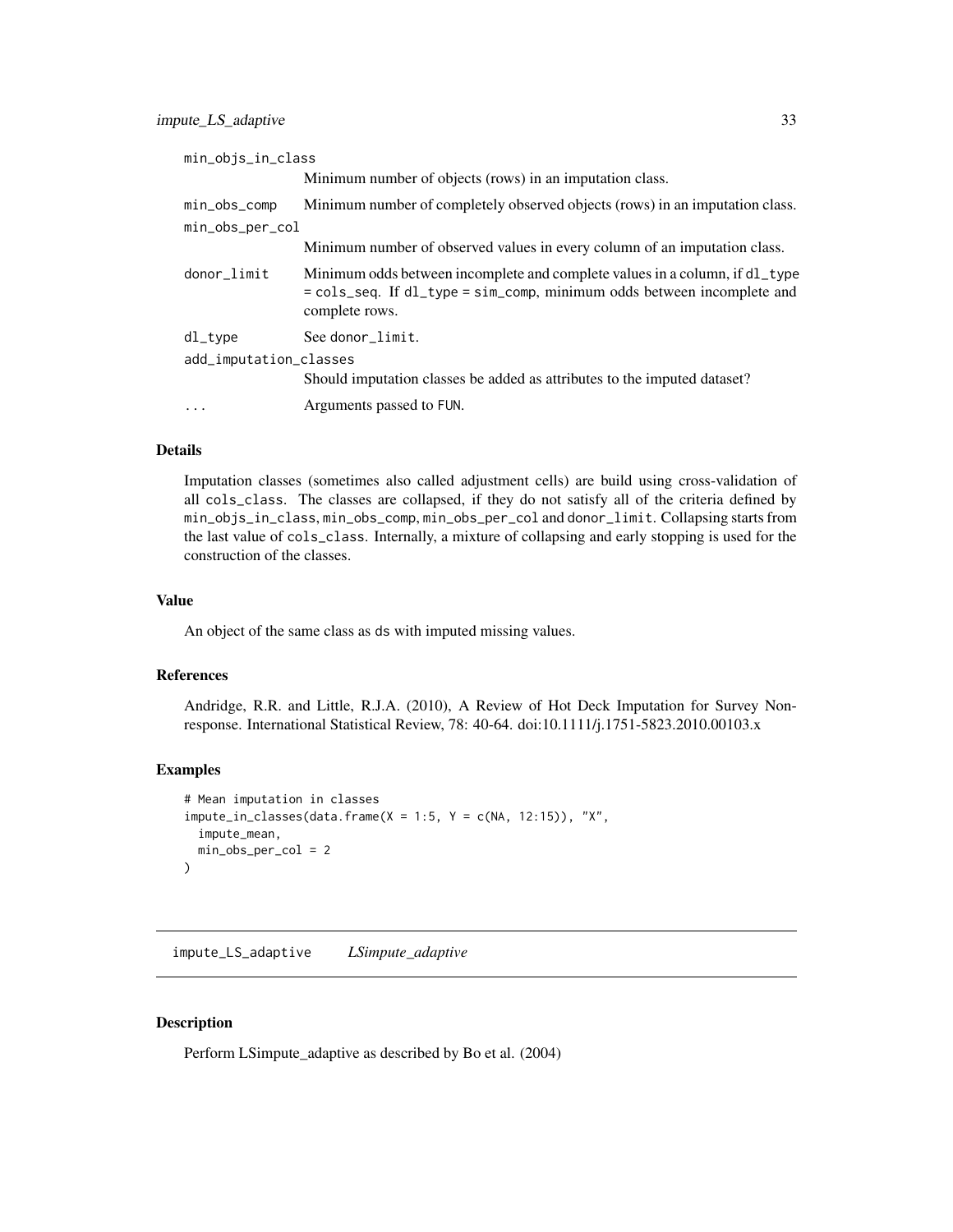min_objs_in_class
: Minimum number of objects (rows) in an imputation class.

min_obs_comp
: Minimum number of completely observed objects (rows) in an imputation class.

min_obs_per_col
: Minimum number of observed values in every column of an imputation class.

donor_limit
: Minimum odds between incomplete and complete values in a column, if `dl_type = cols_seq`. If `dl_type = sim_comp`, minimum odds between incomplete and complete rows.

dl_type
: See `donor_limit`.

add_imputation_classes
: Should imputation classes be added as attributes to the imputed dataset?

...
: Arguments passed to `FUN`.

### Details

Imputation classes (sometimes also called adjustment cells) are build using cross-validation of all `cols_class`. The classes are collapsed, if they do not satisfy all of the criteria defined by `min_objs_in_class`, `min_obs_comp`, `min_obs_per_col` and `donor_limit`. Collapsing starts from the last value of `cols_class`. Internally, a mixture of collapsing and early stopping is used for the construction of the classes.

### Value

An object of the same class as `ds` with imputed missing values.

### References

Andridge, R.R. and Little, R.J.A. (2010), A Review of Hot Deck Imputation for Survey Non-response. International Statistical Review, 78: 40-64. doi:10.1111/j.1751-5823.2010.00103.x

### Examples

```
# Mean imputation in classes
impute_in_classes(data.frame(X = 1:5, Y = c(NA, 12:15)), "X",
  impute_mean,
  min_obs_per_col = 2
)
```

---

## impute_LS_adaptive *LSimpute_adaptive*

### Description

Perform LSimpute_adaptive as described by Bo et al. (2004)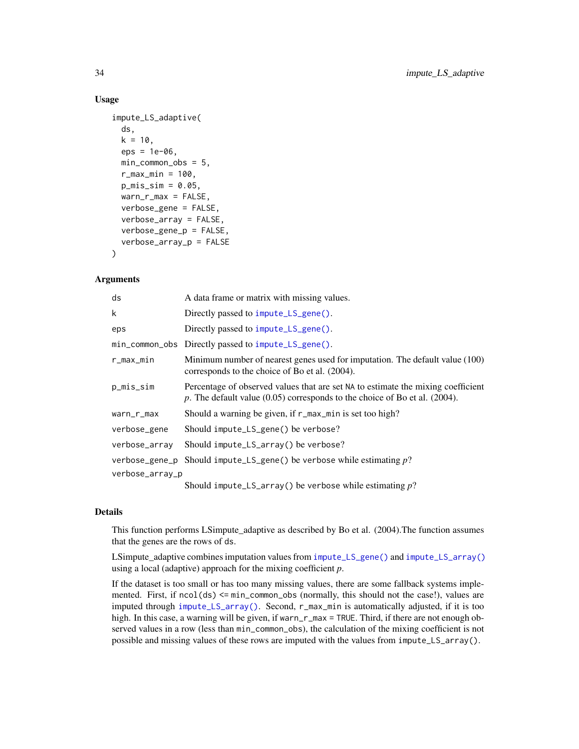### Usage

```
impute_LS_adaptive(
  ds,
  k = 10,
  eps = 1e-06,
  min_common_obs = 5,
  r_max_min = 100,
  p_mis_sim = 0.05,
  warn_r_max = FALSE,
  verbose_gene = FALSE,
  verbose_array = FALSE,
  verbose_gene_p = FALSE,
  verbose_array_p = FALSE
)
```

### Arguments

| | |
|---|---|
| ds | A data frame or matrix with missing values. |
| k | Directly passed to impute_LS_gene(). |
| eps | Directly passed to impute_LS_gene(). |
| min_common_obs | Directly passed to impute_LS_gene(). |
| r_max_min | Minimum number of nearest genes used for imputation. The default value (100) corresponds to the choice of Bo et al. (2004). |
| p_mis_sim | Percentage of observed values that are set NA to estimate the mixing coefficient *p*. The default value (0.05) corresponds to the choice of Bo et al. (2004). |
| warn_r_max | Should a warning be given, if r_max_min is set too high? |
| verbose_gene | Should impute_LS_gene() be verbose? |
| verbose_array | Should impute_LS_array() be verbose? |
| verbose_gene_p | Should impute_LS_gene() be verbose while estimating *p*? |
| verbose_array_p | Should impute_LS_array() be verbose while estimating *p*? |

### Details

This function performs LSimpute_adaptive as described by Bo et al. (2004).The function assumes that the genes are the rows of ds.

LSimpute_adaptive combines imputation values from impute_LS_gene() and impute_LS_array() using a local (adaptive) approach for the mixing coefficient *p*.

If the dataset is too small or has too many missing values, there are some fallback systems implemented. First, if ncol(ds) <= min_common_obs (normally, this should not the case!), values are imputed through impute_LS_array(). Second, r_max_min is automatically adjusted, if it is too high. In this case, a warning will be given, if warn_r_max = TRUE. Third, if there are not enough observed values in a row (less than min_common_obs), the calculation of the mixing coefficient is not possible and missing values of these rows are imputed with the values from impute_LS_array().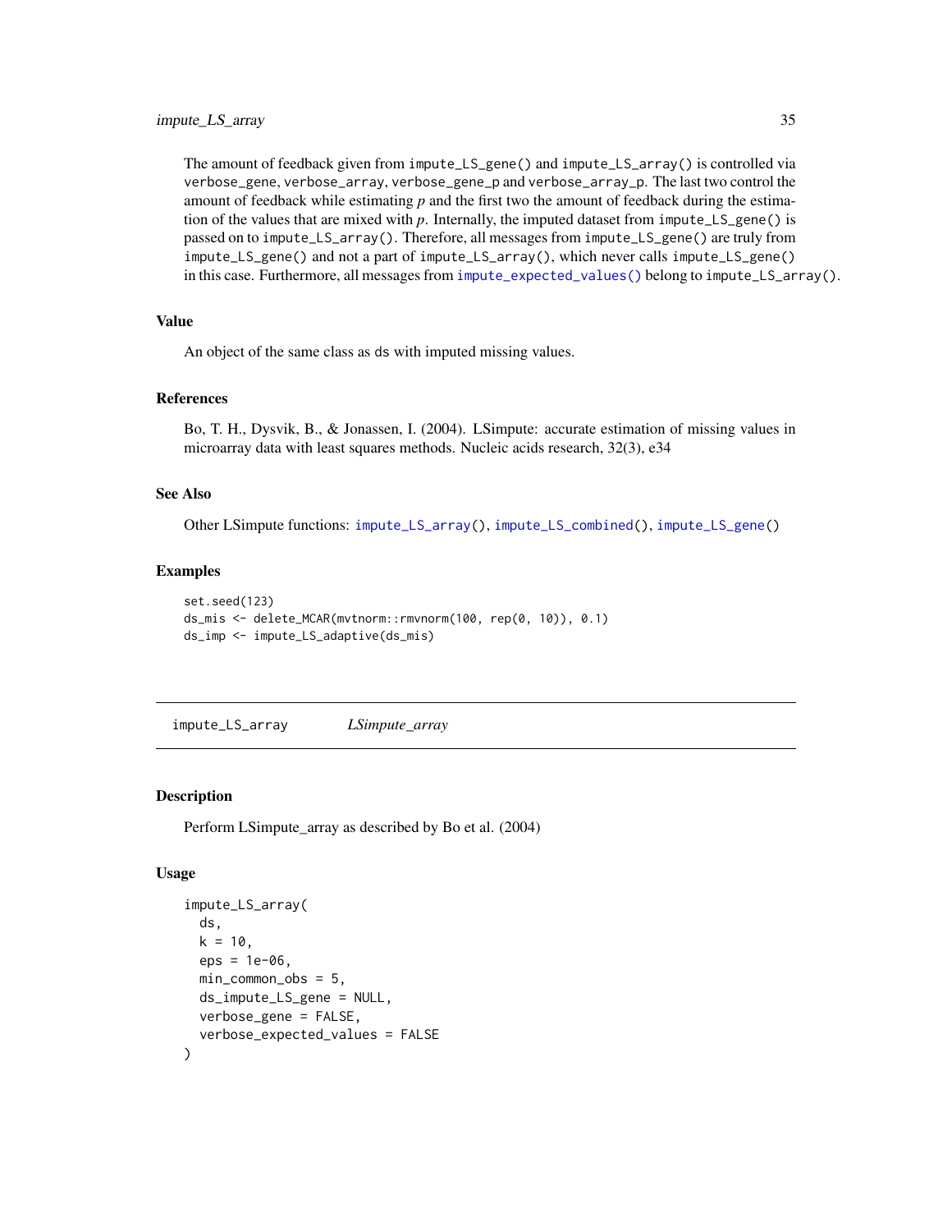The amount of feedback given from `impute_LS_gene()` and `impute_LS_array()` is controlled via `verbose_gene`, `verbose_array`, `verbose_gene_p` and `verbose_array_p`. The last two control the amount of feedback while estimating $p$ and the first two the amount of feedback during the estimation of the values that are mixed with $p$. Internally, the imputed dataset from `impute_LS_gene()` is passed on to `impute_LS_array()`. Therefore, all messages from `impute_LS_gene()` are truly from `impute_LS_gene()` and not a part of `impute_LS_array()`, which never calls `impute_LS_gene()` in this case. Furthermore, all messages from `impute_expected_values()` belong to `impute_LS_array()`.

### Value

An object of the same class as `ds` with imputed missing values.

### References

Bo, T. H., Dysvik, B., & Jonassen, I. (2004). LSimpute: accurate estimation of missing values in microarray data with least squares methods. Nucleic acids research, 32(3), e34

### See Also

Other LSimpute functions: `impute_LS_array()`, `impute_LS_combined()`, `impute_LS_gene()`

### Examples

```
set.seed(123)
ds_mis <- delete_MCAR(mvtnorm::rmvnorm(100, rep(0, 10)), 0.1)
ds_imp <- impute_LS_adaptive(ds_mis)
```

---

## impute_LS_array &nbsp;&nbsp;&nbsp; *LSimpute_array*

---

### Description

Perform LSimpute_array as described by Bo et al. (2004)

### Usage

```
impute_LS_array(
  ds,
  k = 10,
  eps = 1e-06,
  min_common_obs = 5,
  ds_impute_LS_gene = NULL,
  verbose_gene = FALSE,
  verbose_expected_values = FALSE
)
```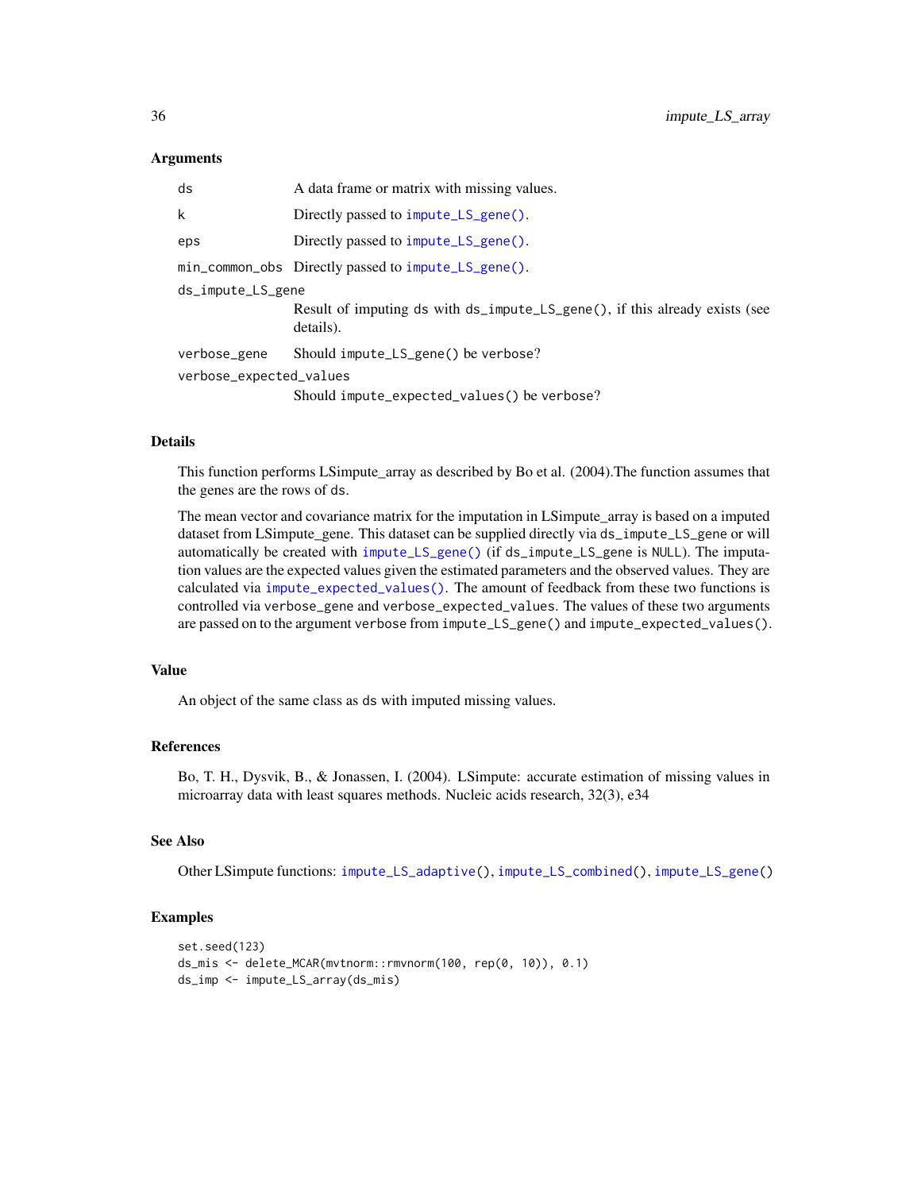## Arguments

| | |
|---|---|
| ds | A data frame or matrix with missing values. |
| k | Directly passed to impute_LS_gene(). |
| eps | Directly passed to impute_LS_gene(). |
| min_common_obs | Directly passed to impute_LS_gene(). |
| ds_impute_LS_gene | Result of imputing ds with ds_impute_LS_gene(), if this already exists (see details). |
| verbose_gene | Should impute_LS_gene() be verbose? |
| verbose_expected_values | Should impute_expected_values() be verbose? |

## Details

This function performs LSimpute_array as described by Bo et al. (2004).The function assumes that the genes are the rows of ds.

The mean vector and covariance matrix for the imputation in LSimpute_array is based on a imputed dataset from LSimpute_gene. This dataset can be supplied directly via ds_impute_LS_gene or will automatically be created with impute_LS_gene() (if ds_impute_LS_gene is NULL). The imputation values are the expected values given the estimated parameters and the observed values. They are calculated via impute_expected_values(). The amount of feedback from these two functions is controlled via verbose_gene and verbose_expected_values. The values of these two arguments are passed on to the argument verbose from impute_LS_gene() and impute_expected_values().

## Value

An object of the same class as ds with imputed missing values.

## References

Bo, T. H., Dysvik, B., & Jonassen, I. (2004). LSimpute: accurate estimation of missing values in microarray data with least squares methods. Nucleic acids research, 32(3), e34

## See Also

Other LSimpute functions: impute_LS_adaptive(), impute_LS_combined(), impute_LS_gene()

## Examples

```
set.seed(123)
ds_mis <- delete_MCAR(mvtnorm::rmvnorm(100, rep(0, 10)), 0.1)
ds_imp <- impute_LS_array(ds_mis)
```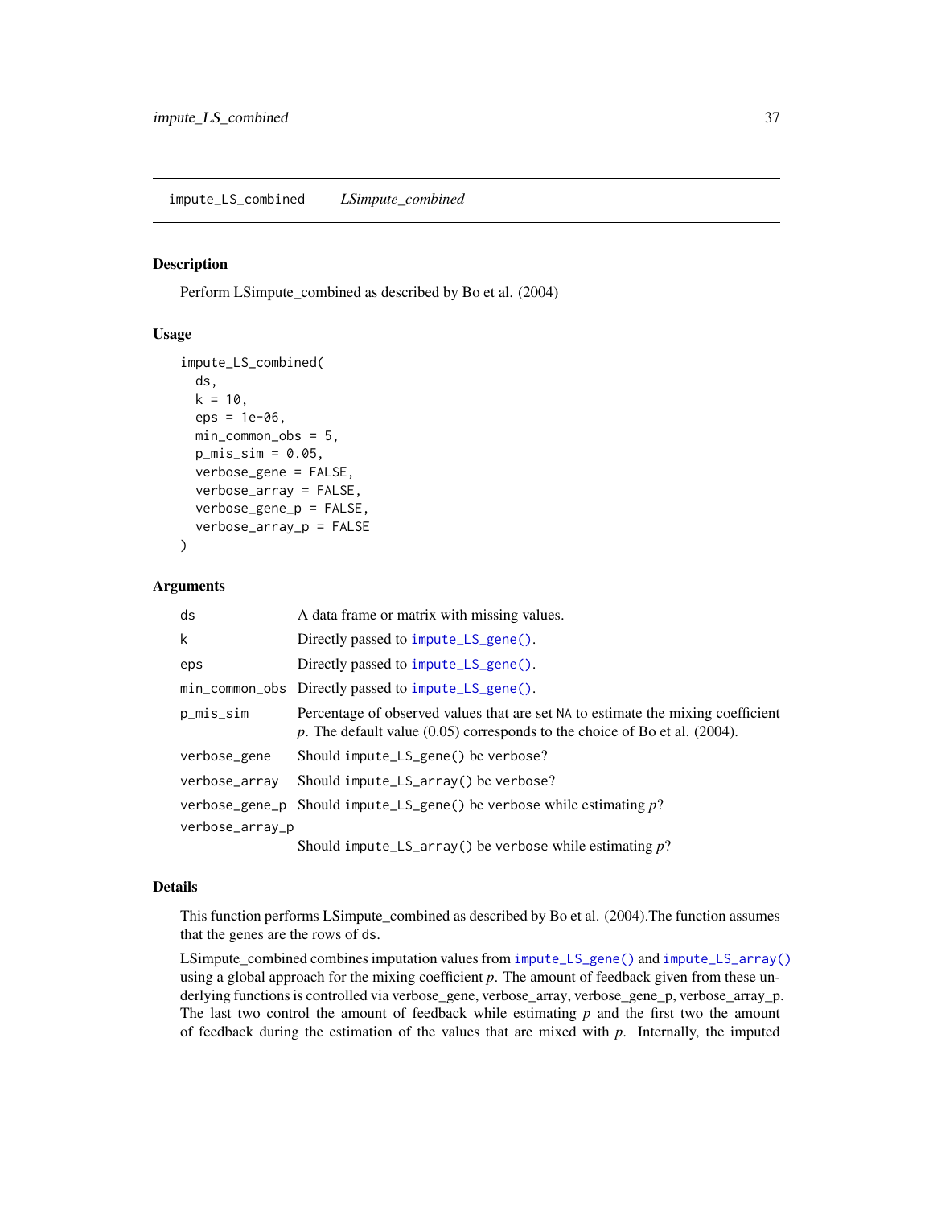## impute_LS_combined *LSimpute_combined*

### Description

Perform LSimpute_combined as described by Bo et al. (2004)

### Usage

```
impute_LS_combined(
  ds,
  k = 10,
  eps = 1e-06,
  min_common_obs = 5,
  p_mis_sim = 0.05,
  verbose_gene = FALSE,
  verbose_array = FALSE,
  verbose_gene_p = FALSE,
  verbose_array_p = FALSE
)
```

### Arguments

| | |
|---|---|
| `ds` | A data frame or matrix with missing values. |
| `k` | Directly passed to `impute_LS_gene()`. |
| `eps` | Directly passed to `impute_LS_gene()`. |
| `min_common_obs` | Directly passed to `impute_LS_gene()`. |
| `p_mis_sim` | Percentage of observed values that are set `NA` to estimate the mixing coefficient $p$. The default value (0.05) corresponds to the choice of Bo et al. (2004). |
| `verbose_gene` | Should `impute_LS_gene()` be verbose? |
| `verbose_array` | Should `impute_LS_array()` be verbose? |
| `verbose_gene_p` | Should `impute_LS_gene()` be verbose while estimating $p$? |
| `verbose_array_p` | Should `impute_LS_array()` be verbose while estimating $p$? |

### Details

This function performs LSimpute_combined as described by Bo et al. (2004).The function assumes that the genes are the rows of `ds`.

LSimpute_combined combines imputation values from `impute_LS_gene()` and `impute_LS_array()` using a global approach for the mixing coefficient $p$. The amount of feedback given from these underlying functions is controlled via verbose_gene, verbose_array, verbose_gene_p, verbose_array_p. The last two control the amount of feedback while estimating $p$ and the first two the amount of feedback during the estimation of the values that are mixed with $p$. Internally, the imputed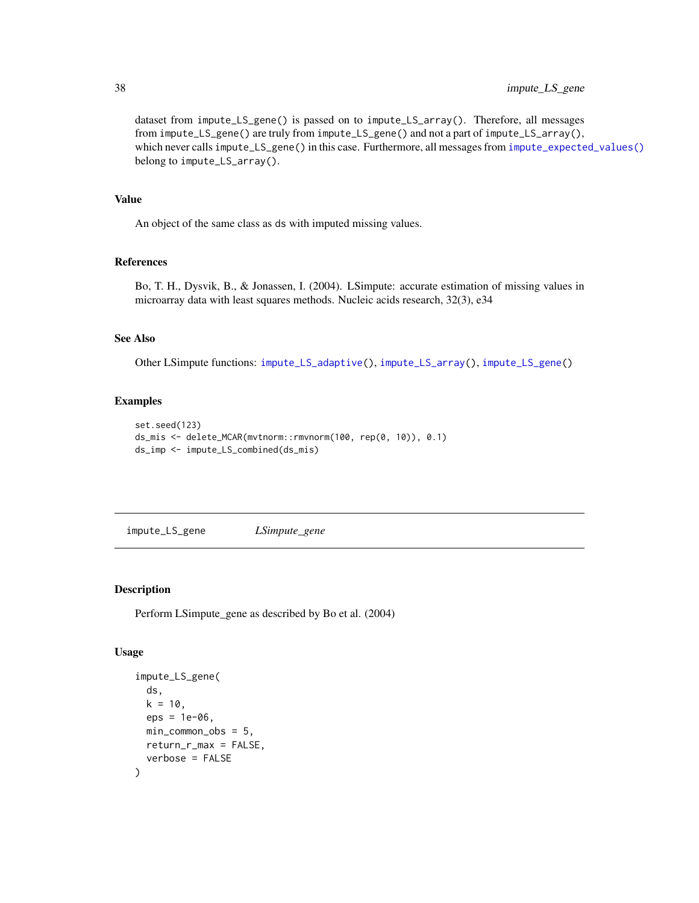dataset from `impute_LS_gene()` is passed on to `impute_LS_array()`. Therefore, all messages from `impute_LS_gene()` are truly from `impute_LS_gene()` and not a part of `impute_LS_array()`, which never calls `impute_LS_gene()` in this case. Furthermore, all messages from `impute_expected_values()` belong to `impute_LS_array()`.

### Value

An object of the same class as `ds` with imputed missing values.

### References

Bo, T. H., Dysvik, B., & Jonassen, I. (2004). LSimpute: accurate estimation of missing values in microarray data with least squares methods. Nucleic acids research, 32(3), e34

### See Also

Other LSimpute functions: `impute_LS_adaptive()`, `impute_LS_array()`, `impute_LS_gene()`

### Examples

```
set.seed(123)
ds_mis <- delete_MCAR(mvtnorm::rmvnorm(100, rep(0, 10)), 0.1)
ds_imp <- impute_LS_combined(ds_mis)
```

---

## `impute_LS_gene` *LSimpute_gene*

---

### Description

Perform LSimpute_gene as described by Bo et al. (2004)

### Usage

```
impute_LS_gene(
  ds,
  k = 10,
  eps = 1e-06,
  min_common_obs = 5,
  return_r_max = FALSE,
  verbose = FALSE
)
```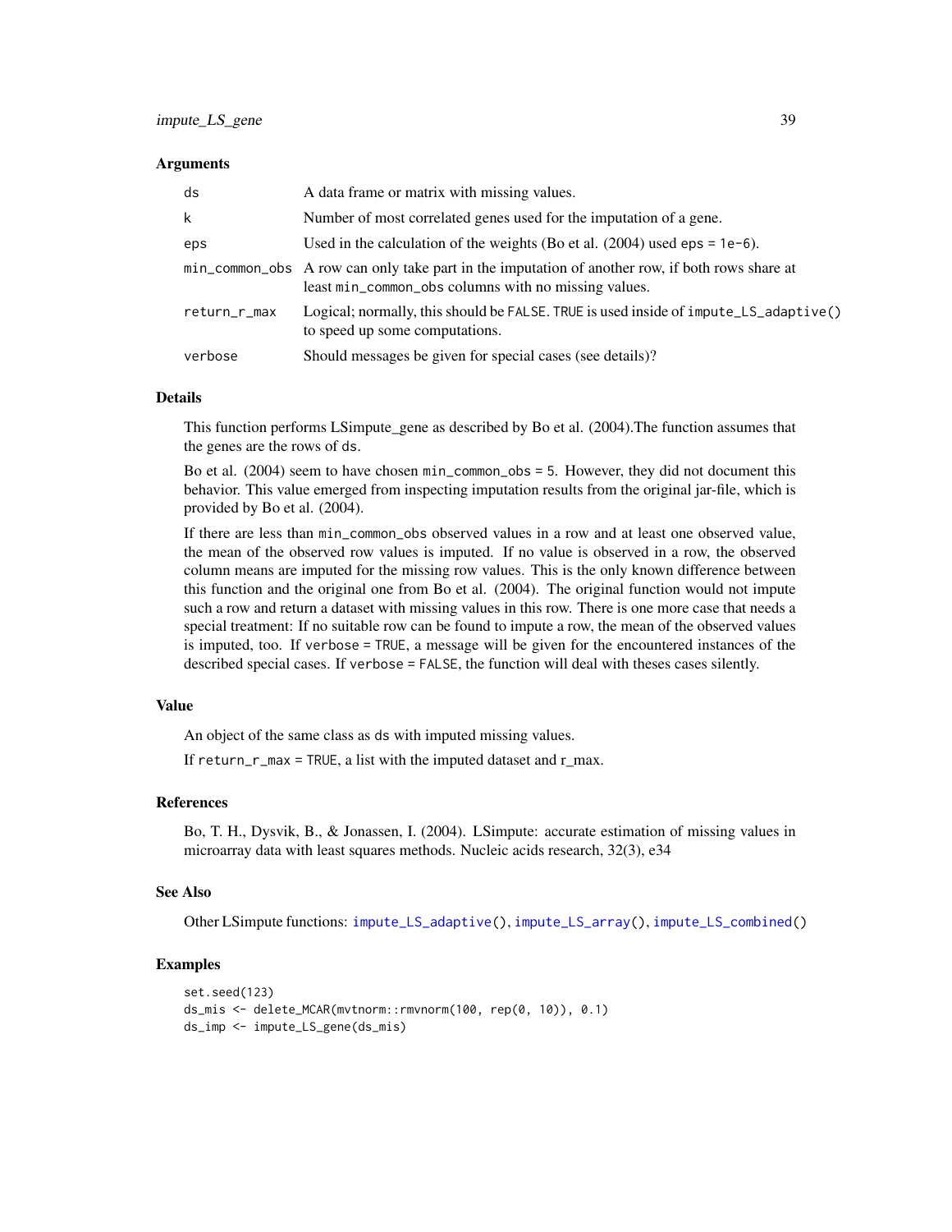### Arguments

| | |
|---|---|
| `ds` | A data frame or matrix with missing values. |
| `k` | Number of most correlated genes used for the imputation of a gene. |
| `eps` | Used in the calculation of the weights (Bo et al. (2004) used `eps = 1e-6`). |
| `min_common_obs` | A row can only take part in the imputation of another row, if both rows share at least `min_common_obs` columns with no missing values. |
| `return_r_max` | Logical; normally, this should be `FALSE`. `TRUE` is used inside of `impute_LS_adaptive()` to speed up some computations. |
| `verbose` | Should messages be given for special cases (see details)? |

### Details

This function performs LSimpute_gene as described by Bo et al. (2004).The function assumes that the genes are the rows of `ds`.

Bo et al. (2004) seem to have chosen `min_common_obs = 5`. However, they did not document this behavior. This value emerged from inspecting imputation results from the original jar-file, which is provided by Bo et al. (2004).

If there are less than `min_common_obs` observed values in a row and at least one observed value, the mean of the observed row values is imputed. If no value is observed in a row, the observed column means are imputed for the missing row values. This is the only known difference between this function and the original one from Bo et al. (2004). The original function would not impute such a row and return a dataset with missing values in this row. There is one more case that needs a special treatment: If no suitable row can be found to impute a row, the mean of the observed values is imputed, too. If `verbose = TRUE`, a message will be given for the encountered instances of the described special cases. If `verbose = FALSE`, the function will deal with theses cases silently.

### Value

An object of the same class as `ds` with imputed missing values.

If `return_r_max = TRUE`, a list with the imputed dataset and r_max.

### References

Bo, T. H., Dysvik, B., & Jonassen, I. (2004). LSimpute: accurate estimation of missing values in microarray data with least squares methods. Nucleic acids research, 32(3), e34

### See Also

Other LSimpute functions: `impute_LS_adaptive()`, `impute_LS_array()`, `impute_LS_combined()`

### Examples

```
set.seed(123)
ds_mis <- delete_MCAR(mvtnorm::rmvnorm(100, rep(0, 10)), 0.1)
ds_imp <- impute_LS_gene(ds_mis)
```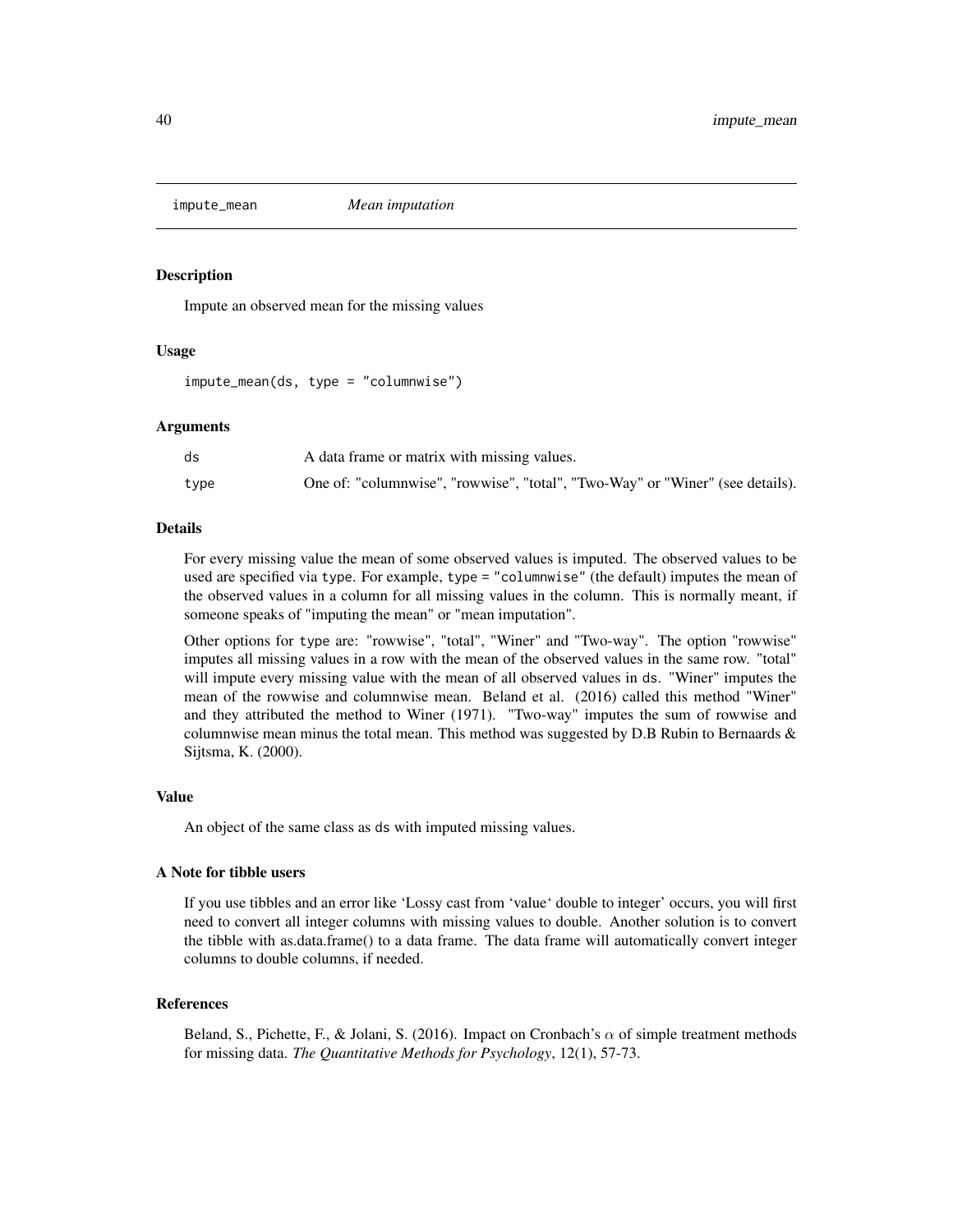impute_mean *Mean imputation*

## Description

Impute an observed mean for the missing values

## Usage

```
impute_mean(ds, type = "columnwise")
```

## Arguments

| | |
|---|---|
| ds | A data frame or matrix with missing values. |
| type | One of: "columnwise", "rowwise", "total", "Two-Way" or "Winer" (see details). |

## Details

For every missing value the mean of some observed values is imputed. The observed values to be used are specified via `type`. For example, `type = "columnwise"` (the default) imputes the mean of the observed values in a column for all missing values in the column. This is normally meant, if someone speaks of "imputing the mean" or "mean imputation".

Other options for `type` are: "rowwise", "total", "Winer" and "Two-way". The option "rowwise" imputes all missing values in a row with the mean of the observed values in the same row. "total" will impute every missing value with the mean of all observed values in `ds`. "Winer" imputes the mean of the rowwise and columnwise mean. Beland et al. (2016) called this method "Winer" and they attributed the method to Winer (1971). "Two-way" imputes the sum of rowwise and columnwise mean minus the total mean. This method was suggested by D.B Rubin to Bernaards & Sijtsma, K. (2000).

## Value

An object of the same class as `ds` with imputed missing values.

## A Note for tibble users

If you use tibbles and an error like 'Lossy cast from 'value' double to integer' occurs, you will first need to convert all integer columns with missing values to double. Another solution is to convert the tibble with as.data.frame() to a data frame. The data frame will automatically convert integer columns to double columns, if needed.

## References

Beland, S., Pichette, F., & Jolani, S. (2016). Impact on Cronbach's $\alpha$ of simple treatment methods for missing data. *The Quantitative Methods for Psychology*, 12(1), 57-73.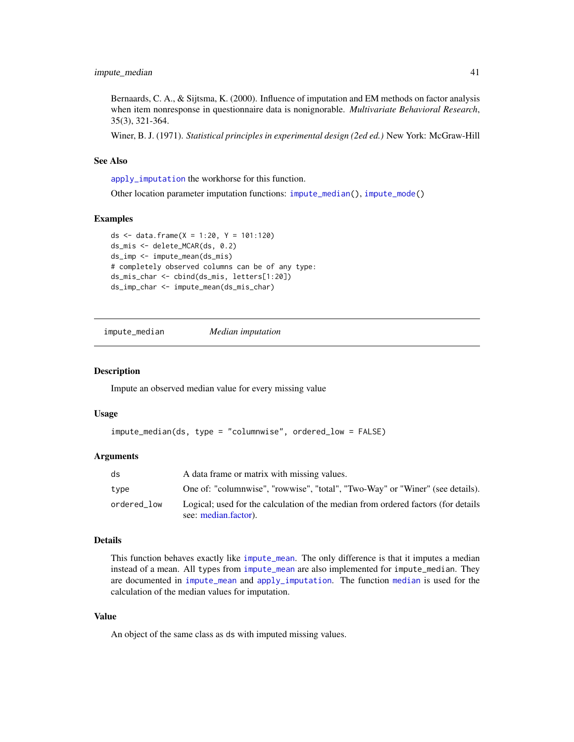Bernaards, C. A., & Sijtsma, K. (2000). Influence of imputation and EM methods on factor analysis when item nonresponse in questionnaire data is nonignorable. *Multivariate Behavioral Research*, 35(3), 321-364.

Winer, B. J. (1971). *Statistical principles in experimental design (2ed ed.)* New York: McGraw-Hill

### See Also

`apply_imputation` the workhorse for this function.

Other location parameter imputation functions: `impute_median()`, `impute_mode()`

### Examples

```
ds <- data.frame(X = 1:20, Y = 101:120)
ds_mis <- delete_MCAR(ds, 0.2)
ds_imp <- impute_mean(ds_mis)
# completely observed columns can be of any type:
ds_mis_char <- cbind(ds_mis, letters[1:20])
ds_imp_char <- impute_mean(ds_mis_char)
```

---

## impute_median — *Median imputation*

### Description

Impute an observed median value for every missing value

### Usage

```
impute_median(ds, type = "columnwise", ordered_low = FALSE)
```

### Arguments

| | |
|---|---|
| ds | A data frame or matrix with missing values. |
| type | One of: "columnwise", "rowwise", "total", "Two-Way" or "Winer" (see details). |
| ordered_low | Logical; used for the calculation of the median from ordered factors (for details see: median.factor). |

### Details

This function behaves exactly like `impute_mean`. The only difference is that it imputes a median instead of a mean. All types from `impute_mean` are also implemented for `impute_median`. They are documented in `impute_mean` and `apply_imputation`. The function `median` is used for the calculation of the median values for imputation.

### Value

An object of the same class as `ds` with imputed missing values.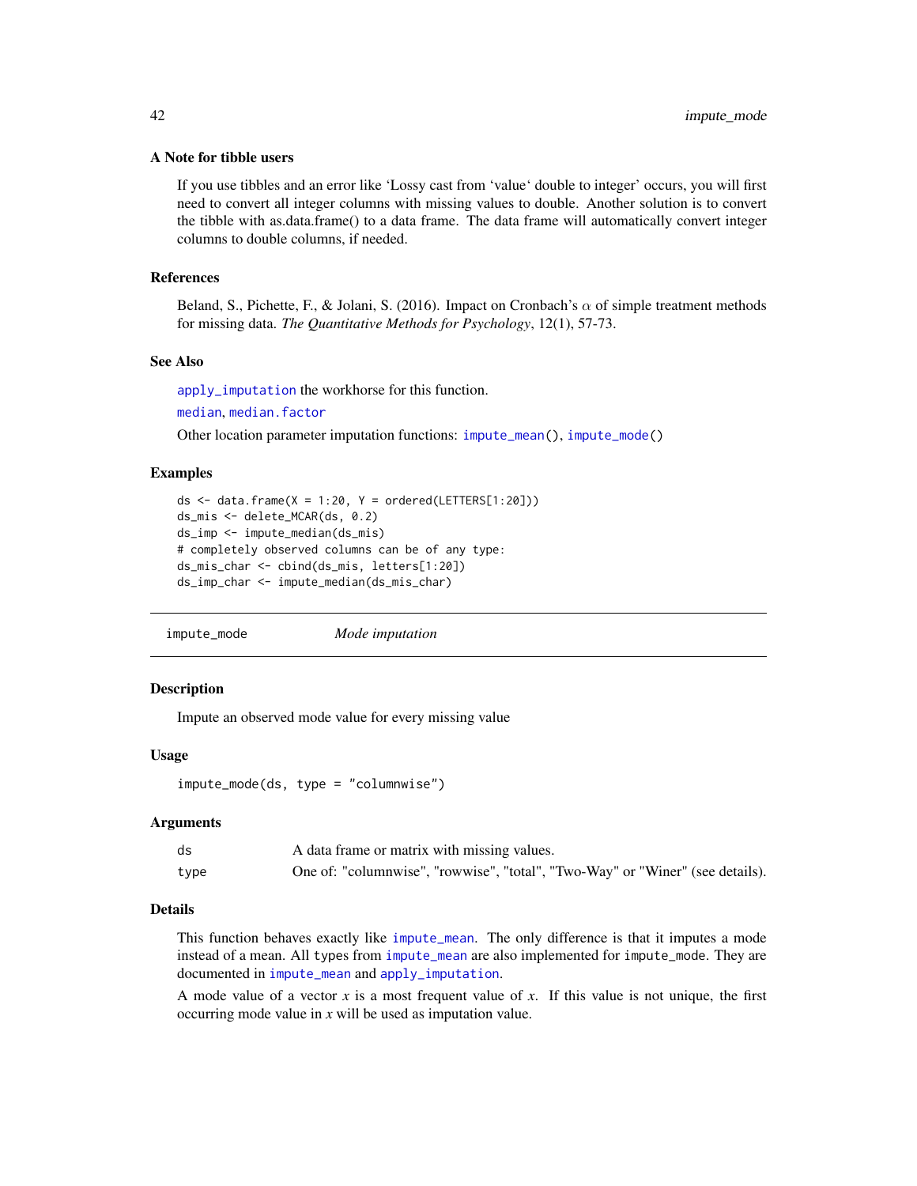### A Note for tibble users

If you use tibbles and an error like 'Lossy cast from 'value' double to integer' occurs, you will first need to convert all integer columns with missing values to double. Another solution is to convert the tibble with as.data.frame() to a data frame. The data frame will automatically convert integer columns to double columns, if needed.

### References

Beland, S., Pichette, F., & Jolani, S. (2016). Impact on Cronbach's $\alpha$ of simple treatment methods for missing data. *The Quantitative Methods for Psychology*, 12(1), 57-73.

### See Also

`apply_imputation` the workhorse for this function.

`median`, `median.factor`

Other location parameter imputation functions: `impute_mean()`, `impute_mode()`

### Examples

```
ds <- data.frame(X = 1:20, Y = ordered(LETTERS[1:20]))
ds_mis <- delete_MCAR(ds, 0.2)
ds_imp <- impute_median(ds_mis)
# completely observed columns can be of any type:
ds_mis_char <- cbind(ds_mis, letters[1:20])
ds_imp_char <- impute_median(ds_mis_char)
```

---

## impute_mode — *Mode imputation*

### Description

Impute an observed mode value for every missing value

### Usage

```
impute_mode(ds, type = "columnwise")
```

### Arguments

| | |
|---|---|
| ds | A data frame or matrix with missing values. |
| type | One of: "columnwise", "rowwise", "total", "Two-Way" or "Winer" (see details). |

### Details

This function behaves exactly like `impute_mean`. The only difference is that it imputes a mode instead of a mean. All types from `impute_mean` are also implemented for `impute_mode`. They are documented in `impute_mean` and `apply_imputation`.

A mode value of a vector $x$ is a most frequent value of $x$. If this value is not unique, the first occurring mode value in $x$ will be used as imputation value.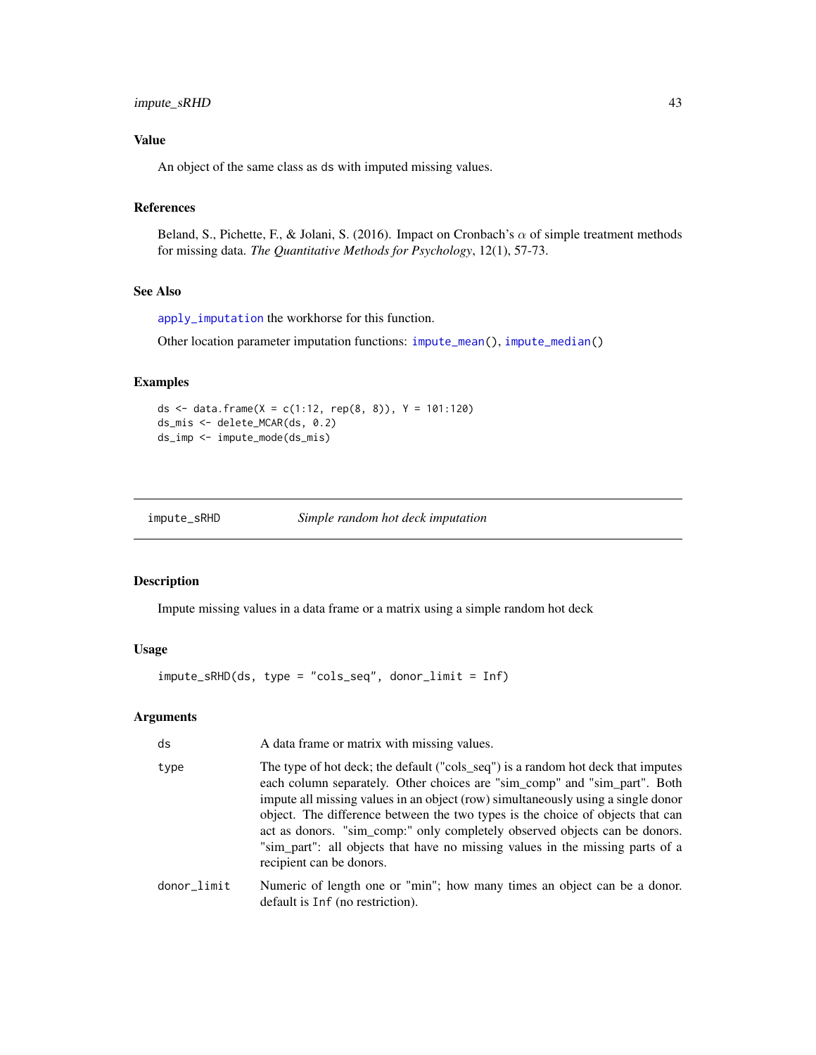### Value

An object of the same class as ds with imputed missing values.

### References

Beland, S., Pichette, F., & Jolani, S. (2016). Impact on Cronbach's $\alpha$ of simple treatment methods for missing data. *The Quantitative Methods for Psychology*, 12(1), 57-73.

### See Also

apply_imputation the workhorse for this function.

Other location parameter imputation functions: impute_mean(), impute_median()

### Examples

```
ds <- data.frame(X = c(1:12, rep(8, 8)), Y = 101:120)
ds_mis <- delete_MCAR(ds, 0.2)
ds_imp <- impute_mode(ds_mis)
```

---

## impute_sRHD — *Simple random hot deck imputation*

### Description

Impute missing values in a data frame or a matrix using a simple random hot deck

### Usage

```
impute_sRHD(ds, type = "cols_seq", donor_limit = Inf)
```

### Arguments

| | |
|---|---|
| ds | A data frame or matrix with missing values. |
| type | The type of hot deck; the default ("cols_seq") is a random hot deck that imputes each column separately. Other choices are "sim_comp" and "sim_part". Both impute all missing values in an object (row) simultaneously using a single donor object. The difference between the two types is the choice of objects that can act as donors. "sim_comp:" only completely observed objects can be donors. "sim_part": all objects that have no missing values in the missing parts of a recipient can be donors. |
| donor_limit | Numeric of length one or "min"; how many times an object can be a donor. default is Inf (no restriction). |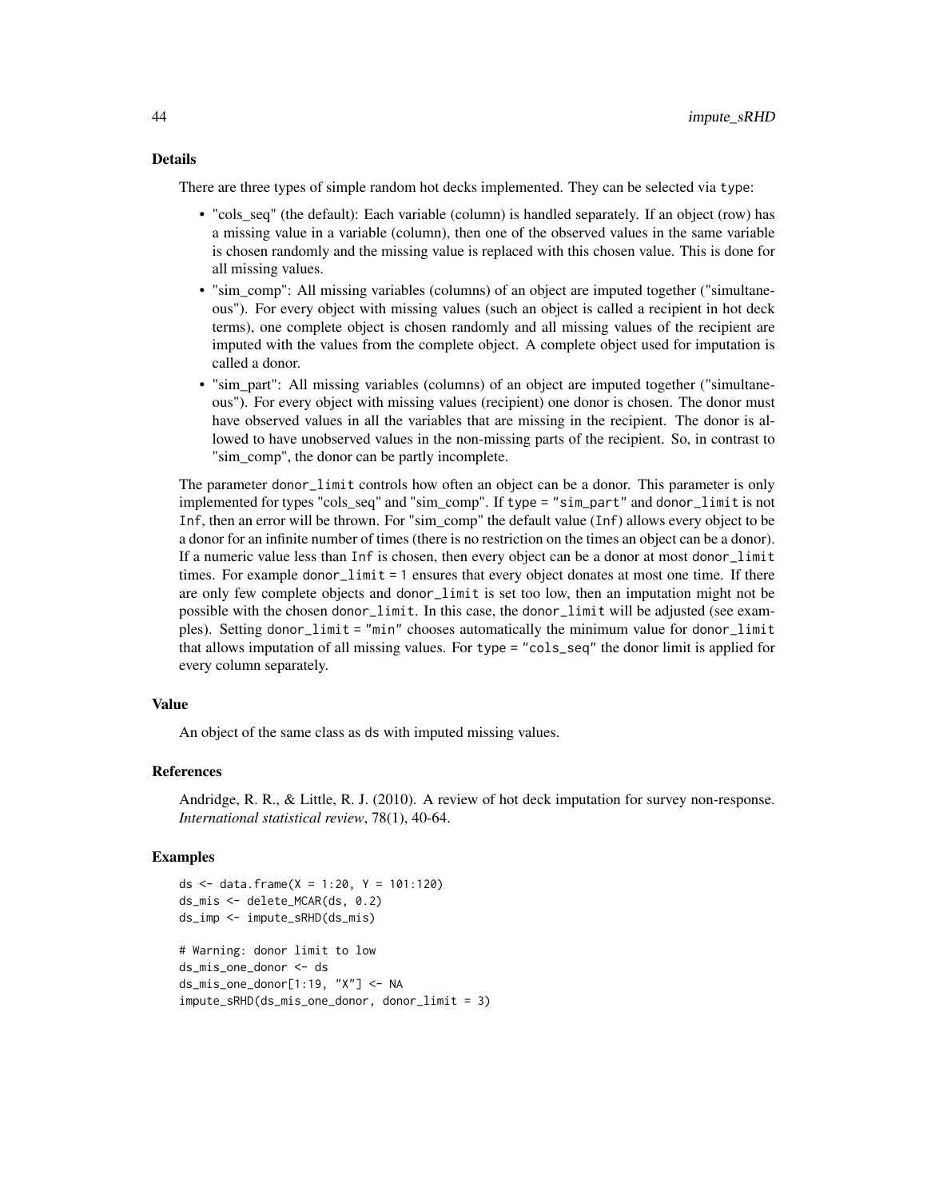### Details

There are three types of simple random hot decks implemented. They can be selected via `type`:

- "cols_seq" (the default): Each variable (column) is handled separately. If an object (row) has a missing value in a variable (column), then one of the observed values in the same variable is chosen randomly and the missing value is replaced with this chosen value. This is done for all missing values.
- "sim_comp": All missing variables (columns) of an object are imputed together ("simultaneous"). For every object with missing values (such an object is called a recipient in hot deck terms), one complete object is chosen randomly and all missing values of the recipient are imputed with the values from the complete object. A complete object used for imputation is called a donor.
- "sim_part": All missing variables (columns) of an object are imputed together ("simultaneous"). For every object with missing values (recipient) one donor is chosen. The donor must have observed values in all the variables that are missing in the recipient. The donor is allowed to have unobserved values in the non-missing parts of the recipient. So, in contrast to "sim_comp", the donor can be partly incomplete.

The parameter `donor_limit` controls how often an object can be a donor. This parameter is only implemented for types "cols_seq" and "sim_comp". If `type = "sim_part"` and `donor_limit` is not `Inf`, then an error will be thrown. For "sim_comp" the default value (`Inf`) allows every object to be a donor for an infinite number of times (there is no restriction on the times an object can be a donor). If a numeric value less than `Inf` is chosen, then every object can be a donor at most `donor_limit` times. For example `donor_limit = 1` ensures that every object donates at most one time. If there are only few complete objects and `donor_limit` is set too low, then an imputation might not be possible with the chosen `donor_limit`. In this case, the `donor_limit` will be adjusted (see examples). Setting `donor_limit = "min"` chooses automatically the minimum value for `donor_limit` that allows imputation of all missing values. For `type = "cols_seq"` the donor limit is applied for every column separately.

### Value

An object of the same class as `ds` with imputed missing values.

### References

Andridge, R. R., & Little, R. J. (2010). A review of hot deck imputation for survey non-response. *International statistical review*, 78(1), 40-64.

### Examples

```
ds <- data.frame(X = 1:20, Y = 101:120)
ds_mis <- delete_MCAR(ds, 0.2)
ds_imp <- impute_sRHD(ds_mis)

# Warning: donor limit to low
ds_mis_one_donor <- ds
ds_mis_one_donor[1:19, "X"] <- NA
impute_sRHD(ds_mis_one_donor, donor_limit = 3)
```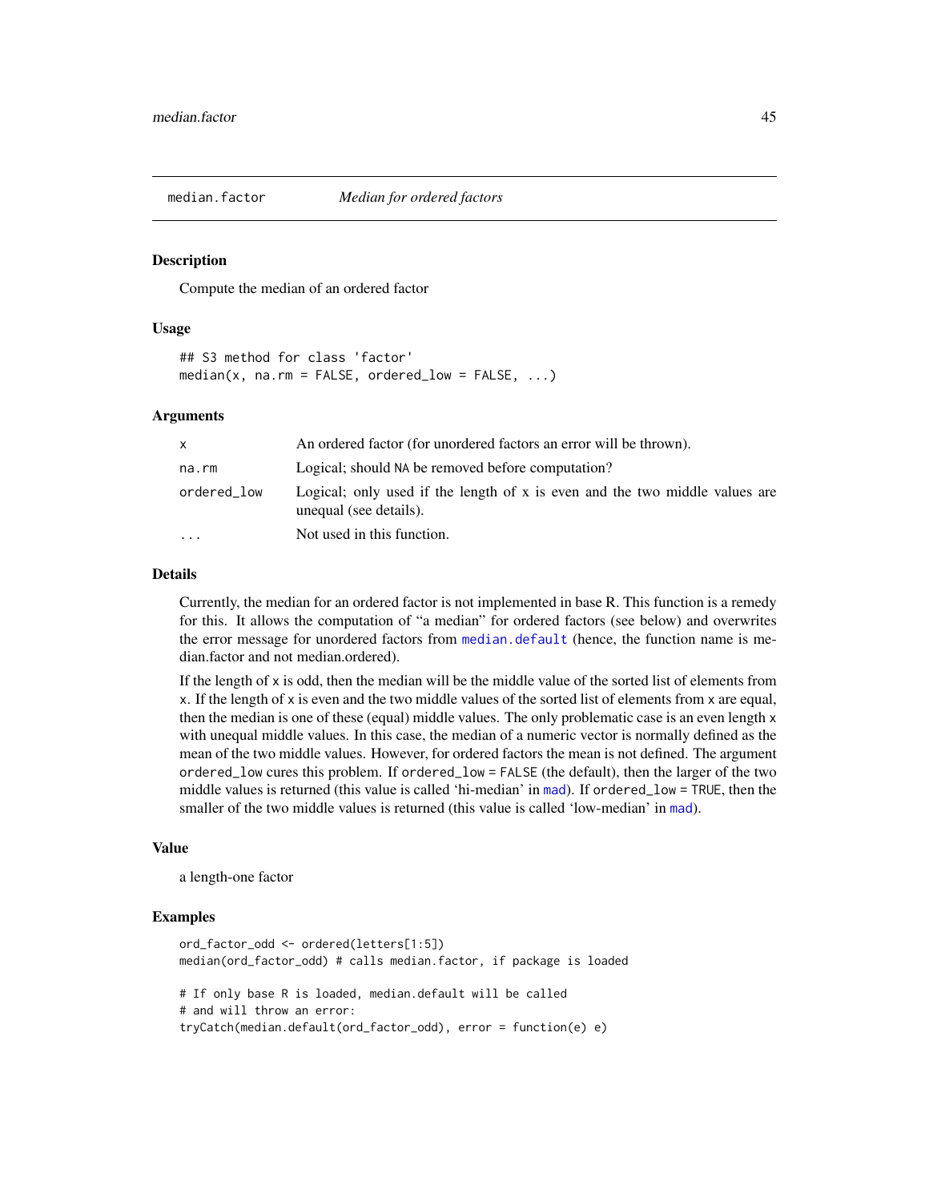## median.factor *Median for ordered factors*

### Description

Compute the median of an ordered factor

### Usage

```
## S3 method for class 'factor'
median(x, na.rm = FALSE, ordered_low = FALSE, ...)
```

### Arguments

| | |
|---|---|
| `x` | An ordered factor (for unordered factors an error will be thrown). |
| `na.rm` | Logical; should `NA` be removed before computation? |
| `ordered_low` | Logical; only used if the length of x is even and the two middle values are unequal (see details). |
| `...` | Not used in this function. |

### Details

Currently, the median for an ordered factor is not implemented in base R. This function is a remedy for this. It allows the computation of "a median" for ordered factors (see below) and overwrites the error message for unordered factors from `median.default` (hence, the function name is median.factor and not median.ordered).

If the length of `x` is odd, then the median will be the middle value of the sorted list of elements from `x`. If the length of `x` is even and the two middle values of the sorted list of elements from `x` are equal, then the median is one of these (equal) middle values. The only problematic case is an even length `x` with unequal middle values. In this case, the median of a numeric vector is normally defined as the mean of the two middle values. However, for ordered factors the mean is not defined. The argument `ordered_low` cures this problem. If `ordered_low = FALSE` (the default), then the larger of the two middle values is returned (this value is called 'hi-median' in `mad`). If `ordered_low = TRUE`, then the smaller of the two middle values is returned (this value is called 'low-median' in `mad`).

### Value

a length-one factor

### Examples

```
ord_factor_odd <- ordered(letters[1:5])
median(ord_factor_odd) # calls median.factor, if package is loaded

# If only base R is loaded, median.default will be called
# and will throw an error:
tryCatch(median.default(ord_factor_odd), error = function(e) e)
```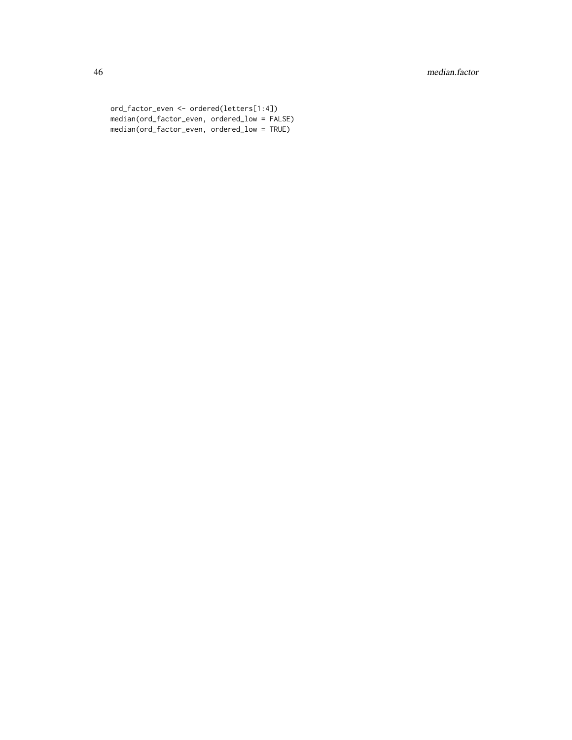```
ord_factor_even <- ordered(letters[1:4])
median(ord_factor_even, ordered_low = FALSE)
median(ord_factor_even, ordered_low = TRUE)
```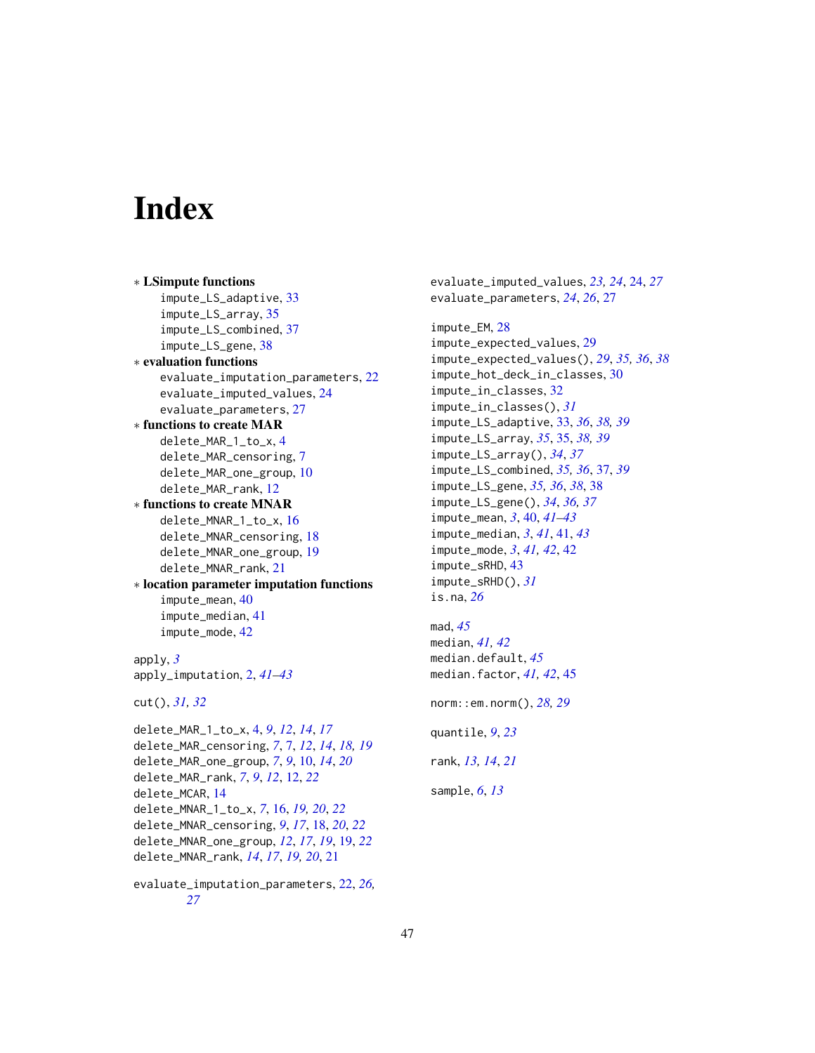# Index

∗ **LSimpute functions**
- impute_LS_adaptive, 33
- impute_LS_array, 35
- impute_LS_combined, 37
- impute_LS_gene, 38

∗ **evaluation functions**
- evaluate_imputation_parameters, 22
- evaluate_imputed_values, 24
- evaluate_parameters, 27

∗ **functions to create MAR**
- delete_MAR_1_to_x, 4
- delete_MAR_censoring, 7
- delete_MAR_one_group, 10
- delete_MAR_rank, 12

∗ **functions to create MNAR**
- delete_MNAR_1_to_x, 16
- delete_MNAR_censoring, 18
- delete_MNAR_one_group, 19
- delete_MNAR_rank, 21

∗ **location parameter imputation functions**
- impute_mean, 40
- impute_median, 41
- impute_mode, 42

apply, *3*
apply_imputation, 2, *41–43*

cut(), *31, 32*

delete_MAR_1_to_x, 4, *9*, *12*, *14*, *17*
delete_MAR_censoring, *7*, 7, *12*, *14*, *18, 19*
delete_MAR_one_group, *7*, *9*, 10, *14*, *20*
delete_MAR_rank, *7*, *9*, *12*, 12, *22*
delete_MCAR, 14
delete_MNAR_1_to_x, *7*, 16, *19, 20*, *22*
delete_MNAR_censoring, *9*, *17*, 18, *20*, *22*
delete_MNAR_one_group, *12*, *17*, *19*, 19, *22*
delete_MNAR_rank, *14*, *17*, *19, 20*, 21

evaluate_imputation_parameters, 22, *26, 27*
evaluate_imputed_values, *23, 24*, 24, *27*
evaluate_parameters, *24*, *26*, 27

impute_EM, 28
impute_expected_values, 29
impute_expected_values(), *29*, *35, 36*, *38*
impute_hot_deck_in_classes, 30
impute_in_classes, 32
impute_in_classes(), *31*
impute_LS_adaptive, 33, *36*, *38, 39*
impute_LS_array, *35*, 35, *38, 39*
impute_LS_array(), *34*, *37*
impute_LS_combined, *35, 36*, 37, *39*
impute_LS_gene, *35, 36*, *38*, 38
impute_LS_gene(), *34*, *36, 37*
impute_mean, *3*, 40, *41–43*
impute_median, *3*, *41*, 41, *43*
impute_mode, *3*, *41, 42*, 42
impute_sRHD, 43
impute_sRHD(), *31*
is.na, *26*

mad, *45*
median, *41, 42*
median.default, *45*
median.factor, *41, 42*, 45

norm::em.norm(), *28, 29*

quantile, *9*, *23*

rank, *13, 14*, *21*

sample, *6*, *13*